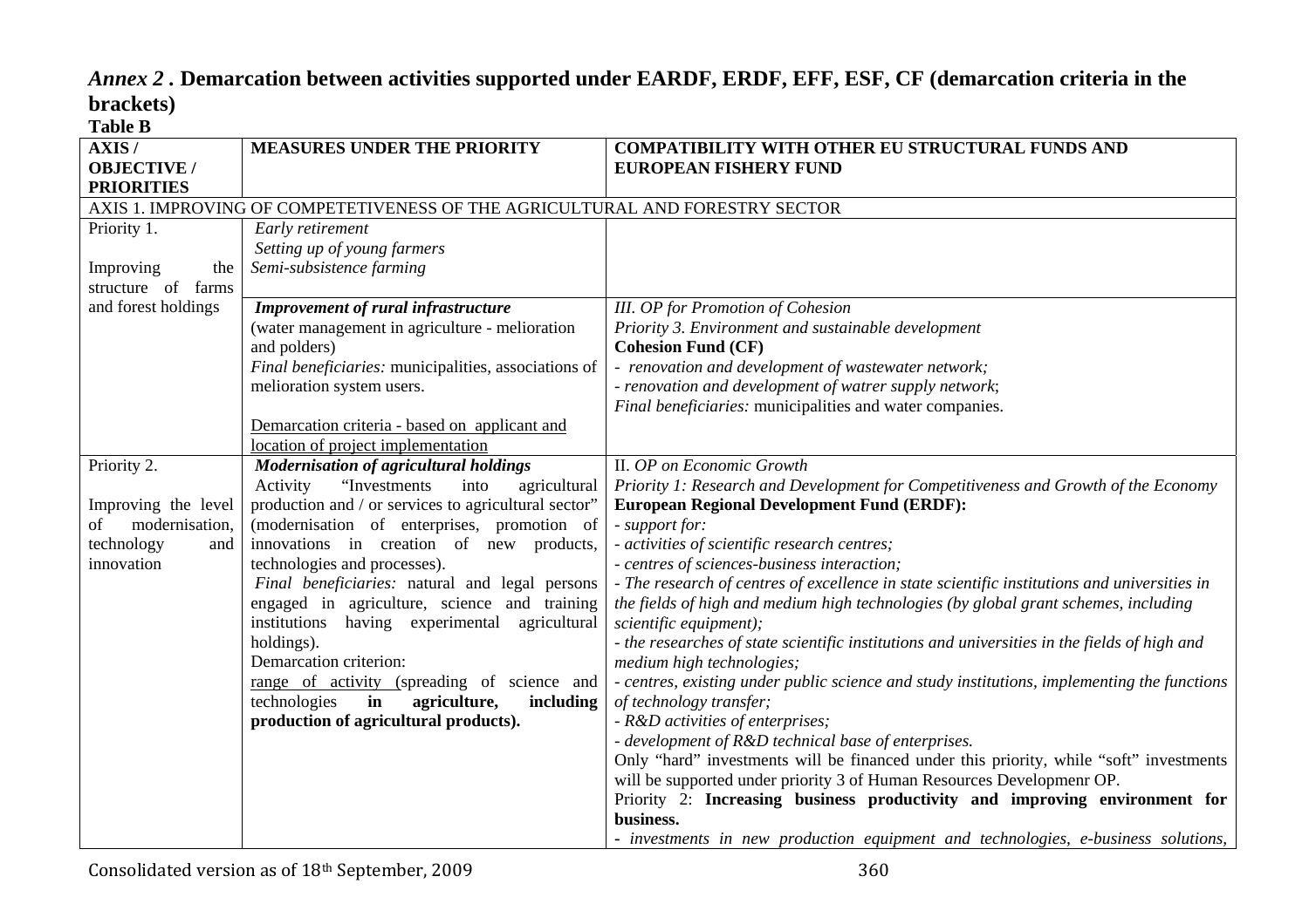# *Annex 2* . Demarcation between activities supported under EARDF, ERDF, EFF, ESF, CF (demarcation criteria in the brackets)

**Table B**

| AXIS / OBJECTIVE / PRIORITIES | MEASURES UNDER THE PRIORITY | COMPATIBILITY WITH OTHER EU STRUCTURAL FUNDS AND EUROPEAN FISHERY FUND |
|---|---|---|
| AXIS 1. IMPROVING OF COMPETETIVENESS OF THE AGRICULTURAL AND FORESTRY SECTOR | | |
| Priority 1.<br><br>Improving the structure of farms and forest holdings | *Early retirement*<br>*Setting up of young farmers*<br>*Semi-subsistence farming* | |
| | ***Improvement of rural infrastructure***<br>(water management in agriculture - melioration and polders)<br>*Final beneficiaries:* municipalities, associations of melioration system users.<br><br>Demarcation criteria - based on applicant and location of project implementation | *III. OP for Promotion of Cohesion*<br>*Priority 3. Environment and sustainable development*<br>**Cohesion Fund (CF)**<br>- *renovation and development of wastewater network;*<br>- *renovation and development of watrer supply network*;<br>*Final beneficiaries:* municipalities and water companies. |
| Priority 2.<br><br>Improving the level of modernisation, technology and innovation | ***Modernisation of agricultural holdings***<br>Activity "Investments into agricultural production and / or services to agricultural sector" (modernisation of enterprises, promotion of innovations in creation of new products, technologies and processes).<br>*Final beneficiaries:* natural and legal persons engaged in agriculture, science and training institutions having experimental agricultural holdings).<br>Demarcation criterion:<br>range of activity (spreading of science and technologies **in agriculture, including production of agricultural products).** | II. *OP on Economic Growth*<br>*Priority 1: Research and Development for Competitiveness and Growth of the Economy*<br>**European Regional Development Fund (ERDF):**<br>- *support for:*<br>- *activities of scientific research centres;*<br>- *centres of sciences-business interaction;*<br>- *The research of centres of excellence in state scientific institutions and universities in the fields of high and medium high technologies (by global grant schemes, including scientific equipment);*<br>- *the researches of state scientific institutions and universities in the fields of high and medium high technologies;*<br>- *centres, existing under public science and study institutions, implementing the functions of technology transfer;*<br>- *R&D activities of enterprises;*<br>- *development of R&D technical base of enterprises.*<br>Only "hard" investments will be financed under this priority, while "soft" investments will be supported under priority 3 of Human Resources Developmenr OP.<br>Priority 2: **Increasing business productivity and improving environment for business.**<br>- *investments in new production equipment and technologies, e-business solutions,* |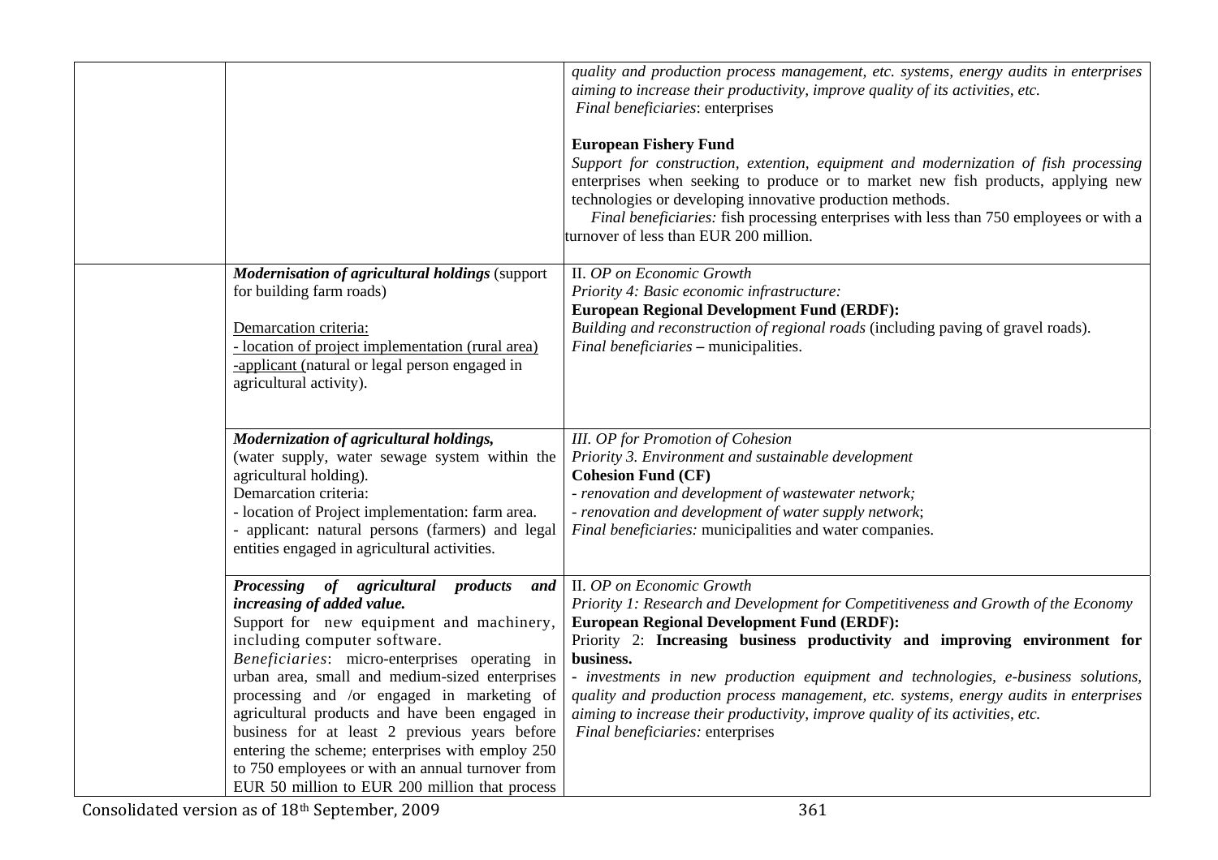| | | |
|---|---|---|
| | | *quality and production process management, etc. systems, energy audits in enterprises aiming to increase their productivity, improve quality of its activities, etc.*<br>*Final beneficiaries*: enterprises<br><br>**European Fishery Fund**<br>*Support for construction, extention, equipment and modernization of fish processing* enterprises when seeking to produce or to market new fish products, applying new technologies or developing innovative production methods.<br>*Final beneficiaries:* fish processing enterprises with less than 750 employees or with a turnover of less than EUR 200 million. |
| | ***Modernisation of agricultural holdings*** (support for building farm roads)<br><br>Demarcation criteria:<br>- location of project implementation (rural area)<br>-applicant (natural or legal person engaged in agricultural activity). | II. *OP on Economic Growth*<br>*Priority 4: Basic economic infrastructure:*<br>**European Regional Development Fund (ERDF):**<br>*Building and reconstruction of regional roads* (including paving of gravel roads).<br>*Final beneficiaries* **–** municipalities. |
| | ***Modernization of agricultural holdings,***<br>(water supply, water sewage system within the agricultural holding).<br>Demarcation criteria:<br>- location of Project implementation: farm area.<br>- applicant: natural persons (farmers) and legal entities engaged in agricultural activities. | *III. OP for Promotion of Cohesion*<br>*Priority 3. Environment and sustainable development*<br>**Cohesion Fund (CF)**<br>*- renovation and development of wastewater network;*<br>*- renovation and development of water supply network*;<br>*Final beneficiaries:* municipalities and water companies. |
| | ***Processing of agricultural products and increasing of added value.***<br>Support for new equipment and machinery, including computer software.<br>*Beneficiaries*: micro-enterprises operating in urban area, small and medium-sized enterprises processing and /or engaged in marketing of agricultural products and have been engaged in business for at least 2 previous years before entering the scheme; enterprises with employ 250 to 750 employees or with an annual turnover from EUR 50 million to EUR 200 million that process | II. *OP on Economic Growth*<br>*Priority 1: Research and Development for Competitiveness and Growth of the Economy*<br>**European Regional Development Fund (ERDF):**<br>Priority 2: **Increasing business productivity and improving environment for business.**<br>*- investments in new production equipment and technologies, e-business solutions, quality and production process management, etc. systems, energy audits in enterprises aiming to increase their productivity, improve quality of its activities, etc.*<br>*Final beneficiaries:* enterprises |

Consolidated version as of 18th September, 2009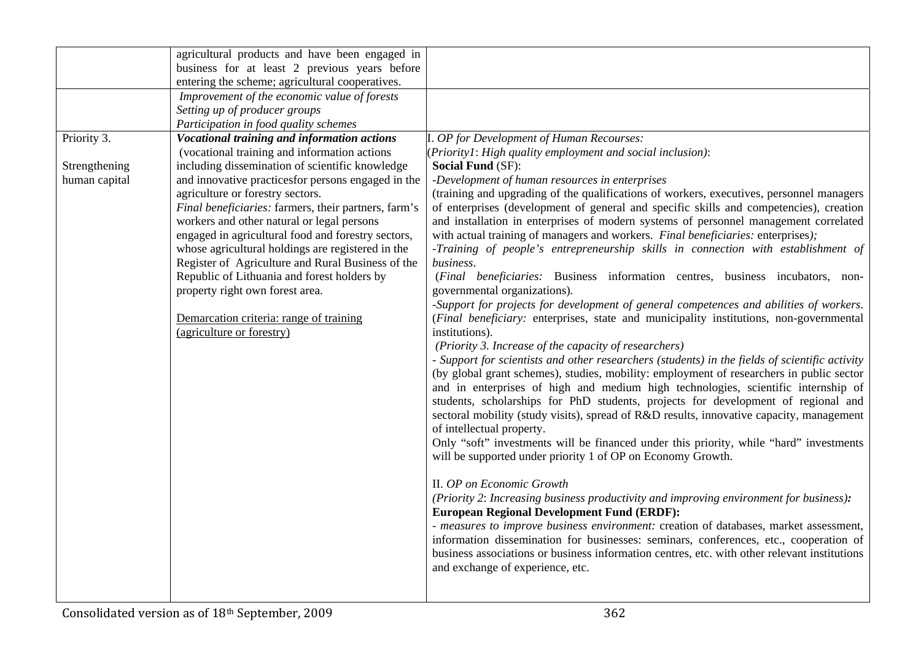| | | |
|---|---|---|
| | agricultural products and have been engaged in business for at least 2 previous years before entering the scheme; agricultural cooperatives. | |
| | *Improvement of the economic value of forests*<br>*Setting up of producer groups*<br>*Participation in food quality schemes* | |
| Priority 3.<br><br>Strengthening human capital | ***Vocational training and information actions***<br>(vocational training and information actions including dissemination of scientific knowledge and innovative practicesfor persons engaged in the agriculture or forestry sectors.<br>*Final beneficiaries:* farmers, their partners, farm's workers and other natural or legal persons engaged in agricultural food and forestry sectors, whose agricultural holdings are registered in the Register of Agriculture and Rural Business of the Republic of Lithuania and forest holders by property right own forest area.<br><br><u>Demarcation criteria: range of training (agriculture or forestry)</u> | I. *OP for Development of Human Recourses:*<br>(*Priority1*: *High quality employment and social inclusion)*:<br>**Social Fund** (SF):<br>*-Development of human resources in enterprises*<br>(training and upgrading of the qualifications of workers, executives, personnel managers of enterprises (development of general and specific skills and competencies), creation and installation in enterprises of modern systems of personnel management correlated with actual training of managers and workers. *Final beneficiaries:* enterprises*);*<br>*-Training of people's entrepreneurship skills in connection with establishment of business*.<br>(*Final beneficiaries:* Business information centres, business incubators, non-governmental organizations)*.*<br>*-Support for projects for development of general competences and abilities of workers*. (*Final beneficiary:* enterprises, state and municipality institutions, non-governmental institutions).<br>*(Priority 3. Increase of the capacity of researchers)*<br>*- Support for scientists and other researchers (students) in the fields of scientific activity* (by global grant schemes), studies, mobility: employment of researchers in public sector and in enterprises of high and medium high technologies, scientific internship of students, scholarships for PhD students, projects for development of regional and sectoral mobility (study visits), spread of R&D results, innovative capacity, management of intellectual property.<br>Only "soft" investments will be financed under this priority, while "hard" investments will be supported under priority 1 of OP on Economy Growth.<br><br>II. *OP on Economic Growth*<br>*(Priority 2*: *Increasing business productivity and improving environment for business)****:***<br>**European Regional Development Fund (ERDF):**<br>*- measures to improve business environment:* creation of databases, market assessment, information dissemination for businesses: seminars, conferences, etc., cooperation of business associations or business information centres, etc. with other relevant institutions and exchange of experience, etc. |

Consolidated version as of 18th September, 2009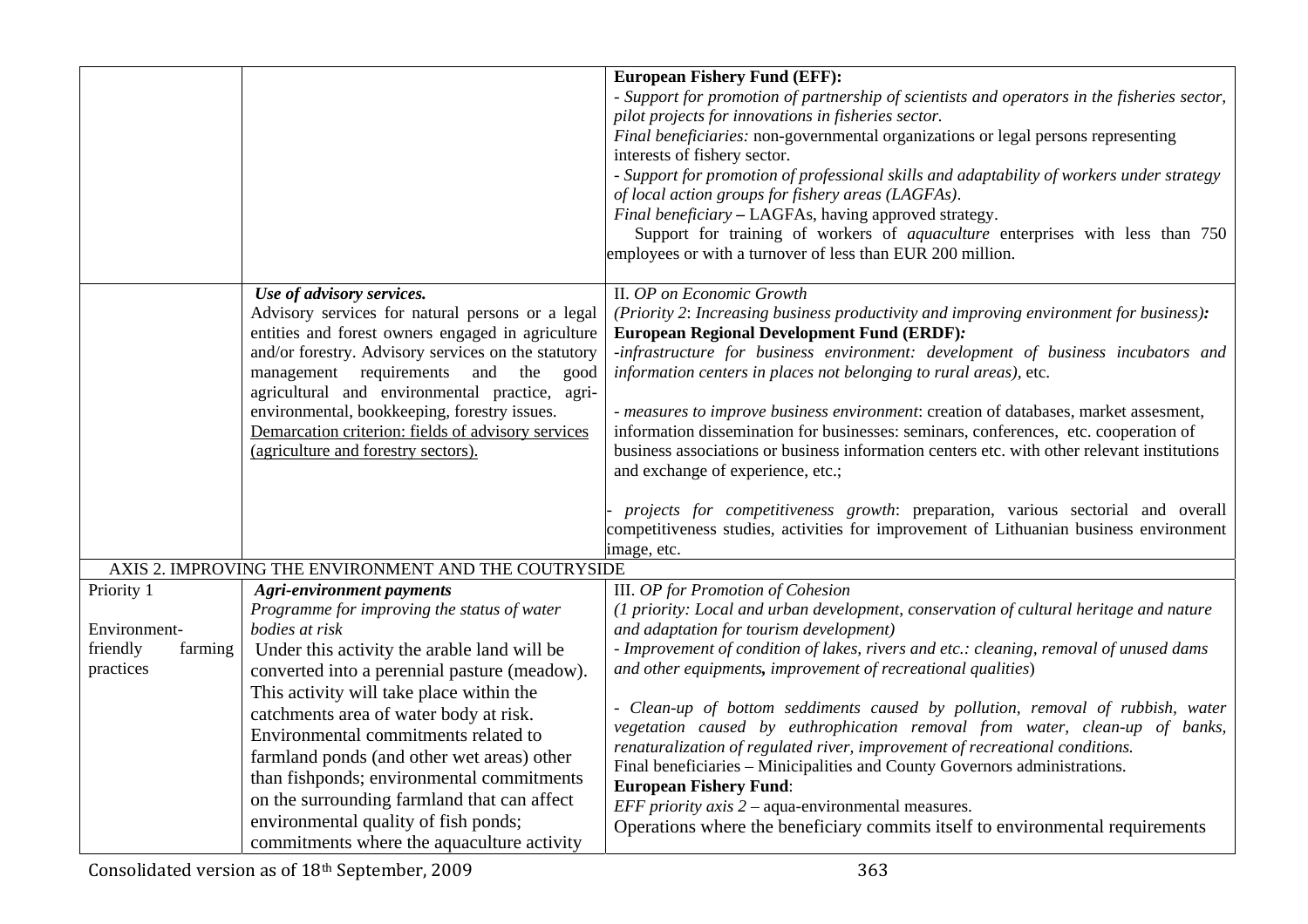|  |  |  |
|---|---|---|
|  |  | **European Fishery Fund (EFF):**<br>- *Support for promotion of partnership of scientists and operators in the fisheries sector, pilot projects for innovations in fisheries sector.*<br>*Final beneficiaries:* non-governmental organizations or legal persons representing interests of fishery sector.<br>- *Support for promotion of professional skills and adaptability of workers under strategy of local action groups for fishery areas (LAGFAs).*<br>*Final beneficiary* **–** LAGFAs, having approved strategy.<br>Support for training of workers of *aquaculture* enterprises with less than 750 employees or with a turnover of less than EUR 200 million. |
|  | ***Use of advisory services.***<br>Advisory services for natural persons or a legal entities and forest owners engaged in agriculture and/or forestry. Advisory services on the statutory management requirements and the good agricultural and environmental practice, agri-environmental, bookkeeping, forestry issues.<br><u>Demarcation criterion: fields of advisory services (agriculture and forestry sectors).</u> | II. *OP on Economic Growth*<br>*(Priority 2: Increasing business productivity and improving environment for business):*<br>**European Regional Development Fund (ERDF)*:***<br>*-infrastructure for business environment: development of business incubators and information centers in places not belonging to rural areas),* etc.<br><br>- *measures to improve business environment*: creation of databases, market assesment, information dissemination for businesses: seminars, conferences, etc. cooperation of business associations or business information centers etc. with other relevant institutions and exchange of experience, etc.;<br><br>- *projects for competitiveness growth*: preparation, various sectorial and overall competitiveness studies, activities for improvement of Lithuanian business environment image, etc. |
| AXIS 2. IMPROVING THE ENVIRONMENT AND THE COUTRYSIDE |  |  |
| Priority 1<br><br>Environment-friendly farming practices | ***Agri-environment payments***<br>*Programme for improving the status of water bodies at risk*<br>Under this activity the arable land will be converted into a perennial pasture (meadow). This activity will take place within the catchments area of water body at risk. Environmental commitments related to farmland ponds (and other wet areas) other than fishponds; environmental commitments on the surrounding farmland that can affect environmental quality of fish ponds; commitments where the aquaculture activity | III. *OP for Promotion of Cohesion*<br>*(1 priority: Local and urban development, conservation of cultural heritage and nature and adaptation for tourism development)*<br>*- Improvement of condition of lakes, rivers and etc.: cleaning, removal of unused dams and other equipments****,*** *improvement of recreational qualities*)<br><br>*- Clean-up of bottom seddiments caused by pollution, removal of rubbish, water vegetation caused by euthrophication removal from water, clean-up of banks, renaturalization of regulated river, improvement of recreational conditions.*<br>Final beneficiaries – Minicipalities and County Governors administrations.<br>**European Fishery Fund**:<br>*EFF priority axis 2* – aqua-environmental measures.<br>Operations where the beneficiary commits itself to environmental requirements |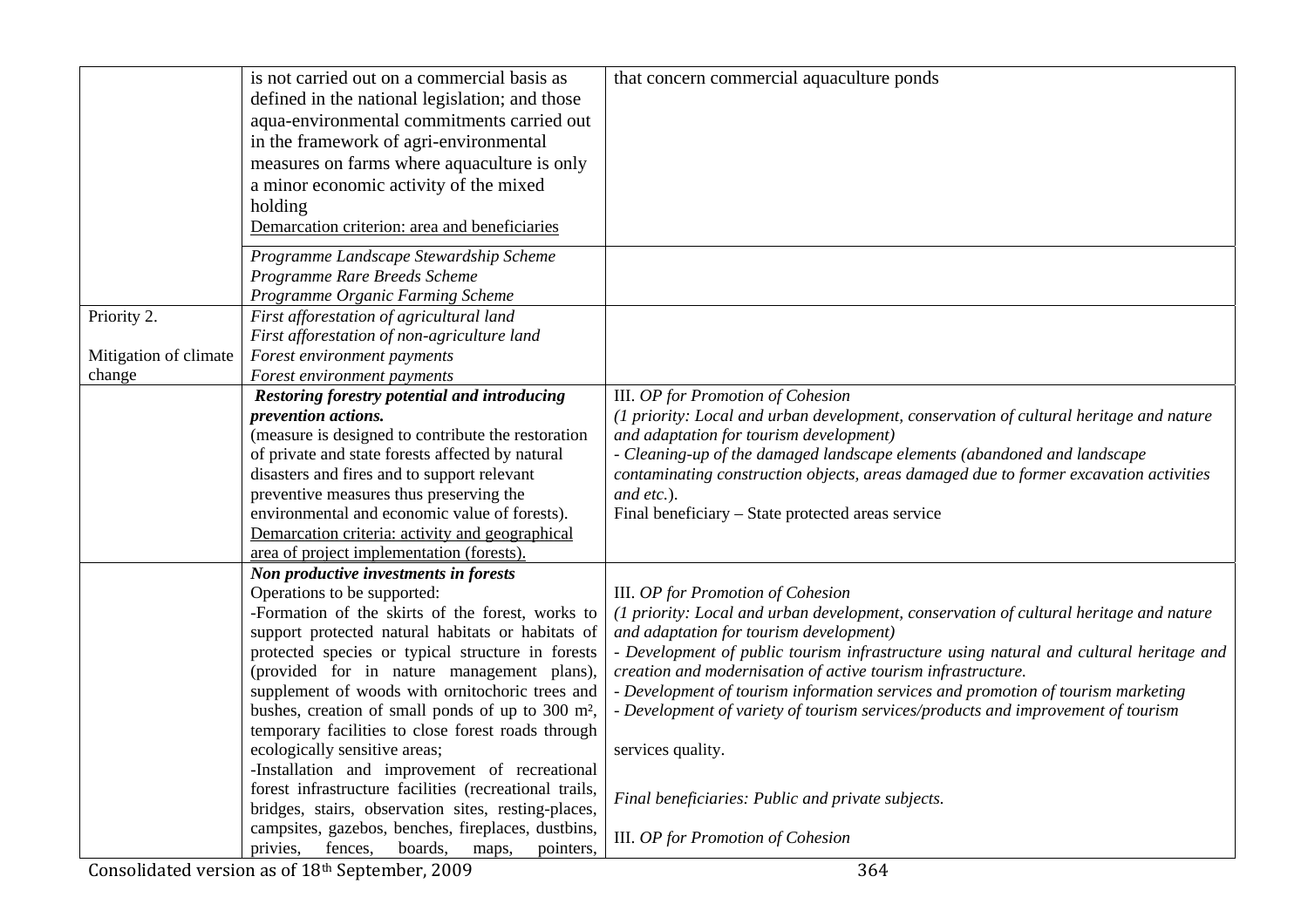| | | |
|---|---|---|
| | is not carried out on a commercial basis as defined in the national legislation; and those aqua-environmental commitments carried out in the framework of agri-environmental measures on farms where aquaculture is only a minor economic activity of the mixed holding<br>Demarcation criterion: area and beneficiaries | that concern commercial aquaculture ponds |
| | *Programme Landscape Stewardship Scheme*<br>*Programme Rare Breeds Scheme*<br>*Programme Organic Farming Scheme* | |
| Priority 2.<br><br>Mitigation of climate change | *First afforestation of agricultural land*<br>*First afforestation of non-agriculture land*<br>*Forest environment payments*<br>*Forest environment payments* | |
| | ***Restoring forestry potential and introducing prevention actions.***<br>(measure is designed to contribute the restoration of private and state forests affected by natural disasters and fires and to support relevant preventive measures thus preserving the environmental and economic value of forests).<br>Demarcation criteria: activity and geographical area of project implementation (forests). | III. *OP for Promotion of Cohesion*<br>*(1 priority: Local and urban development, conservation of cultural heritage and nature and adaptation for tourism development)*<br>*- Cleaning-up of the damaged landscape elements (abandoned and landscape contaminating construction objects, areas damaged due to former excavation activities and etc.*).<br>Final beneficiary – State protected areas service |
| | ***Non productive investments in forests***<br>Operations to be supported:<br>-Formation of the skirts of the forest, works to support protected natural habitats or habitats of protected species or typical structure in forests (provided for in nature management plans), supplement of woods with ornitochoric trees and bushes, creation of small ponds of up to 300 m², temporary facilities to close forest roads through ecologically sensitive areas;<br>-Installation and improvement of recreational forest infrastructure facilities (recreational trails, bridges, stairs, observation sites, resting-places, campsites, gazebos, benches, fireplaces, dustbins, privies, fences, boards, maps, pointers, | III. *OP for Promotion of Cohesion*<br>*(1 priority: Local and urban development, conservation of cultural heritage and nature and adaptation for tourism development)*<br>*- Development of public tourism infrastructure using natural and cultural heritage and creation and modernisation of active tourism infrastructure.*<br>*- Development of tourism information services and promotion of tourism marketing*<br>*- Development of variety of tourism services/products and improvement of tourism*<br><br>services quality.<br><br>*Final beneficiaries: Public and private subjects.*<br><br>III. *OP for Promotion of Cohesion* |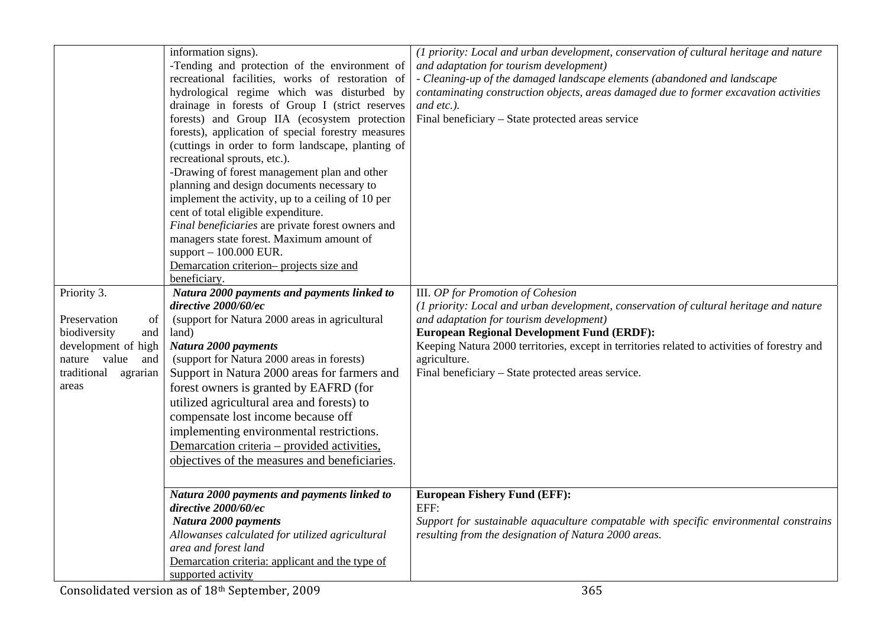| | | |
|---|---|---|
| | information signs).<br>-Tending and protection of the environment of recreational facilities, works of restoration of hydrological regime which was disturbed by drainage in forests of Group I (strict reserves forests) and Group IIA (ecosystem protection forests), application of special forestry measures (cuttings in order to form landscape, planting of recreational sprouts, etc.).<br>-Drawing of forest management plan and other planning and design documents necessary to implement the activity, up to a ceiling of 10 per cent of total eligible expenditure.<br>*Final beneficiaries* are private forest owners and managers state forest. Maximum amount of support – 100.000 EUR.<br>Demarcation criterion– projects size and beneficiary. | *(1 priority: Local and urban development, conservation of cultural heritage and nature and adaptation for tourism development)*<br>*- Cleaning-up of the damaged landscape elements (abandoned and landscape contaminating construction objects, areas damaged due to former excavation activities and etc.).*<br>Final beneficiary – State protected areas service |
| Priority 3.<br><br>Preservation of biodiversity and development of high nature value and traditional agrarian areas | ***Natura 2000 payments and payments linked to directive 2000/60/ec***<br>(support for Natura 2000 areas in agricultural land)<br>***Natura 2000 payments***<br>(support for Natura 2000 areas in forests)<br>Support in Natura 2000 areas for farmers and forest owners is granted by EAFRD (for utilized agricultural area and forests) to compensate lost income because off implementing environmental restrictions.<br>Demarcation criteria – provided activities, objectives of the measures and beneficiaries. | III. *OP for Promotion of Cohesion*<br>*(1 priority: Local and urban development, conservation of cultural heritage and nature and adaptation for tourism development)*<br>**European Regional Development Fund (ERDF):**<br>Keeping Natura 2000 territories, except in territories related to activities of forestry and agriculture.<br>Final beneficiary – State protected areas service. |
| | ***Natura 2000 payments and payments linked to directive 2000/60/ec***<br>***Natura 2000 payments***<br>*Allowanses calculated for utilized agricultural area and forest land*<br>Demarcation criteria: applicant and the type of supported activity | **European Fishery Fund (EFF):**<br>EFF:<br>*Support for sustainable aquaculture compatable with specific environmental constrains resulting from the designation of Natura 2000 areas.* |

Consolidated version as of 18th September, 2009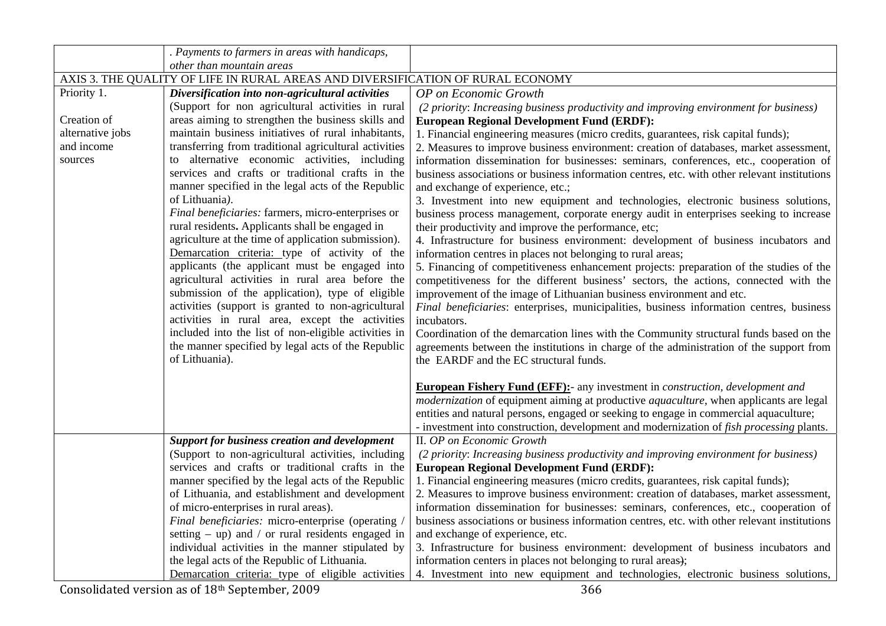| | | |
|---|---|---|
| | . *Payments to farmers in areas with handicaps, other than mountain areas* | |
| AXIS 3. THE QUALITY OF LIFE IN RURAL AREAS AND DIVERSIFICATION OF RURAL ECONOMY | | |
| Priority 1.<br><br>Creation of alternative jobs and income sources | ***Diversification into non-agricultural activities***<br>(Support for non agricultural activities in rural areas aiming to strengthen the business skills and maintain business initiatives of rural inhabitants, transferring from traditional agricultural activities to alternative economic activities, including services and crafts or traditional crafts in the manner specified in the legal acts of the Republic of Lithuania*).*<br>*Final beneficiaries:* farmers, micro-enterprises or rural residents**.** Applicants shall be engaged in agriculture at the time of application submission).<br>Demarcation criteria: type of activity of the applicants (the applicant must be engaged into agricultural activities in rural area before the submission of the application), type of eligible activities (support is granted to non-agricultural activities in rural area, except the activities included into the list of non-eligible activities in the manner specified by legal acts of the Republic of Lithuania). | *OP on Economic Growth*<br>*(2 priority*: *Increasing business productivity and improving environment for business)*<br>**European Regional Development Fund (ERDF):**<br>1. Financial engineering measures (micro credits, guarantees, risk capital funds);<br>2. Measures to improve business environment: creation of databases, market assessment, information dissemination for businesses: seminars, conferences, etc., cooperation of business associations or business information centres, etc. with other relevant institutions and exchange of experience, etc.;<br>3. Investment into new equipment and technologies, electronic business solutions, business process management, corporate energy audit in enterprises seeking to increase their productivity and improve the performance, etc;<br>4. Infrastructure for business environment: development of business incubators and information centres in places not belonging to rural areas;<br>5. Financing of competitiveness enhancement projects: preparation of the studies of the competitiveness for the different business' sectors, the actions, connected with the improvement of the image of Lithuanian business environment and etc.<br>*Final beneficiaries*: enterprises, municipalities, business information centres, business incubators.<br>Coordination of the demarcation lines with the Community structural funds based on the agreements between the institutions in charge of the administration of the support from the EARDF and the EC structural funds.<br><br>**European Fishery Fund (EFF):**- any investment in *construction, development and modernization* of equipment aiming at productive *aquaculture*, when applicants are legal entities and natural persons, engaged or seeking to engage in commercial aquaculture;<br>- investment into construction, development and modernization of *fish processing* plants. |
| | ***Support for business creation and development***<br>(Support to non-agricultural activities, including services and crafts or traditional crafts in the manner specified by the legal acts of the Republic of Lithuania, and establishment and development of micro-enterprises in rural areas).<br>*Final beneficiaries:* micro-enterprise (operating / setting – up) and / or rural residents engaged in individual activities in the manner stipulated by the legal acts of the Republic of Lithuania.<br>Demarcation criteria: type of eligible activities | II. *OP on Economic Growth*<br>*(2 priority*: *Increasing business productivity and improving environment for business)*<br>**European Regional Development Fund (ERDF):**<br>1. Financial engineering measures (micro credits, guarantees, risk capital funds);<br>2. Measures to improve business environment: creation of databases, market assessment, information dissemination for businesses: seminars, conferences, etc., cooperation of business associations or business information centres, etc. with other relevant institutions and exchange of experience, etc.<br>3. Infrastructure for business environment: development of business incubators and information centers in places not belonging to rural areas);<br>4. Investment into new equipment and technologies, electronic business solutions, |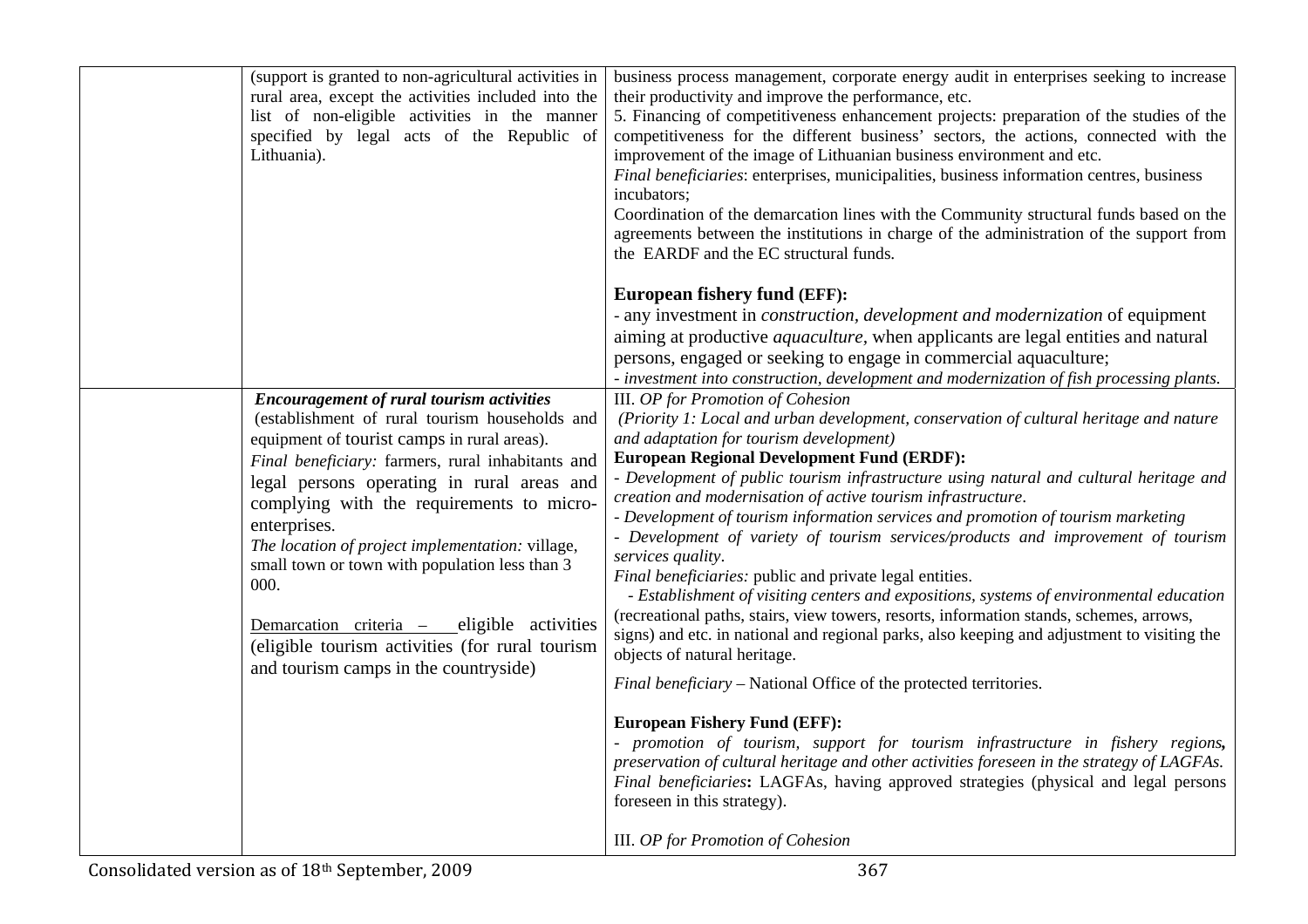|  |  |  |
|---|---|---|
|  | (support is granted to non-agricultural activities in rural area, except the activities included into the list of non-eligible activities in the manner specified by legal acts of the Republic of Lithuania). | business process management, corporate energy audit in enterprises seeking to increase their productivity and improve the performance, etc.<br>5. Financing of competitiveness enhancement projects: preparation of the studies of the competitiveness for the different business' sectors, the actions, connected with the improvement of the image of Lithuanian business environment and etc.<br>*Final beneficiaries*: enterprises, municipalities, business information centres, business incubators;<br>Coordination of the demarcation lines with the Community structural funds based on the agreements between the institutions in charge of the administration of the support from the EARDF and the EC structural funds.<br><br>**European fishery fund (EFF):**<br>- any investment in *construction, development and modernization* of equipment aiming at productive *aquaculture*, when applicants are legal entities and natural persons, engaged or seeking to engage in commercial aquaculture;<br>- *investment into construction, development and modernization of fish processing plants.* |
|  | ***Encouragement of rural tourism activities***<br>(establishment of rural tourism households and equipment of tourist camps in rural areas).<br>*Final beneficiary:* farmers, rural inhabitants and legal persons operating in rural areas and complying with the requirements to micro-enterprises.<br>*The location of project implementation:* village, small town or town with population less than 3 000.<br><br>Demarcation criteria – eligible activities (eligible tourism activities (for rural tourism and tourism camps in the countryside) | III. *OP for Promotion of Cohesion*<br>*(Priority 1: Local and urban development, conservation of cultural heritage and nature and adaptation for tourism development)*<br>**European Regional Development Fund (ERDF):**<br>- *Development of public tourism infrastructure using natural and cultural heritage and creation and modernisation of active tourism infrastructure*.<br>- *Development of tourism information services and promotion of tourism marketing*<br>- *Development of variety of tourism services/products and improvement of tourism services quality*.<br>*Final beneficiaries:* public and private legal entities.<br>- *Establishment of visiting centers and expositions, systems of environmental education* (recreational paths, stairs, view towers, resorts, information stands, schemes, arrows, signs) and etc. in national and regional parks, also keeping and adjustment to visiting the objects of natural heritage.<br><br>*Final beneficiary* – National Office of the protected territories.<br><br>**European Fishery Fund (EFF):**<br>- *promotion of tourism, support for tourism infrastructure in fishery regions, preservation of cultural heritage and other activities foreseen in the strategy of LAGFAs.*<br>*Final beneficiaries***:** LAGFAs, having approved strategies (physical and legal persons foreseen in this strategy).<br><br>III. *OP for Promotion of Cohesion* |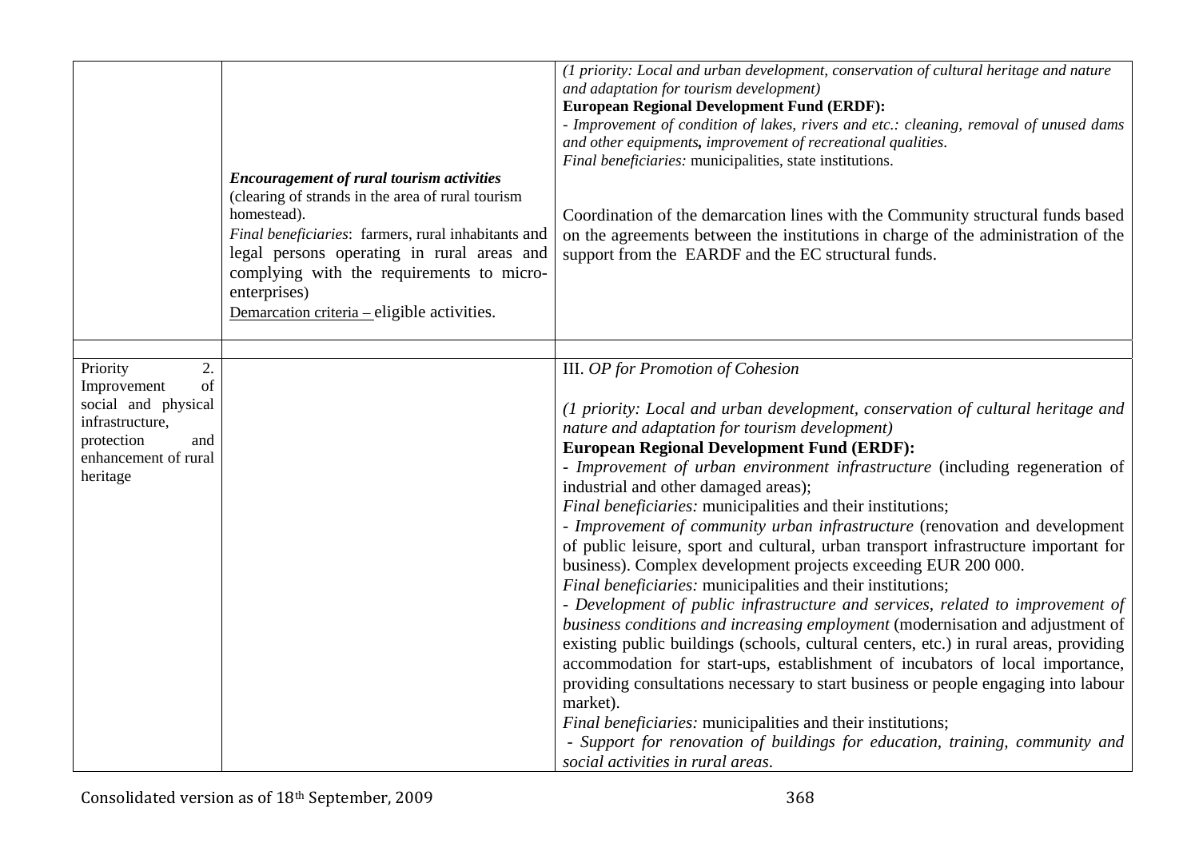| | | |
|---|---|---|
| | ***Encouragement of rural tourism activities*** (clearing of strands in the area of rural tourism homestead).<br>*Final beneficiaries*: farmers, rural inhabitants and legal persons operating in rural areas and complying with the requirements to micro-enterprises)<br>Demarcation criteria – eligible activities. | *(1 priority: Local and urban development, conservation of cultural heritage and nature and adaptation for tourism development)*<br>**European Regional Development Fund (ERDF):**<br>*- Improvement of condition of lakes, rivers and etc.: cleaning, removal of unused dams and other equipments, improvement of recreational qualities.*<br>*Final beneficiaries:* municipalities, state institutions.<br><br>Coordination of the demarcation lines with the Community structural funds based on the agreements between the institutions in charge of the administration of the support from the EARDF and the EC structural funds. |
| | | |
| Priority 2. Improvement of social and physical infrastructure, protection and enhancement of rural heritage | | III. *OP for Promotion of Cohesion*<br><br>*(1 priority: Local and urban development, conservation of cultural heritage and nature and adaptation for tourism development)*<br>**European Regional Development Fund (ERDF):**<br>- *Improvement of urban environment infrastructure* (including regeneration of industrial and other damaged areas);<br>*Final beneficiaries:* municipalities and their institutions;<br>- *Improvement of community urban infrastructure* (renovation and development of public leisure, sport and cultural, urban transport infrastructure important for business). Complex development projects exceeding EUR 200 000.<br>*Final beneficiaries:* municipalities and their institutions;<br>- *Development of public infrastructure and services, related to improvement of business conditions and increasing employment* (modernisation and adjustment of existing public buildings (schools, cultural centers, etc.) in rural areas, providing accommodation for start-ups, establishment of incubators of local importance, providing consultations necessary to start business or people engaging into labour market).<br>*Final beneficiaries:* municipalities and their institutions;<br>- *Support for renovation of buildings for education, training, community and social activities in rural areas.* |

Consolidated version as of 18th September, 2009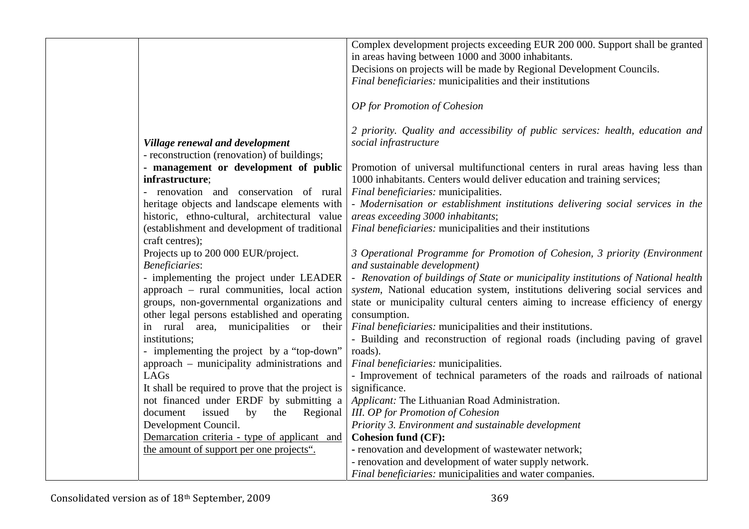| | | |
|---|---|---|
| | ***Village renewal and development***<br>- reconstruction (renovation) of buildings;<br>**- management or development of public infrastructure**;<br>- renovation and conservation of rural heritage objects and landscape elements with historic, ethno-cultural, architectural value (establishment and development of traditional craft centres);<br>Projects up to 200 000 EUR/project.<br>*Beneficiaries*:<br>- implementing the project under LEADER approach – rural communities, local action groups, non-governmental organizations and other legal persons established and operating in rural area, municipalities or their institutions;<br>- implementing the project by a "top-down" approach – municipality administrations and LAGs<br>It shall be required to prove that the project is not financed under ERDF by submitting a document issued by the Regional Development Council.<br>Demarcation criteria - type of applicant and the amount of support per one projects". | Complex development projects exceeding EUR 200 000. Support shall be granted in areas having between 1000 and 3000 inhabitants.<br>Decisions on projects will be made by Regional Development Councils.<br>*Final beneficiaries:* municipalities and their institutions<br><br>*OP for Promotion of Cohesion*<br><br>*2 priority. Quality and accessibility of public services: health, education and social infrastructure*<br><br>Promotion of universal multifunctional centers in rural areas having less than 1000 inhabitants. Centers would deliver education and training services;<br>*Final beneficiaries:* municipalities.<br>*- Modernisation or establishment institutions delivering social services in the areas exceeding 3000 inhabitants*;<br>*Final beneficiaries:* municipalities and their institutions<br><br>*3 Operational Programme for Promotion of Cohesion, 3 priority (Environment and sustainable development)*<br>- *Renovation of buildings of State or municipality institutions of National health system*, National education system, institutions delivering social services and state or municipality cultural centers aiming to increase efficiency of energy consumption.<br>*Final beneficiaries:* municipalities and their institutions.<br>- Building and reconstruction of regional roads (including paving of gravel roads).<br>*Final beneficiaries:* municipalities.<br>- Improvement of technical parameters of the roads and railroads of national significance.<br>*Applicant:* The Lithuanian Road Administration.<br>*III. OP for Promotion of Cohesion*<br>*Priority 3. Environment and sustainable development*<br>**Cohesion fund (CF):**<br>**-** renovation and development of wastewater network;<br>- renovation and development of water supply network.<br>*Final beneficiaries:* municipalities and water companies. |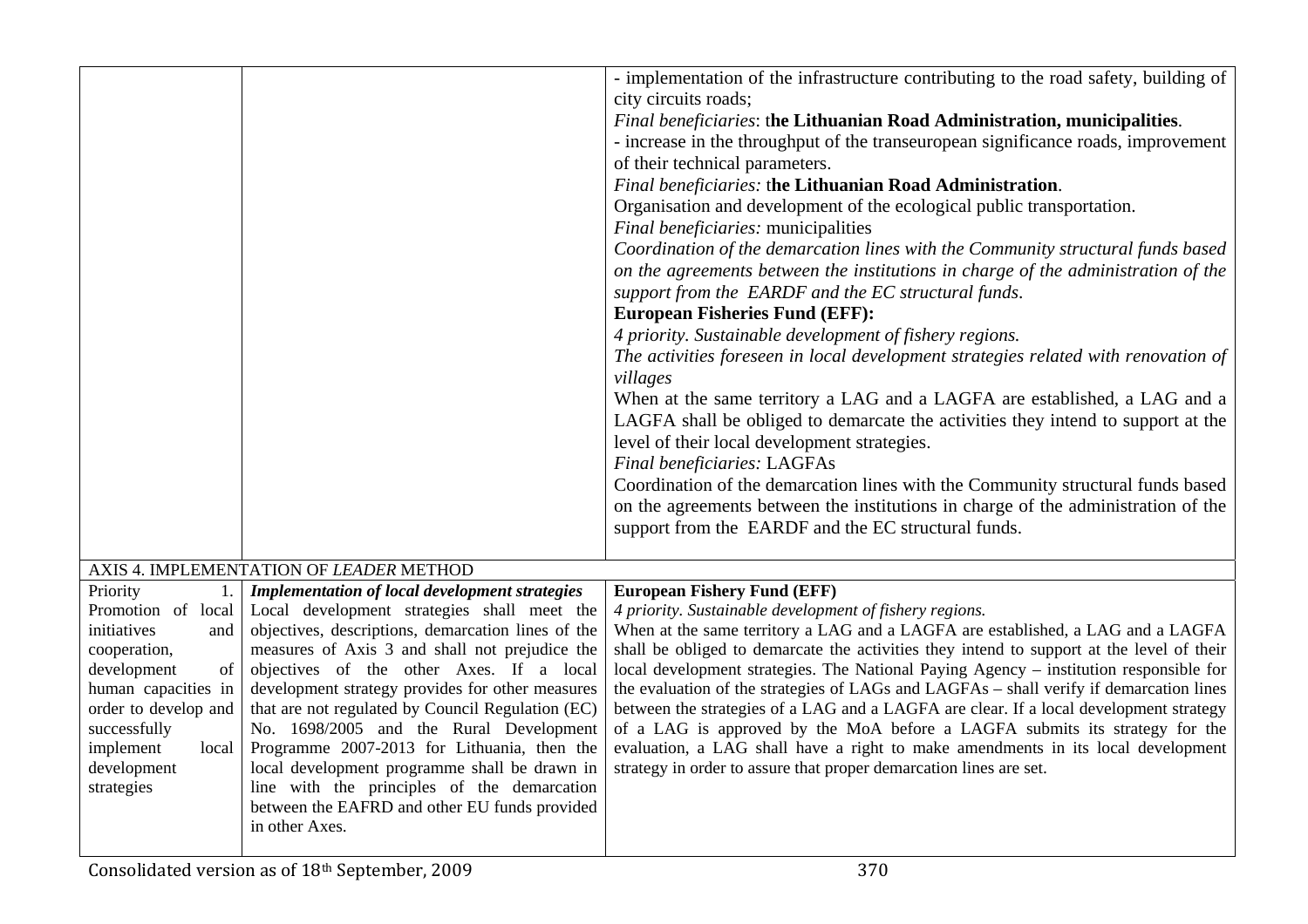| | | |
|---|---|---|
| | | - implementation of the infrastructure contributing to the road safety, building of city circuits roads;<br>*Final beneficiaries*: **the Lithuanian Road Administration, municipalities**.<br>- increase in the throughput of the transeuropean significance roads, improvement of their technical parameters.<br>*Final beneficiaries:* **the Lithuanian Road Administration**.<br>Organisation and development of the ecological public transportation.<br>*Final beneficiaries:* municipalities<br>*Coordination of the demarcation lines with the Community structural funds based on the agreements between the institutions in charge of the administration of the support from the EARDF and the EC structural funds*.<br>**European Fisheries Fund (EFF):**<br>*4 priority. Sustainable development of fishery regions.*<br>*The activities foreseen in local development strategies related with renovation of villages*<br>When at the same territory a LAG and a LAGFA are established, a LAG and a LAGFA shall be obliged to demarcate the activities they intend to support at the level of their local development strategies.<br>*Final beneficiaries:* LAGFAs<br>Coordination of the demarcation lines with the Community structural funds based on the agreements between the institutions in charge of the administration of the support from the EARDF and the EC structural funds. |
| AXIS 4. IMPLEMENTATION OF *LEADER* METHOD | | |
| Priority 1. Promotion of local initiatives and cooperation, development of human capacities in order to develop and successfully implement local development strategies | ***Implementation of local development strategies***<br>Local development strategies shall meet the objectives, descriptions, demarcation lines of the measures of Axis 3 and shall not prejudice the objectives of the other Axes. If a local development strategy provides for other measures that are not regulated by Council Regulation (EC) No. 1698/2005 and the Rural Development Programme 2007-2013 for Lithuania, then the local development programme shall be drawn in line with the principles of the demarcation between the EAFRD and other EU funds provided in other Axes. | **European Fishery Fund (EFF)**<br>*4 priority. Sustainable development of fishery regions.*<br>When at the same territory a LAG and a LAGFA are established, a LAG and a LAGFA shall be obliged to demarcate the activities they intend to support at the level of their local development strategies. The National Paying Agency – institution responsible for the evaluation of the strategies of LAGs and LAGFAs – shall verify if demarcation lines between the strategies of a LAG and a LAGFA are clear. If a local development strategy of a LAG is approved by the MoA before a LAGFA submits its strategy for the evaluation, a LAG shall have a right to make amendments in its local development strategy in order to assure that proper demarcation lines are set. |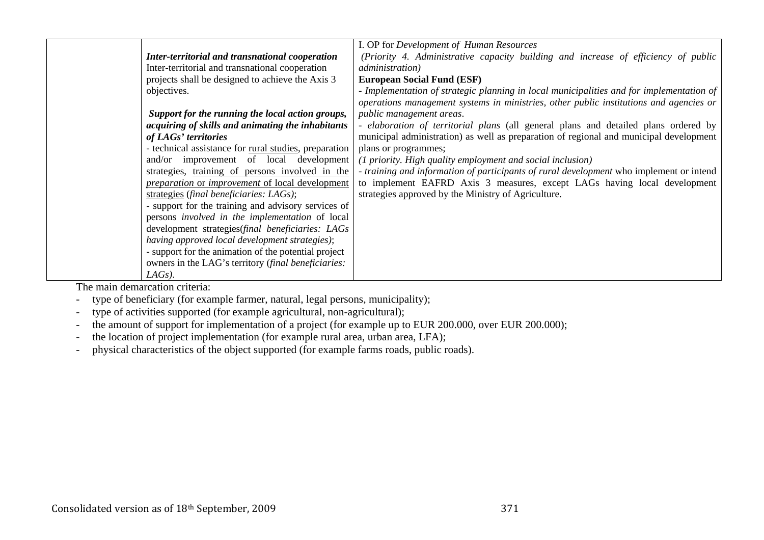| | | |
|---|---|---|
| | ***Inter-territorial and transnational cooperation***<br>Inter-territorial and transnational cooperation projects shall be designed to achieve the Axis 3 objectives.<br><br>***Support for the running the local action groups, acquiring of skills and animating the inhabitants of LAGs' territories***<br>- technical assistance for rural studies, preparation and/or improvement of local development strategies, training of persons involved in the *preparation* or *improvement* of local development strategies (*final beneficiaries: LAGs)*;<br>- support for the training and advisory services of persons *involved in the implementation* of local development strategies(*final beneficiaries: LAGs having approved local development strategies)*;<br>- support for the animation of the potential project owners in the LAG's territory (*final beneficiaries: LAGs)*. | I. OP for *Development of Human Resources*<br>*(Priority 4. Administrative capacity building and increase of efficiency of public administration)*<br>**European Social Fund (ESF)**<br>- *Implementation of strategic planning in local municipalities and for implementation of operations management systems in ministries, other public institutions and agencies or public management areas*.<br>- *elaboration of territorial plans* (all general plans and detailed plans ordered by municipal administration) as well as preparation of regional and municipal development plans or programmes;<br>*(1 priority. High quality employment and social inclusion)*<br>- *training and information of participants of rural development* who implement or intend to implement EAFRD Axis 3 measures, except LAGs having local development strategies approved by the Ministry of Agriculture. |

The main demarcation criteria:

- type of beneficiary (for example farmer, natural, legal persons, municipality);
- type of activities supported (for example agricultural, non-agricultural);
- the amount of support for implementation of a project (for example up to EUR 200.000, over EUR 200.000);
- the location of project implementation (for example rural area, urban area, LFA);
- physical characteristics of the object supported (for example farms roads, public roads).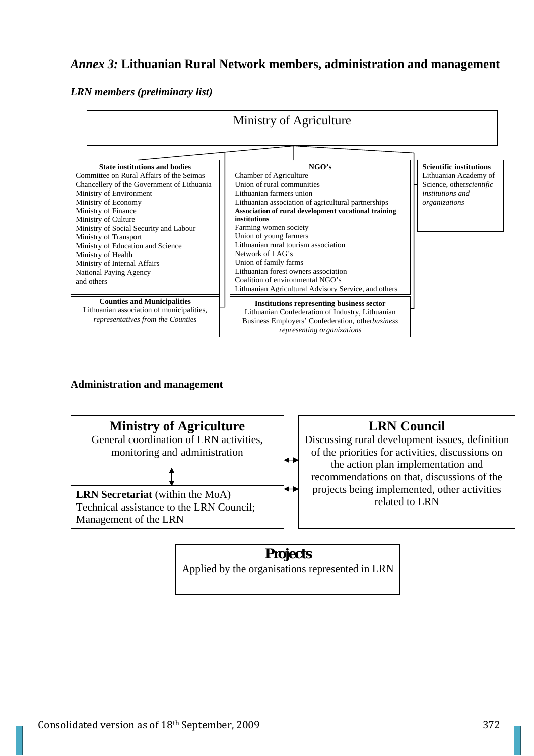## *Annex 3:* Lithuanian Rural Network members, administration and management

### *LRN members (preliminary list)*

Ministry of Agriculture

**State institutions and bodies**
Committee on Rural Affairs of the Seimas
Chancellery of the Government of Lithuania
Ministry of Environment
Ministry of Economy
Ministry of Finance
Ministry of Culture
Ministry of Social Security and Labour
Ministry of Transport
Ministry of Education and Science
Ministry of Health
Ministry of Internal Affairs
National Paying Agency
and others

**NGO's**
Chamber of Agriculture
Union of rural communities
Lithuanian farmers union
Lithuanian association of agricultural partnerships
**Association of rural development vocational training institutions**
Farming women society
Union of young farmers
Lithuanian rural tourism association
Network of LAG's
Union of family farms
Lithuanian forest owners association
Coalition of environmental NGO's
Lithuanian Agricultural Advisory Service, and others

**Scientific institutions**
Lithuanian Academy of Science, others *scientific institutions and organizations*

**Counties and Municipalities**
Lithuanian association of municipalities, *representatives from the Counties*

**Institutions representing business sector**
Lithuanian Confederation of Industry, Lithuanian Business Employers' Confederation, other *business representing organizations*

### Administration and management

**Ministry of Agriculture**
General coordination of LRN activities, monitoring and administration

**LRN Secretariat** (within the MoA)
Technical assistance to the LRN Council;
Management of the LRN

**LRN Council**
Discussing rural development issues, definition of the priorities for activities, discussions on the action plan implementation and recommendations on that, discussions of the projects being implemented, other activities related to LRN

**Projects**
Applied by the organisations represented in LRN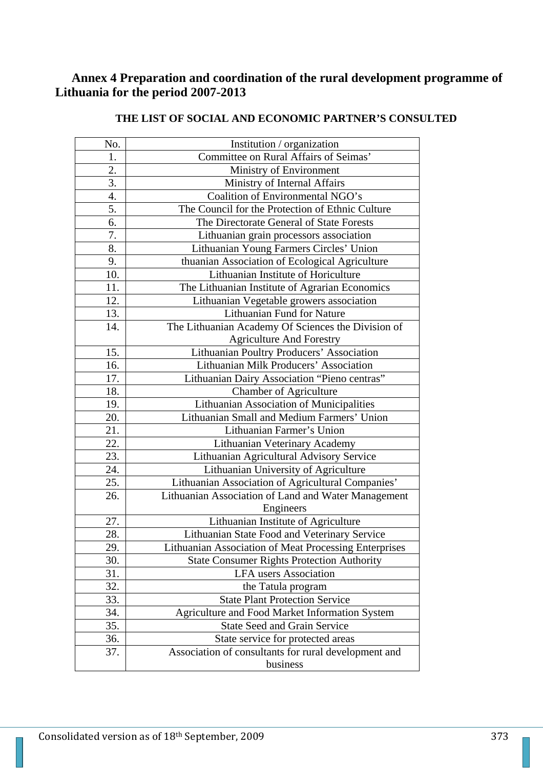## Annex 4 Preparation and coordination of the rural development programme of Lithuania for the period 2007-2013

**THE LIST OF SOCIAL AND ECONOMIC PARTNER'S CONSULTED**

| No. | Institution / organization |
|---|---|
| 1. | Committee on Rural Affairs of Seimas' |
| 2. | Ministry of Environment |
| 3. | Ministry of Internal Affairs |
| 4. | Coalition of Environmental NGO's |
| 5. | The Council for the Protection of Ethnic Culture |
| 6. | The Directorate General of State Forests |
| 7. | Lithuanian grain processors association |
| 8. | Lithuanian Young Farmers Circles' Union |
| 9. | thuanian Association of Ecological Agriculture |
| 10. | Lithuanian Institute of Horiculture |
| 11. | The Lithuanian Institute of Agrarian Economics |
| 12. | Lithuanian Vegetable growers association |
| 13. | Lithuanian Fund for Nature |
| 14. | The Lithuanian Academy Of Sciences the Division of Agriculture And Forestry |
| 15. | Lithuanian Poultry Producers' Association |
| 16. | Lithuanian Milk Producers' Association |
| 17. | Lithuanian Dairy Association "Pieno centras" |
| 18. | Chamber of Agriculture |
| 19. | Lithuanian Association of Municipalities |
| 20. | Lithuanian Small and Medium Farmers' Union |
| 21. | Lithuanian Farmer's Union |
| 22. | Lithuanian Veterinary Academy |
| 23. | Lithuanian Agricultural Advisory Service |
| 24. | Lithuanian University of Agriculture |
| 25. | Lithuanian Association of Agricultural Companies' |
| 26. | Lithuanian Association of Land and Water Management Engineers |
| 27. | Lithuanian Institute of Agriculture |
| 28. | Lithuanian State Food and Veterinary Service |
| 29. | Lithuanian Association of Meat Processing Enterprises |
| 30. | State Consumer Rights Protection Authority |
| 31. | LFA users Association |
| 32. | the Tatula program |
| 33. | State Plant Protection Service |
| 34. | Agriculture and Food Market Information System |
| 35. | State Seed and Grain Service |
| 36. | State service for protected areas |
| 37. | Association of consultants for rural development and business |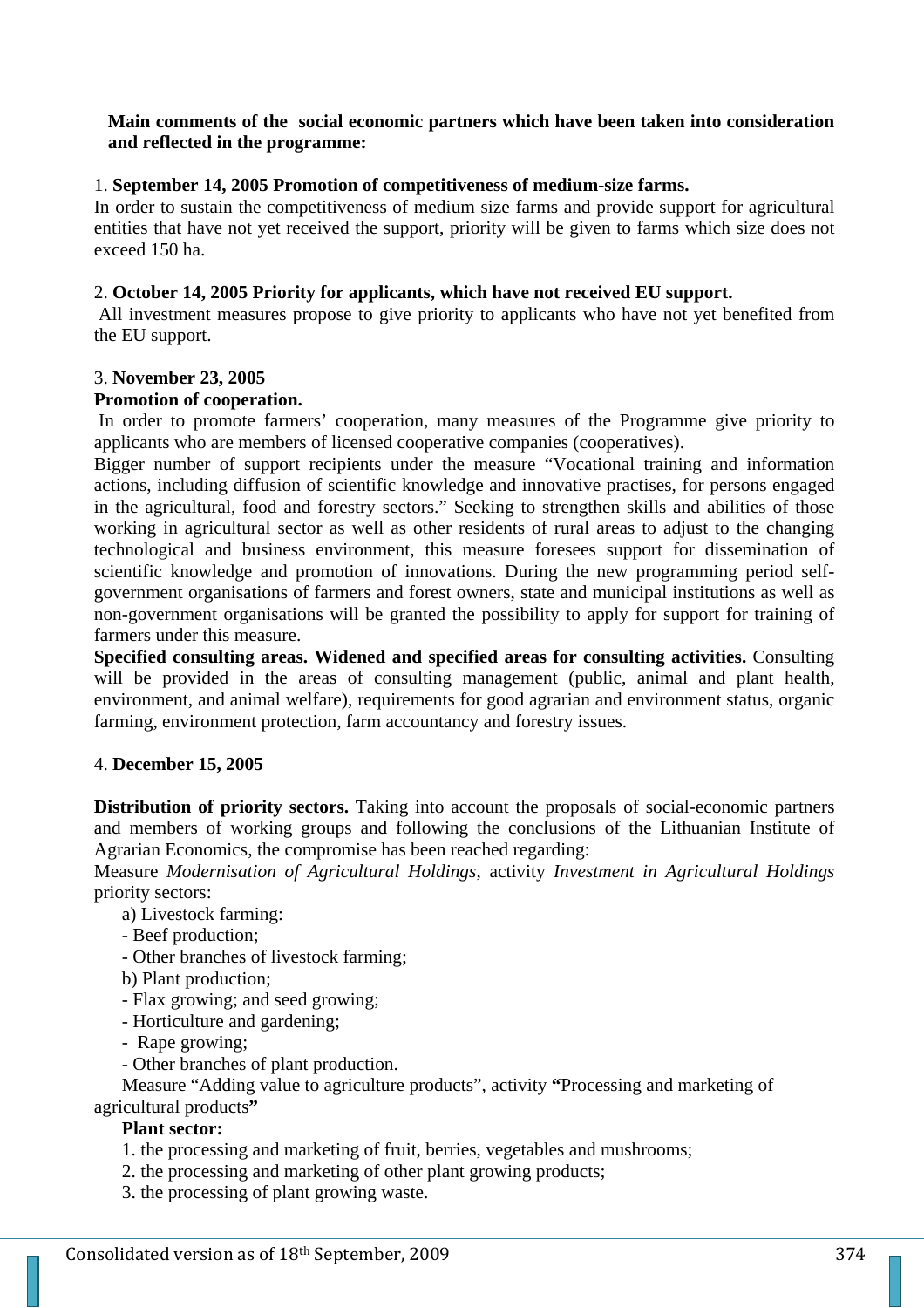**Main comments of the social economic partners which have been taken into consideration and reflected in the programme:**

1. **September 14, 2005 Promotion of competitiveness of medium-size farms.**
In order to sustain the competitiveness of medium size farms and provide support for agricultural entities that have not yet received the support, priority will be given to farms which size does not exceed 150 ha.

2. **October 14, 2005 Priority for applicants, which have not received EU support.**
All investment measures propose to give priority to applicants who have not yet benefited from the EU support.

3. **November 23, 2005**
**Promotion of cooperation.**
In order to promote farmers' cooperation, many measures of the Programme give priority to applicants who are members of licensed cooperative companies (cooperatives).
Bigger number of support recipients under the measure "Vocational training and information actions, including diffusion of scientific knowledge and innovative practises, for persons engaged in the agricultural, food and forestry sectors." Seeking to strengthen skills and abilities of those working in agricultural sector as well as other residents of rural areas to adjust to the changing technological and business environment, this measure foresees support for dissemination of scientific knowledge and promotion of innovations. During the new programming period self-government organisations of farmers and forest owners, state and municipal institutions as well as non-government organisations will be granted the possibility to apply for support for training of farmers under this measure.
**Specified consulting areas. Widened and specified areas for consulting activities.** Consulting will be provided in the areas of consulting management (public, animal and plant health, environment, and animal welfare), requirements for good agrarian and environment status, organic farming, environment protection, farm accountancy and forestry issues.

4. **December 15, 2005**

**Distribution of priority sectors.** Taking into account the proposals of social-economic partners and members of working groups and following the conclusions of the Lithuanian Institute of Agrarian Economics, the compromise has been reached regarding:
Measure *Modernisation of Agricultural Holdings*, activity *Investment in Agricultural Holdings* priority sectors:

a) Livestock farming:
- Beef production;
- Other branches of livestock farming;

b) Plant production;
- Flax growing; and seed growing;
- Horticulture and gardening;
- Rape growing;
- Other branches of plant production.

Measure "Adding value to agriculture products", activity **"**Processing and marketing of agricultural products**"**

**Plant sector:**

1. the processing and marketing of fruit, berries, vegetables and mushrooms;
2. the processing and marketing of other plant growing products;
3. the processing of plant growing waste.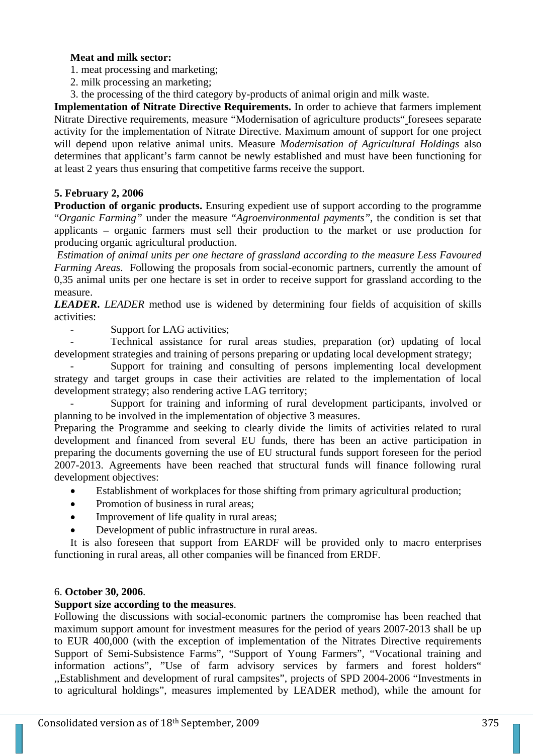**Meat and milk sector:**

1. meat processing and marketing;
2. milk processing an marketing;
3. the processing of the third category by-products of animal origin and milk waste.

**Implementation of Nitrate Directive Requirements.** In order to achieve that farmers implement Nitrate Directive requirements, measure "Modernisation of agriculture products" foresees separate activity for the implementation of Nitrate Directive. Maximum amount of support for one project will depend upon relative animal units. Measure *Modernisation of Agricultural Holdings* also determines that applicant's farm cannot be newly established and must have been functioning for at least 2 years thus ensuring that competitive farms receive the support.

**5. February 2, 2006**

**Production of organic products.** Ensuring expedient use of support according to the programme "*Organic Farming*" under the measure "*Agroenvironmental payments*", the condition is set that applicants – organic farmers must sell their production to the market or use production for producing organic agricultural production.

*Estimation of animal units per one hectare of grassland according to the measure Less Favoured Farming Areas*. Following the proposals from social-economic partners, currently the amount of 0,35 animal units per one hectare is set in order to receive support for grassland according to the measure.

***LEADER***. *LEADER* method use is widened by determining four fields of acquisition of skills activities:

- Support for LAG activities;
- Technical assistance for rural areas studies, preparation (or) updating of local development strategies and training of persons preparing or updating local development strategy;
- Support for training and consulting of persons implementing local development strategy and target groups in case their activities are related to the implementation of local development strategy; also rendering active LAG territory;
- Support for training and informing of rural development participants, involved or planning to be involved in the implementation of objective 3 measures.

Preparing the Programme and seeking to clearly divide the limits of activities related to rural development and financed from several EU funds, there has been an active participation in preparing the documents governing the use of EU structural funds support foreseen for the period 2007-2013. Agreements have been reached that structural funds will finance following rural development objectives:

- Establishment of workplaces for those shifting from primary agricultural production;
- Promotion of business in rural areas;
- Improvement of life quality in rural areas;
- Development of public infrastructure in rural areas.

It is also foreseen that support from EARDF will be provided only to macro enterprises functioning in rural areas, all other companies will be financed from ERDF.

6. **October 30, 2006**.

**Support size according to the measures**.

Following the discussions with social-economic partners the compromise has been reached that maximum support amount for investment measures for the period of years 2007-2013 shall be up to EUR 400,000 (with the exception of implementation of the Nitrates Directive requirements Support of Semi-Subsistence Farms", "Support of Young Farmers", "Vocational training and information actions", "Use of farm advisory services by farmers and forest holders" „Establishment and development of rural campsites", projects of SPD 2004-2006 "Investments in to agricultural holdings", measures implemented by LEADER method), while the amount for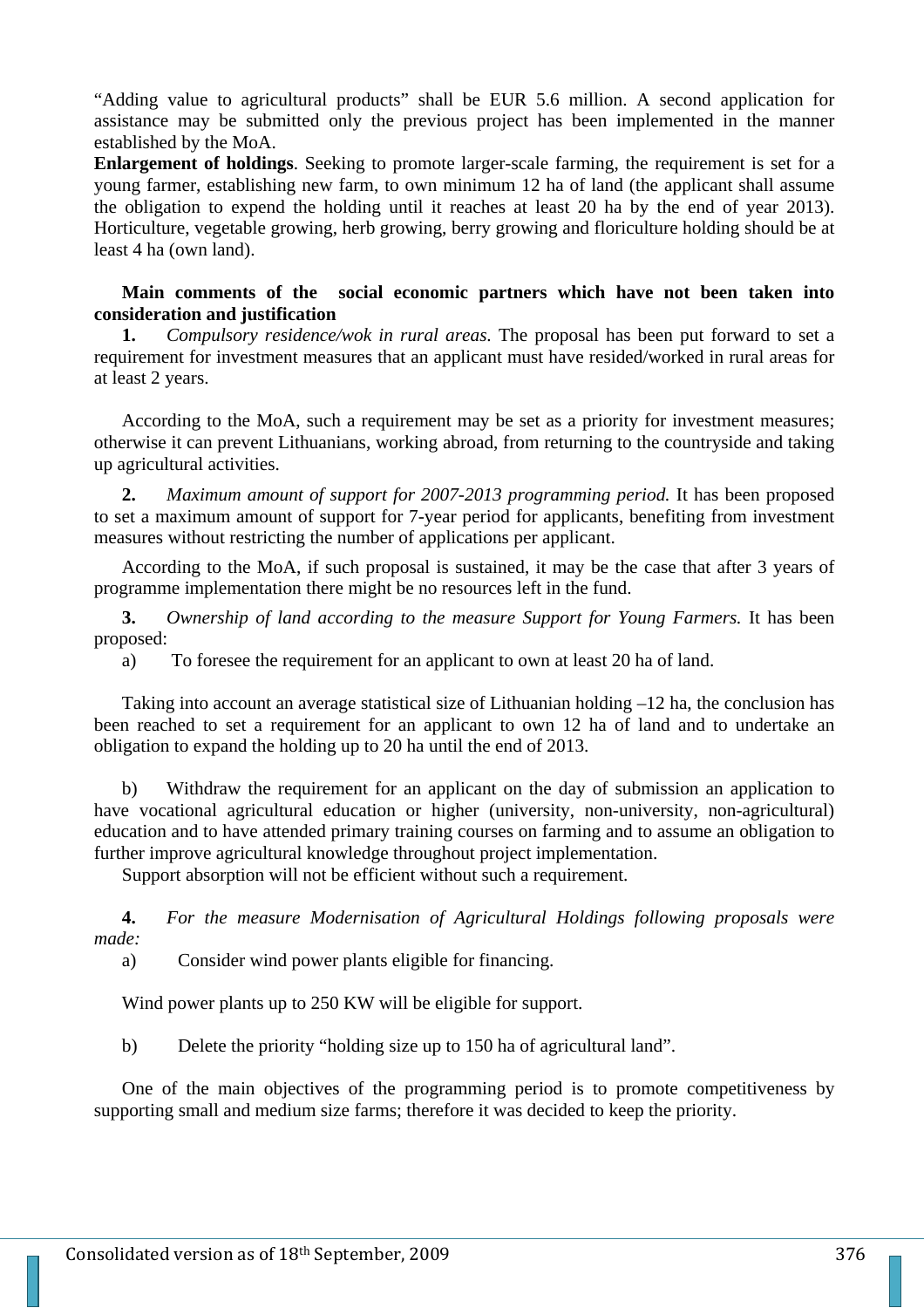"Adding value to agricultural products" shall be EUR 5.6 million. A second application for assistance may be submitted only the previous project has been implemented in the manner established by the MoA.

**Enlargement of holdings**. Seeking to promote larger-scale farming, the requirement is set for a young farmer, establishing new farm, to own minimum 12 ha of land (the applicant shall assume the obligation to expend the holding until it reaches at least 20 ha by the end of year 2013). Horticulture, vegetable growing, herb growing, berry growing and floriculture holding should be at least 4 ha (own land).

**Main comments of the social economic partners which have not been taken into consideration and justification**

**1.** *Compulsory residence/wok in rural areas.* The proposal has been put forward to set a requirement for investment measures that an applicant must have resided/worked in rural areas for at least 2 years.

According to the MoA, such a requirement may be set as a priority for investment measures; otherwise it can prevent Lithuanians, working abroad, from returning to the countryside and taking up agricultural activities.

**2.** *Maximum amount of support for 2007-2013 programming period.* It has been proposed to set a maximum amount of support for 7-year period for applicants, benefiting from investment measures without restricting the number of applications per applicant.

According to the MoA, if such proposal is sustained, it may be the case that after 3 years of programme implementation there might be no resources left in the fund.

**3.** *Ownership of land according to the measure Support for Young Farmers.* It has been proposed:

a) To foresee the requirement for an applicant to own at least 20 ha of land.

Taking into account an average statistical size of Lithuanian holding –12 ha, the conclusion has been reached to set a requirement for an applicant to own 12 ha of land and to undertake an obligation to expand the holding up to 20 ha until the end of 2013.

b) Withdraw the requirement for an applicant on the day of submission an application to have vocational agricultural education or higher (university, non-university, non-agricultural) education and to have attended primary training courses on farming and to assume an obligation to further improve agricultural knowledge throughout project implementation.

Support absorption will not be efficient without such a requirement.

**4.** *For the measure Modernisation of Agricultural Holdings following proposals were made:*

a) Consider wind power plants eligible for financing.

Wind power plants up to 250 KW will be eligible for support.

b) Delete the priority "holding size up to 150 ha of agricultural land".

One of the main objectives of the programming period is to promote competitiveness by supporting small and medium size farms; therefore it was decided to keep the priority.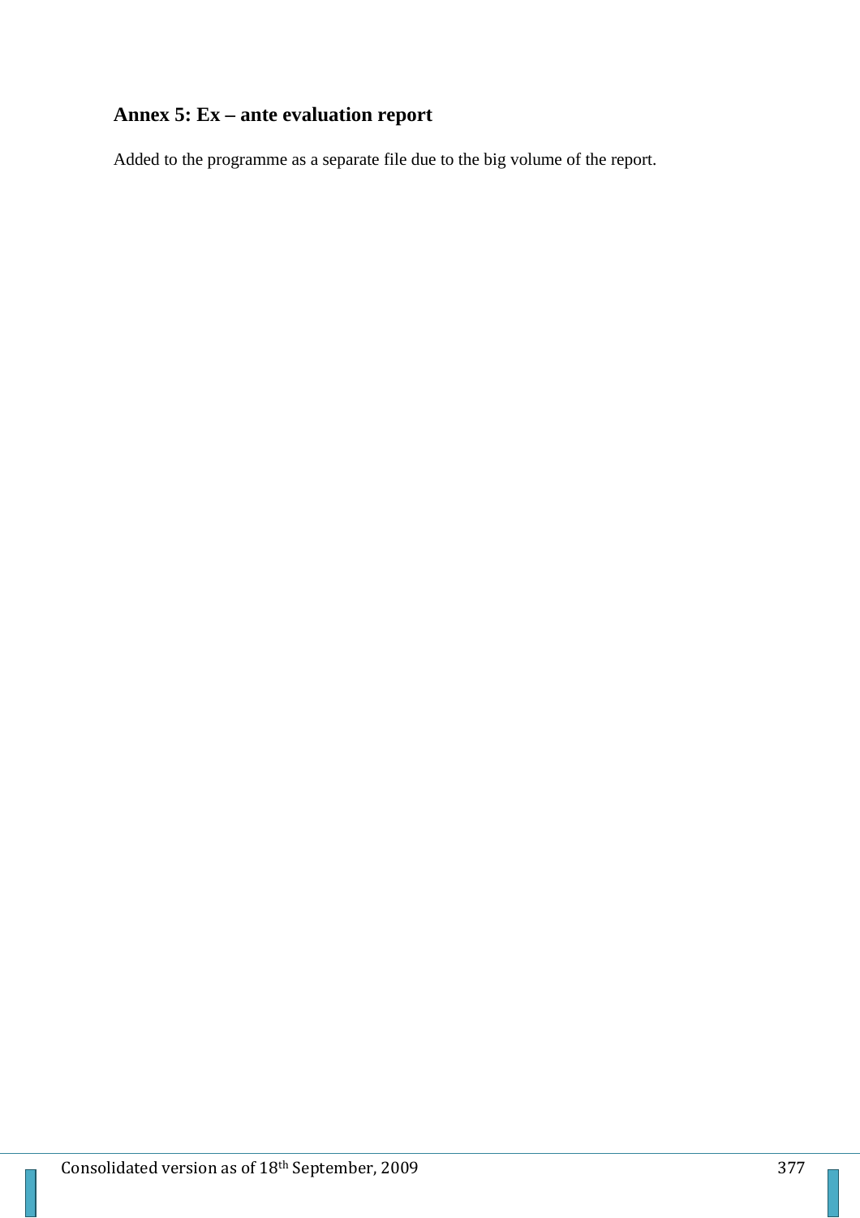## Annex 5: Ex – ante evaluation report

Added to the programme as a separate file due to the big volume of the report.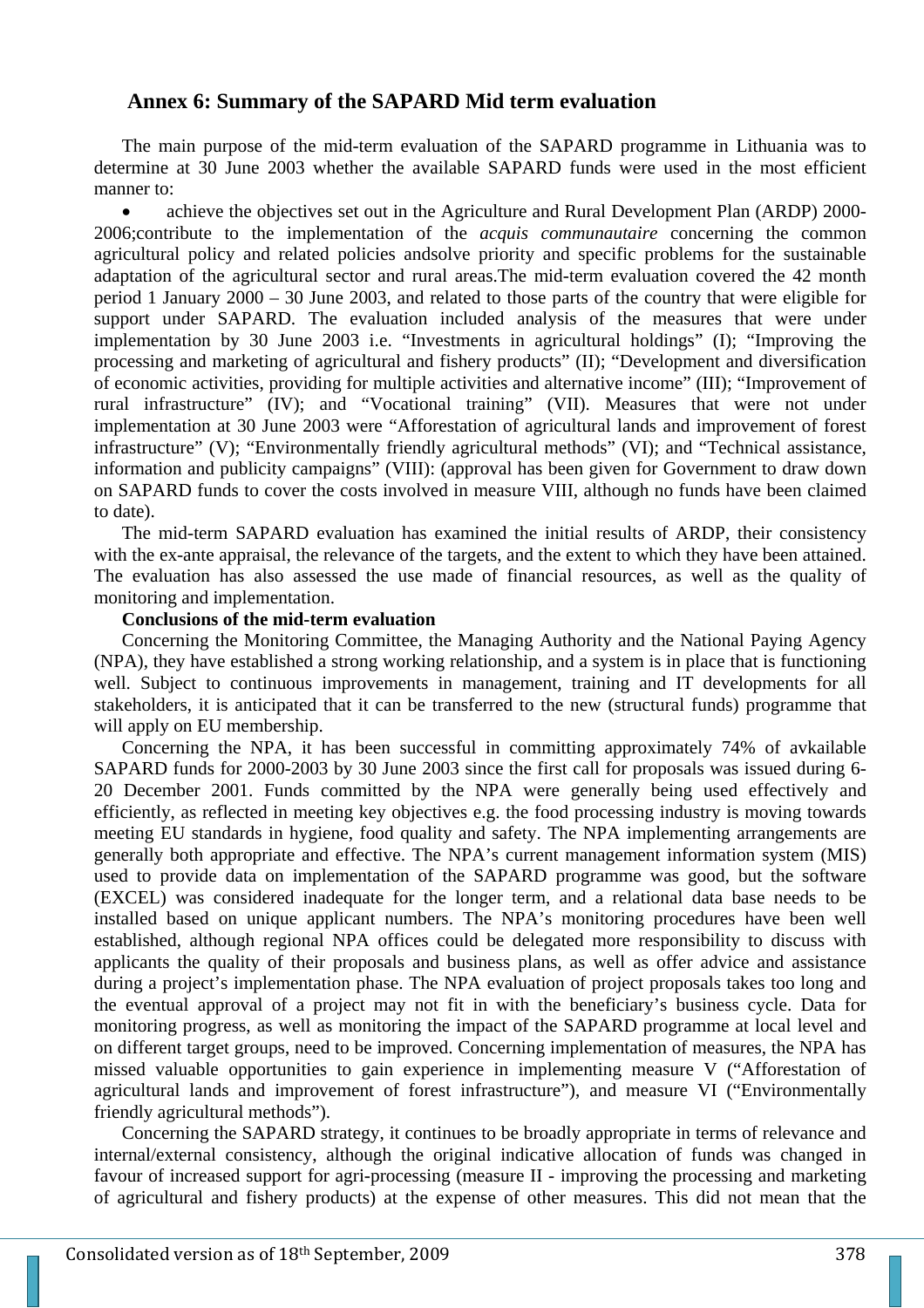## Annex 6: Summary of the SAPARD Mid term evaluation

The main purpose of the mid-term evaluation of the SAPARD programme in Lithuania was to determine at 30 June 2003 whether the available SAPARD funds were used in the most efficient manner to:

- achieve the objectives set out in the Agriculture and Rural Development Plan (ARDP) 2000-2006;contribute to the implementation of the *acquis communautaire* concerning the common agricultural policy and related policies andsolve priority and specific problems for the sustainable adaptation of the agricultural sector and rural areas.The mid-term evaluation covered the 42 month period 1 January 2000 – 30 June 2003, and related to those parts of the country that were eligible for support under SAPARD. The evaluation included analysis of the measures that were under implementation by 30 June 2003 i.e. "Investments in agricultural holdings" (I); "Improving the processing and marketing of agricultural and fishery products" (II); "Development and diversification of economic activities, providing for multiple activities and alternative income" (III); "Improvement of rural infrastructure" (IV); and "Vocational training" (VII). Measures that were not under implementation at 30 June 2003 were "Afforestation of agricultural lands and improvement of forest infrastructure" (V); "Environmentally friendly agricultural methods" (VI); and "Technical assistance, information and publicity campaigns" (VIII): (approval has been given for Government to draw down on SAPARD funds to cover the costs involved in measure VIII, although no funds have been claimed to date).

The mid-term SAPARD evaluation has examined the initial results of ARDP, their consistency with the ex-ante appraisal, the relevance of the targets, and the extent to which they have been attained. The evaluation has also assessed the use made of financial resources, as well as the quality of monitoring and implementation.

**Conclusions of the mid-term evaluation**

Concerning the Monitoring Committee, the Managing Authority and the National Paying Agency (NPA), they have established a strong working relationship, and a system is in place that is functioning well. Subject to continuous improvements in management, training and IT developments for all stakeholders, it is anticipated that it can be transferred to the new (structural funds) programme that will apply on EU membership.

Concerning the NPA, it has been successful in committing approximately 74% of avkailable SAPARD funds for 2000-2003 by 30 June 2003 since the first call for proposals was issued during 6-20 December 2001. Funds committed by the NPA were generally being used effectively and efficiently, as reflected in meeting key objectives e.g. the food processing industry is moving towards meeting EU standards in hygiene, food quality and safety. The NPA implementing arrangements are generally both appropriate and effective. The NPA's current management information system (MIS) used to provide data on implementation of the SAPARD programme was good, but the software (EXCEL) was considered inadequate for the longer term, and a relational data base needs to be installed based on unique applicant numbers. The NPA's monitoring procedures have been well established, although regional NPA offices could be delegated more responsibility to discuss with applicants the quality of their proposals and business plans, as well as offer advice and assistance during a project's implementation phase. The NPA evaluation of project proposals takes too long and the eventual approval of a project may not fit in with the beneficiary's business cycle. Data for monitoring progress, as well as monitoring the impact of the SAPARD programme at local level and on different target groups, need to be improved. Concerning implementation of measures, the NPA has missed valuable opportunities to gain experience in implementing measure V ("Afforestation of agricultural lands and improvement of forest infrastructure"), and measure VI ("Environmentally friendly agricultural methods").

Concerning the SAPARD strategy, it continues to be broadly appropriate in terms of relevance and internal/external consistency, although the original indicative allocation of funds was changed in favour of increased support for agri-processing (measure II - improving the processing and marketing of agricultural and fishery products) at the expense of other measures. This did not mean that the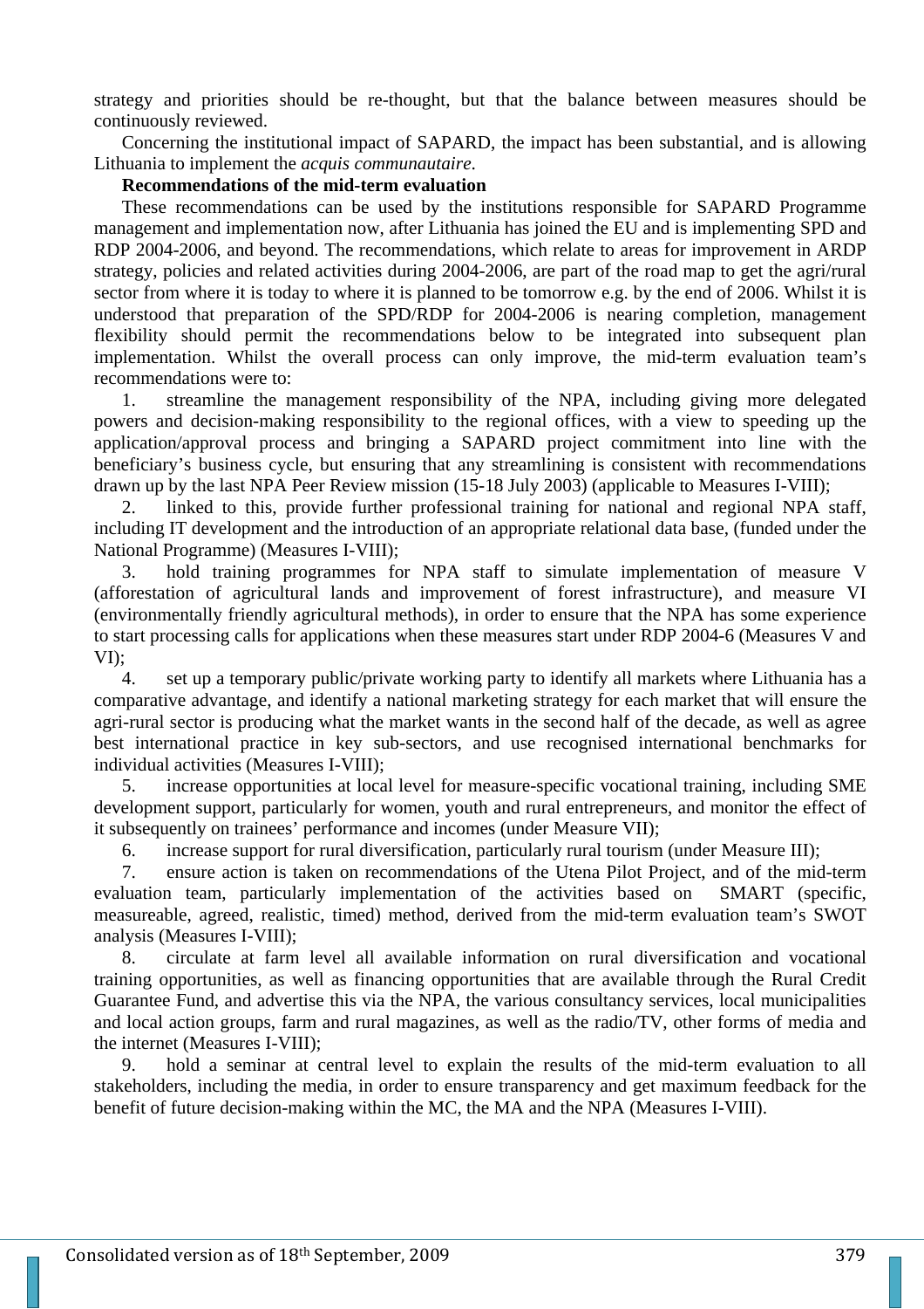strategy and priorities should be re-thought, but that the balance between measures should be continuously reviewed.

Concerning the institutional impact of SAPARD, the impact has been substantial, and is allowing Lithuania to implement the *acquis communautaire*.

**Recommendations of the mid-term evaluation**

These recommendations can be used by the institutions responsible for SAPARD Programme management and implementation now, after Lithuania has joined the EU and is implementing SPD and RDP 2004-2006, and beyond. The recommendations, which relate to areas for improvement in ARDP strategy, policies and related activities during 2004-2006, are part of the road map to get the agri/rural sector from where it is today to where it is planned to be tomorrow e.g. by the end of 2006. Whilst it is understood that preparation of the SPD/RDP for 2004-2006 is nearing completion, management flexibility should permit the recommendations below to be integrated into subsequent plan implementation. Whilst the overall process can only improve, the mid-term evaluation team's recommendations were to:

1. streamline the management responsibility of the NPA, including giving more delegated powers and decision-making responsibility to the regional offices, with a view to speeding up the application/approval process and bringing a SAPARD project commitment into line with the beneficiary's business cycle, but ensuring that any streamlining is consistent with recommendations drawn up by the last NPA Peer Review mission (15-18 July 2003) (applicable to Measures I-VIII);
2. linked to this, provide further professional training for national and regional NPA staff, including IT development and the introduction of an appropriate relational data base, (funded under the National Programme) (Measures I-VIII);
3. hold training programmes for NPA staff to simulate implementation of measure V (afforestation of agricultural lands and improvement of forest infrastructure), and measure VI (environmentally friendly agricultural methods), in order to ensure that the NPA has some experience to start processing calls for applications when these measures start under RDP 2004-6 (Measures V and VI);
4. set up a temporary public/private working party to identify all markets where Lithuania has a comparative advantage, and identify a national marketing strategy for each market that will ensure the agri-rural sector is producing what the market wants in the second half of the decade, as well as agree best international practice in key sub-sectors, and use recognised international benchmarks for individual activities (Measures I-VIII);
5. increase opportunities at local level for measure-specific vocational training, including SME development support, particularly for women, youth and rural entrepreneurs, and monitor the effect of it subsequently on trainees' performance and incomes (under Measure VII);
6. increase support for rural diversification, particularly rural tourism (under Measure III);
7. ensure action is taken on recommendations of the Utena Pilot Project, and of the mid-term evaluation team, particularly implementation of the activities based on SMART (specific, measureable, agreed, realistic, timed) method, derived from the mid-term evaluation team's SWOT analysis (Measures I-VIII);
8. circulate at farm level all available information on rural diversification and vocational training opportunities, as well as financing opportunities that are available through the Rural Credit Guarantee Fund, and advertise this via the NPA, the various consultancy services, local municipalities and local action groups, farm and rural magazines, as well as the radio/TV, other forms of media and the internet (Measures I-VIII);
9. hold a seminar at central level to explain the results of the mid-term evaluation to all stakeholders, including the media, in order to ensure transparency and get maximum feedback for the benefit of future decision-making within the MC, the MA and the NPA (Measures I-VIII).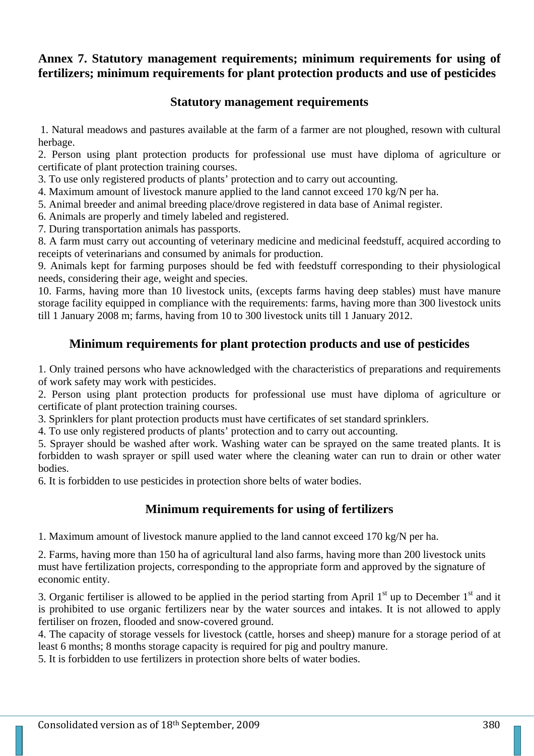## Annex 7. Statutory management requirements; minimum requirements for using of fertilizers; minimum requirements for plant protection products and use of pesticides

### Statutory management requirements

1. Natural meadows and pastures available at the farm of a farmer are not ploughed, resown with cultural herbage.
2. Person using plant protection products for professional use must have diploma of agriculture or certificate of plant protection training courses.
3. To use only registered products of plants' protection and to carry out accounting.
4. Maximum amount of livestock manure applied to the land cannot exceed 170 kg/N per ha.
5. Animal breeder and animal breeding place/drove registered in data base of Animal register.
6. Animals are properly and timely labeled and registered.
7. During transportation animals has passports.
8. A farm must carry out accounting of veterinary medicine and medicinal feedstuff, acquired according to receipts of veterinarians and consumed by animals for production.
9. Animals kept for farming purposes should be fed with feedstuff corresponding to their physiological needs, considering their age, weight and species.
10. Farms, having more than 10 livestock units, (excepts farms having deep stables) must have manure storage facility equipped in compliance with the requirements: farms, having more than 300 livestock units till 1 January 2008 m; farms, having from 10 to 300 livestock units till 1 January 2012.

### Minimum requirements for plant protection products and use of pesticides

1. Only trained persons who have acknowledged with the characteristics of preparations and requirements of work safety may work with pesticides.
2. Person using plant protection products for professional use must have diploma of agriculture or certificate of plant protection training courses.
3. Sprinklers for plant protection products must have certificates of set standard sprinklers.
4. To use only registered products of plants' protection and to carry out accounting.
5. Sprayer should be washed after work. Washing water can be sprayed on the same treated plants. It is forbidden to wash sprayer or spill used water where the cleaning water can run to drain or other water bodies.
6. It is forbidden to use pesticides in protection shore belts of water bodies.

### Minimum requirements for using of fertilizers

1. Maximum amount of livestock manure applied to the land cannot exceed 170 kg/N per ha.

2. Farms, having more than 150 ha of agricultural land also farms, having more than 200 livestock units must have fertilization projects, corresponding to the appropriate form and approved by the signature of economic entity.

3. Organic fertiliser is allowed to be applied in the period starting from April 1st up to December 1st and it is prohibited to use organic fertilizers near by the water sources and intakes. It is not allowed to apply fertiliser on frozen, flooded and snow-covered ground.
4. The capacity of storage vessels for livestock (cattle, horses and sheep) manure for a storage period of at least 6 months; 8 months storage capacity is required for pig and poultry manure.
5. It is forbidden to use fertilizers in protection shore belts of water bodies.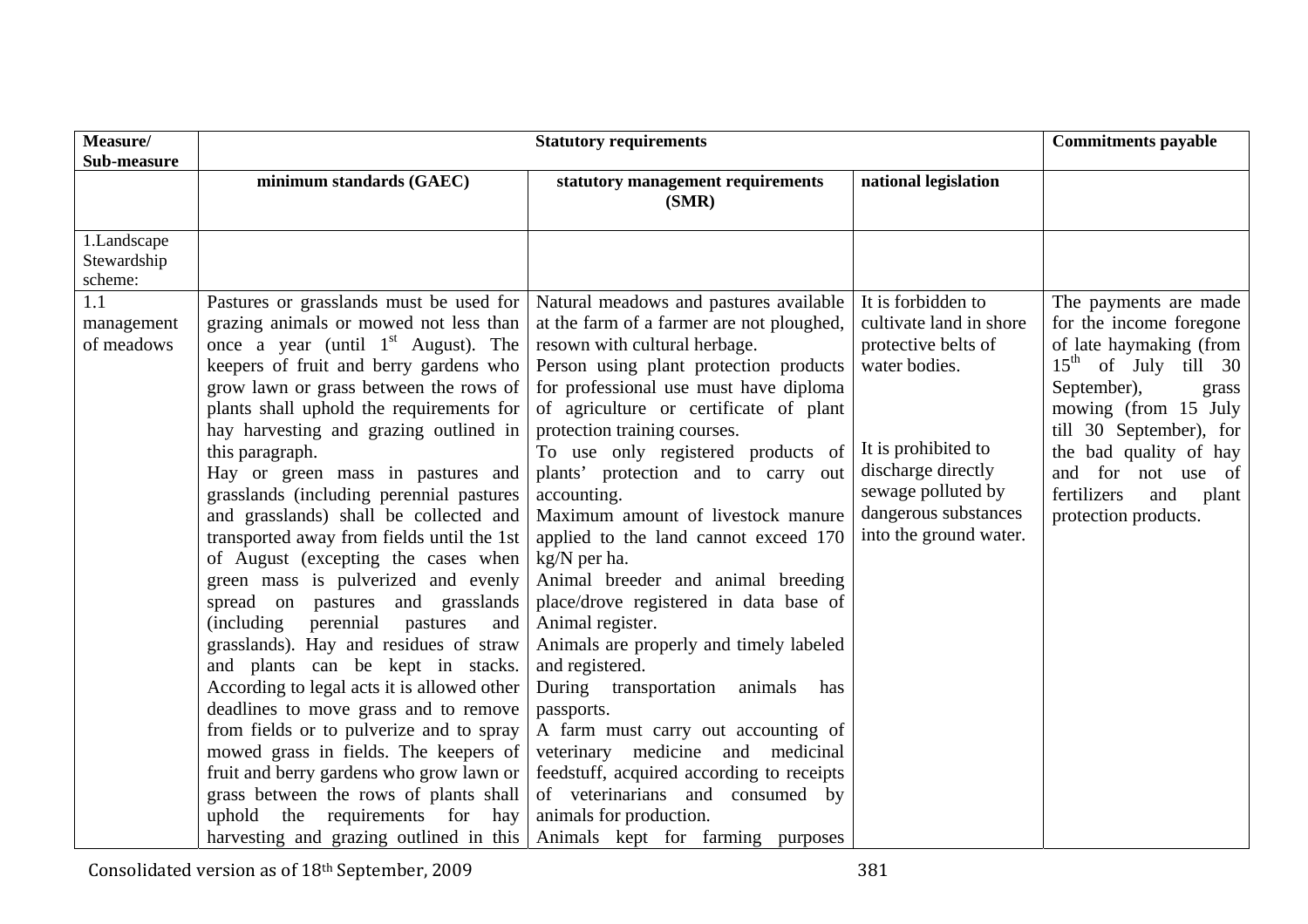| Measure/ Sub-measure | Statutory requirements | | | Commitments payable |
|---|---|---|---|---|
| | minimum standards (GAEC) | statutory management requirements (SMR) | national legislation | |
| 1.Landscape Stewardship scheme: | | | | |
| 1.1 management of meadows | Pastures or grasslands must be used for grazing animals or mowed not less than once a year (until 1st August). The keepers of fruit and berry gardens who grow lawn or grass between the rows of plants shall uphold the requirements for hay harvesting and grazing outlined in this paragraph. Hay or green mass in pastures and grasslands (including perennial pastures and grasslands) shall be collected and transported away from fields until the 1st of August (excepting the cases when green mass is pulverized and evenly spread on pastures and grasslands (including perennial pastures and grasslands). Hay and residues of straw and plants can be kept in stacks. According to legal acts it is allowed other deadlines to move grass and to remove from fields or to pulverize and to spray mowed grass in fields. The keepers of fruit and berry gardens who grow lawn or grass between the rows of plants shall uphold the requirements for hay harvesting and grazing outlined in this | Natural meadows and pastures available at the farm of a farmer are not ploughed, resown with cultural herbage. Person using plant protection products for professional use must have diploma of agriculture or certificate of plant protection training courses. To use only registered products of plants' protection and to carry out accounting. Maximum amount of livestock manure applied to the land cannot exceed 170 kg/N per ha. Animal breeder and animal breeding place/drove registered in data base of Animal register. Animals are properly and timely labeled and registered. During transportation animals has passports. A farm must carry out accounting of veterinary medicine and medicinal feedstuff, acquired according to receipts of veterinarians and consumed by animals for production. Animals kept for farming purposes | It is forbidden to cultivate land in shore protective belts of water bodies.<br><br>It is prohibited to discharge directly sewage polluted by dangerous substances into the ground water. | The payments are made for the income foregone of late haymaking (from 15th of July till 30 September), grass mowing (from 15 July till 30 September), for the bad quality of hay and for not use of fertilizers and plant protection products. |

Consolidated version as of 18th September, 2009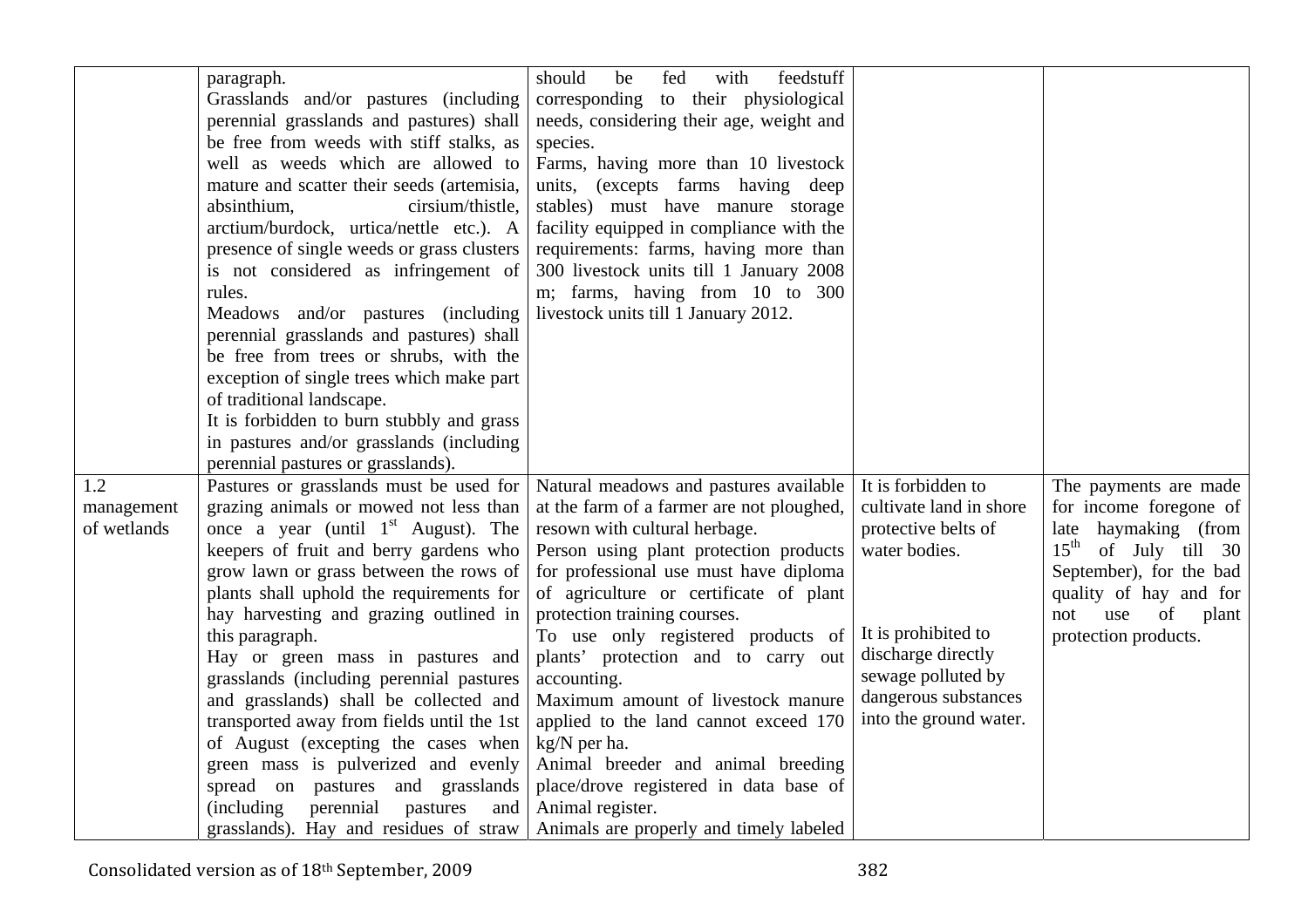| | | | | |
|---|---|---|---|---|
| | paragraph. Grasslands and/or pastures (including perennial grasslands and pastures) shall be free from weeds with stiff stalks, as well as weeds which are allowed to mature and scatter their seeds (artemisia, absinthium, cirsium/thistle, arctium/burdock, urtica/nettle etc.). A presence of single weeds or grass clusters is not considered as infringement of rules. Meadows and/or pastures (including perennial grasslands and pastures) shall be free from trees or shrubs, with the exception of single trees which make part of traditional landscape. It is forbidden to burn stubbly and grass in pastures and/or grasslands (including perennial pastures or grasslands). | should be fed with feedstuff corresponding to their physiological needs, considering their age, weight and species. Farms, having more than 10 livestock units, (excepts farms having deep stables) must have manure storage facility equipped in compliance with the requirements: farms, having more than 300 livestock units till 1 January 2008 m; farms, having from 10 to 300 livestock units till 1 January 2012. | | |
| 1.2 management of wetlands | Pastures or grasslands must be used for grazing animals or mowed not less than once a year (until 1st August). The keepers of fruit and berry gardens who grow lawn or grass between the rows of plants shall uphold the requirements for hay harvesting and grazing outlined in this paragraph. Hay or green mass in pastures and grasslands (including perennial pastures and grasslands) shall be collected and transported away from fields until the 1st of August (excepting the cases when green mass is pulverized and evenly spread on pastures and grasslands (including perennial pastures and grasslands). Hay and residues of straw | Natural meadows and pastures available at the farm of a farmer are not ploughed, resown with cultural herbage. Person using plant protection products for professional use must have diploma of agriculture or certificate of plant protection training courses. To use only registered products of plants' protection and to carry out accounting. Maximum amount of livestock manure applied to the land cannot exceed 170 kg/N per ha. Animal breeder and animal breeding place/drove registered in data base of Animal register. Animals are properly and timely labeled | It is forbidden to cultivate land in shore protective belts of water bodies. It is prohibited to discharge directly sewage polluted by dangerous substances into the ground water. | The payments are made for income foregone of late haymaking (from 15th of July till 30 September), for the bad quality of hay and for not use of plant protection products. |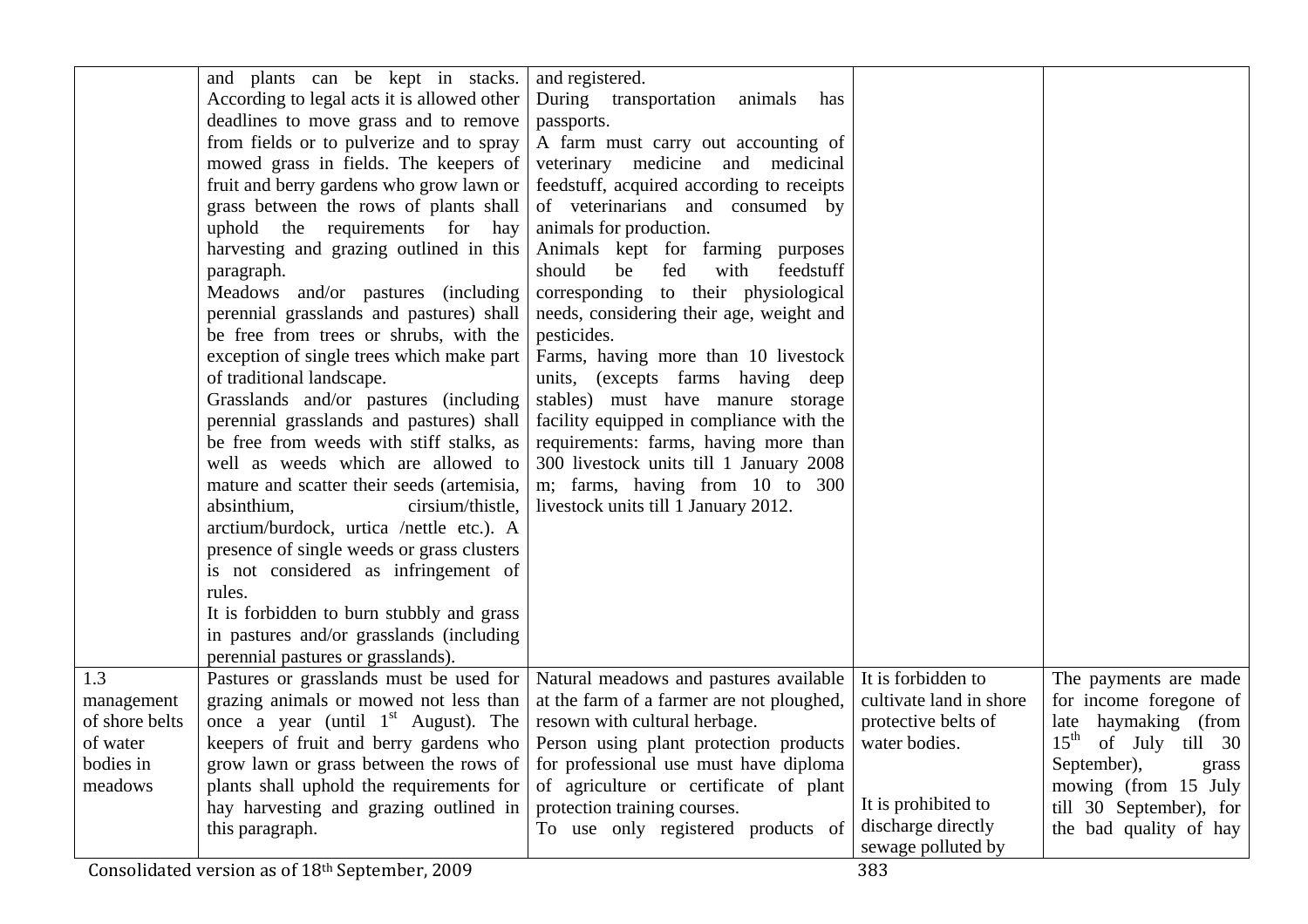| | | | | |
|---|---|---|---|---|
| | and plants can be kept in stacks. According to legal acts it is allowed other deadlines to move grass and to remove from fields or to pulverize and to spray mowed grass in fields. The keepers of fruit and berry gardens who grow lawn or grass between the rows of plants shall uphold the requirements for hay harvesting and grazing outlined in this paragraph. Meadows and/or pastures (including perennial grasslands and pastures) shall be free from trees or shrubs, with the exception of single trees which make part of traditional landscape. Grasslands and/or pastures (including perennial grasslands and pastures) shall be free from weeds with stiff stalks, as well as weeds which are allowed to mature and scatter their seeds (artemisia, absinthium, cirsium/thistle, arctium/burdock, urtica /nettle etc.). A presence of single weeds or grass clusters is not considered as infringement of rules. It is forbidden to burn stubbly and grass in pastures and/or grasslands (including perennial pastures or grasslands). | and registered. During transportation animals has passports. A farm must carry out accounting of veterinary medicine and medicinal feedstuff, acquired according to receipts of veterinarians and consumed by animals for production. Animals kept for farming purposes should be fed with feedstuff corresponding to their physiological needs, considering their age, weight and pesticides. Farms, having more than 10 livestock units, (excepts farms having deep stables) must have manure storage facility equipped in compliance with the requirements: farms, having more than 300 livestock units till 1 January 2008 m; farms, having from 10 to 300 livestock units till 1 January 2012. | | |
| 1.3 management of shore belts of water bodies in meadows | Pastures or grasslands must be used for grazing animals or mowed not less than once a year (until 1st August). The keepers of fruit and berry gardens who grow lawn or grass between the rows of plants shall uphold the requirements for hay harvesting and grazing outlined in this paragraph. | Natural meadows and pastures available at the farm of a farmer are not ploughed, resown with cultural herbage. Person using plant protection products for professional use must have diploma of agriculture or certificate of plant protection training courses. To use only registered products of | It is forbidden to cultivate land in shore protective belts of water bodies. It is prohibited to discharge directly sewage polluted by | The payments are made for income foregone of late haymaking (from 15th of July till 30 September), grass mowing (from 15 July till 30 September), for the bad quality of hay |

Consolidated version as of 18th September, 2009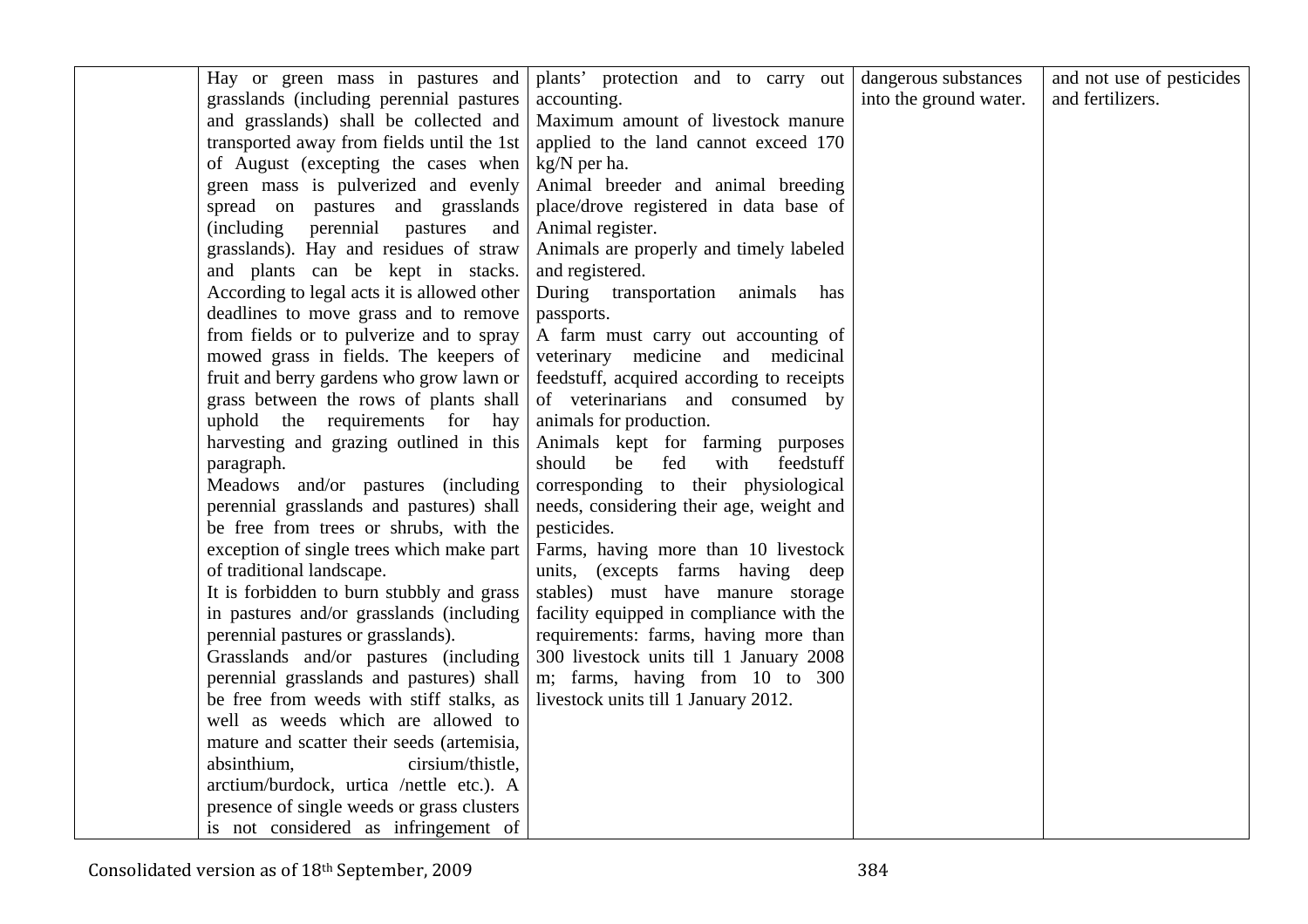|  |  |  |  |  |
|---|---|---|---|---|
|  | Hay or green mass in pastures and grasslands (including perennial pastures and grasslands) shall be collected and transported away from fields until the 1st of August (excepting the cases when green mass is pulverized and evenly spread on pastures and grasslands (including perennial pastures and grasslands). Hay and residues of straw and plants can be kept in stacks. According to legal acts it is allowed other deadlines to move grass and to remove from fields or to pulverize and to spray mowed grass in fields. The keepers of fruit and berry gardens who grow lawn or grass between the rows of plants shall uphold the requirements for hay harvesting and grazing outlined in this paragraph.<br>Meadows and/or pastures (including perennial grasslands and pastures) shall be free from trees or shrubs, with the exception of single trees which make part of traditional landscape.<br>It is forbidden to burn stubbly and grass in pastures and/or grasslands (including perennial pastures or grasslands).<br>Grasslands and/or pastures (including perennial grasslands and pastures) shall be free from weeds with stiff stalks, as well as weeds which are allowed to mature and scatter their seeds (artemisia, absinthium, cirsium/thistle, arctium/burdock, urtica /nettle etc.). A presence of single weeds or grass clusters is not considered as infringement of | plants' protection and to carry out accounting.<br>Maximum amount of livestock manure applied to the land cannot exceed 170 kg/N per ha.<br>Animal breeder and animal breeding place/drove registered in data base of Animal register.<br>Animals are properly and timely labeled and registered.<br>During transportation animals has passports.<br>A farm must carry out accounting of veterinary medicine and medicinal feedstuff, acquired according to receipts of veterinarians and consumed by animals for production.<br>Animals kept for farming purposes should be fed with feedstuff corresponding to their physiological needs, considering their age, weight and pesticides.<br>Farms, having more than 10 livestock units, (excepts farms having deep stables) must have manure storage facility equipped in compliance with the requirements: farms, having more than 300 livestock units till 1 January 2008 m; farms, having from 10 to 300 livestock units till 1 January 2012. | dangerous substances into the ground water. | and not use of pesticides and fertilizers. |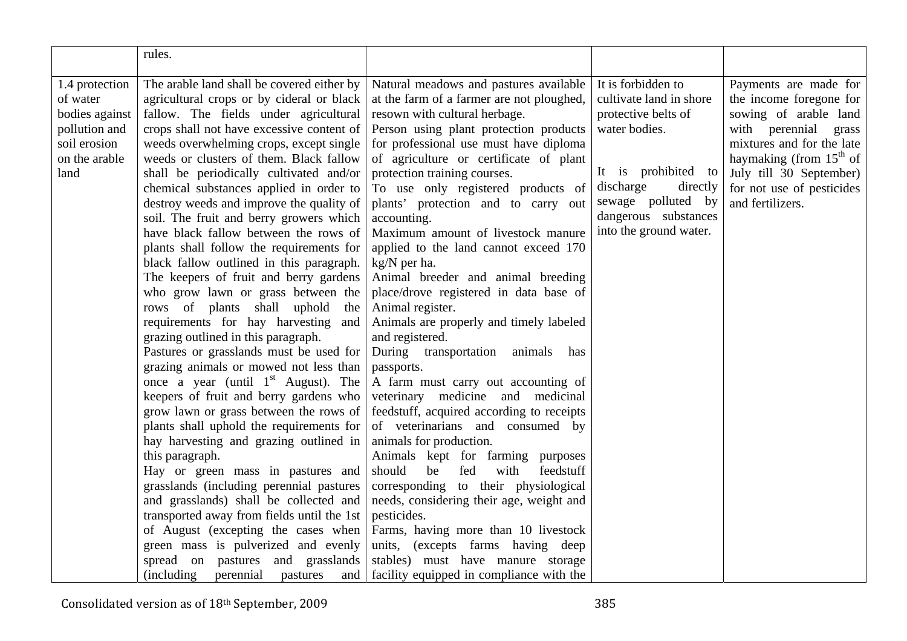| | | | | |
|---|---|---|---|---|
| | rules. | | | |
| 1.4 protection of water bodies against pollution and soil erosion on the arable land | The arable land shall be covered either by agricultural crops or by cideral or black fallow. The fields under agricultural crops shall not have excessive content of weeds overwhelming crops, except single weeds or clusters of them. Black fallow shall be periodically cultivated and/or chemical substances applied in order to destroy weeds and improve the quality of soil. The fruit and berry growers which have black fallow between the rows of plants shall follow the requirements for black fallow outlined in this paragraph. The keepers of fruit and berry gardens who grow lawn or grass between the rows of plants shall uphold the requirements for hay harvesting and grazing outlined in this paragraph. Pastures or grasslands must be used for grazing animals or mowed not less than once a year (until 1st August). The keepers of fruit and berry gardens who grow lawn or grass between the rows of plants shall uphold the requirements for hay harvesting and grazing outlined in this paragraph. Hay or green mass in pastures and grasslands (including perennial pastures and grasslands) shall be collected and transported away from fields until the 1st of August (excepting the cases when green mass is pulverized and evenly spread on pastures and grasslands (including perennial pastures and | Natural meadows and pastures available at the farm of a farmer are not ploughed, resown with cultural herbage. Person using plant protection products for professional use must have diploma of agriculture or certificate of plant protection training courses. To use only registered products of plants' protection and to carry out accounting. Maximum amount of livestock manure applied to the land cannot exceed 170 kg/N per ha. Animal breeder and animal breeding place/drove registered in data base of Animal register. Animals are properly and timely labeled and registered. During transportation animals has passports. A farm must carry out accounting of veterinary medicine and medicinal feedstuff, acquired according to receipts of veterinarians and consumed by animals for production. Animals kept for farming purposes should be fed with feedstuff corresponding to their physiological needs, considering their age, weight and pesticides. Farms, having more than 10 livestock units, (excepts farms having deep stables) must have manure storage facility equipped in compliance with the | It is forbidden to cultivate land in shore protective belts of water bodies.<br><br>It is prohibited to discharge directly sewage polluted by dangerous substances into the ground water. | Payments are made for the income foregone for sowing of arable land with perennial grass mixtures and for the late haymaking (from 15th of July till 30 September) for not use of pesticides and fertilizers. |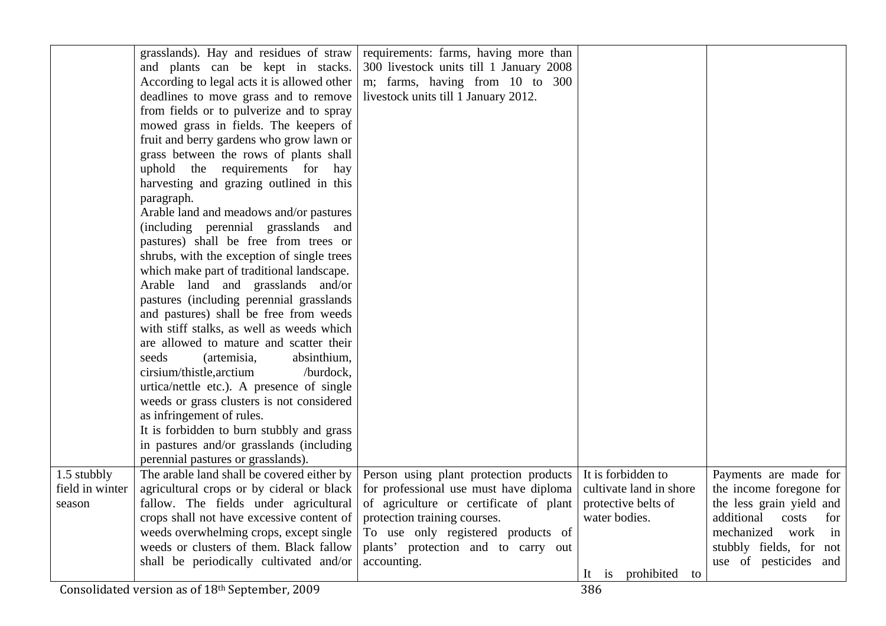| | | | | |
|---|---|---|---|---|
| | grasslands). Hay and residues of straw and plants can be kept in stacks. According to legal acts it is allowed other deadlines to move grass and to remove from fields or to pulverize and to spray mowed grass in fields. The keepers of fruit and berry gardens who grow lawn or grass between the rows of plants shall uphold the requirements for hay harvesting and grazing outlined in this paragraph.<br>Arable land and meadows and/or pastures (including perennial grasslands and pastures) shall be free from trees or shrubs, with the exception of single trees which make part of traditional landscape.<br>Arable land and grasslands and/or pastures (including perennial grasslands and pastures) shall be free from weeds with stiff stalks, as well as weeds which are allowed to mature and scatter their seeds (artemisia, absinthium, cirsium/thistle,arctium /burdock, urtica/nettle etc.). A presence of single weeds or grass clusters is not considered as infringement of rules.<br>It is forbidden to burn stubbly and grass in pastures and/or grasslands (including perennial pastures or grasslands). | requirements: farms, having more than 300 livestock units till 1 January 2008 m; farms, having from 10 to 300 livestock units till 1 January 2012. | | |
| 1.5 stubbly field in winter season | The arable land shall be covered either by agricultural crops or by cideral or black fallow. The fields under agricultural crops shall not have excessive content of weeds overwhelming crops, except single weeds or clusters of them. Black fallow shall be periodically cultivated and/or | Person using plant protection products for professional use must have diploma of agriculture or certificate of plant protection training courses.<br>To use only registered products of plants' protection and to carry out accounting. | It is forbidden to cultivate land in shore protective belts of water bodies.<br><br>It is prohibited to | Payments are made for the income foregone for the less grain yield and additional costs for mechanized work in stubbly fields, for not use of pesticides and |

Consolidated version as of 18th September, 2009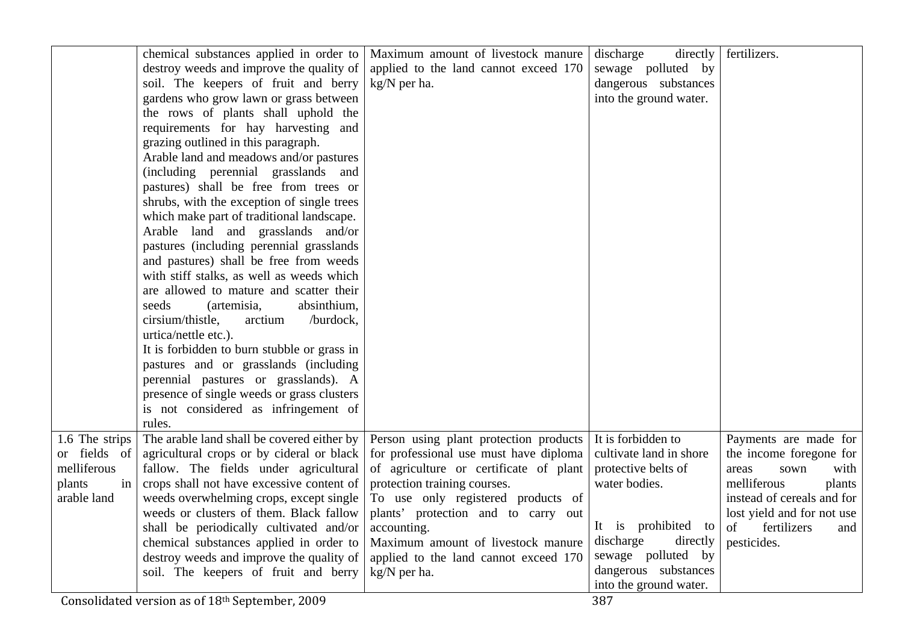| | | | | |
|---|---|---|---|---|
| | chemical substances applied in order to destroy weeds and improve the quality of soil. The keepers of fruit and berry gardens who grow lawn or grass between the rows of plants shall uphold the requirements for hay harvesting and grazing outlined in this paragraph. Arable land and meadows and/or pastures (including perennial grasslands and pastures) shall be free from trees or shrubs, with the exception of single trees which make part of traditional landscape. Arable land and grasslands and/or pastures (including perennial grasslands and pastures) shall be free from weeds with stiff stalks, as well as weeds which are allowed to mature and scatter their seeds (artemisia, absinthium, cirsium/thistle, arctium /burdock, urtica/nettle etc.). It is forbidden to burn stubble or grass in pastures and or grasslands (including perennial pastures or grasslands). A presence of single weeds or grass clusters is not considered as infringement of rules. | Maximum amount of livestock manure applied to the land cannot exceed 170 kg/N per ha. | discharge directly sewage polluted by dangerous substances into the ground water. | fertilizers. |
| 1.6 The strips or fields of melliferous plants in arable land | The arable land shall be covered either by agricultural crops or by cideral or black fallow. The fields under agricultural crops shall not have excessive content of weeds overwhelming crops, except single weeds or clusters of them. Black fallow shall be periodically cultivated and/or chemical substances applied in order to destroy weeds and improve the quality of soil. The keepers of fruit and berry | Person using plant protection products for professional use must have diploma of agriculture or certificate of plant protection training courses. To use only registered products of plants' protection and to carry out accounting. Maximum amount of livestock manure applied to the land cannot exceed 170 kg/N per ha. | It is forbidden to cultivate land in shore protective belts of water bodies. It is prohibited to discharge directly sewage polluted by dangerous substances into the ground water. | Payments are made for the income foregone for areas sown with melliferous plants instead of cereals and for lost yield and for not use of fertilizers and pesticides. |

Consolidated version as of 18th September, 2009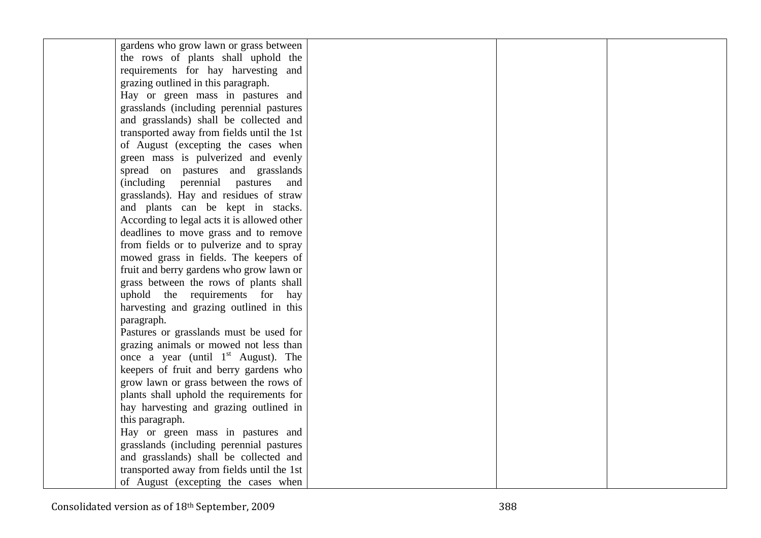| | | | | |
|---|---|---|---|---|
| | gardens who grow lawn or grass between the rows of plants shall uphold the requirements for hay harvesting and grazing outlined in this paragraph.<br>Hay or green mass in pastures and grasslands (including perennial pastures and grasslands) shall be collected and transported away from fields until the 1st of August (excepting the cases when green mass is pulverized and evenly spread on pastures and grasslands (including perennial pastures and grasslands). Hay and residues of straw and plants can be kept in stacks. According to legal acts it is allowed other deadlines to move grass and to remove from fields or to pulverize and to spray mowed grass in fields. The keepers of fruit and berry gardens who grow lawn or grass between the rows of plants shall uphold the requirements for hay harvesting and grazing outlined in this paragraph.<br>Pastures or grasslands must be used for grazing animals or mowed not less than once a year (until 1st August). The keepers of fruit and berry gardens who grow lawn or grass between the rows of plants shall uphold the requirements for hay harvesting and grazing outlined in this paragraph.<br>Hay or green mass in pastures and grasslands (including perennial pastures and grasslands) shall be collected and transported away from fields until the 1st of August (excepting the cases when | | | |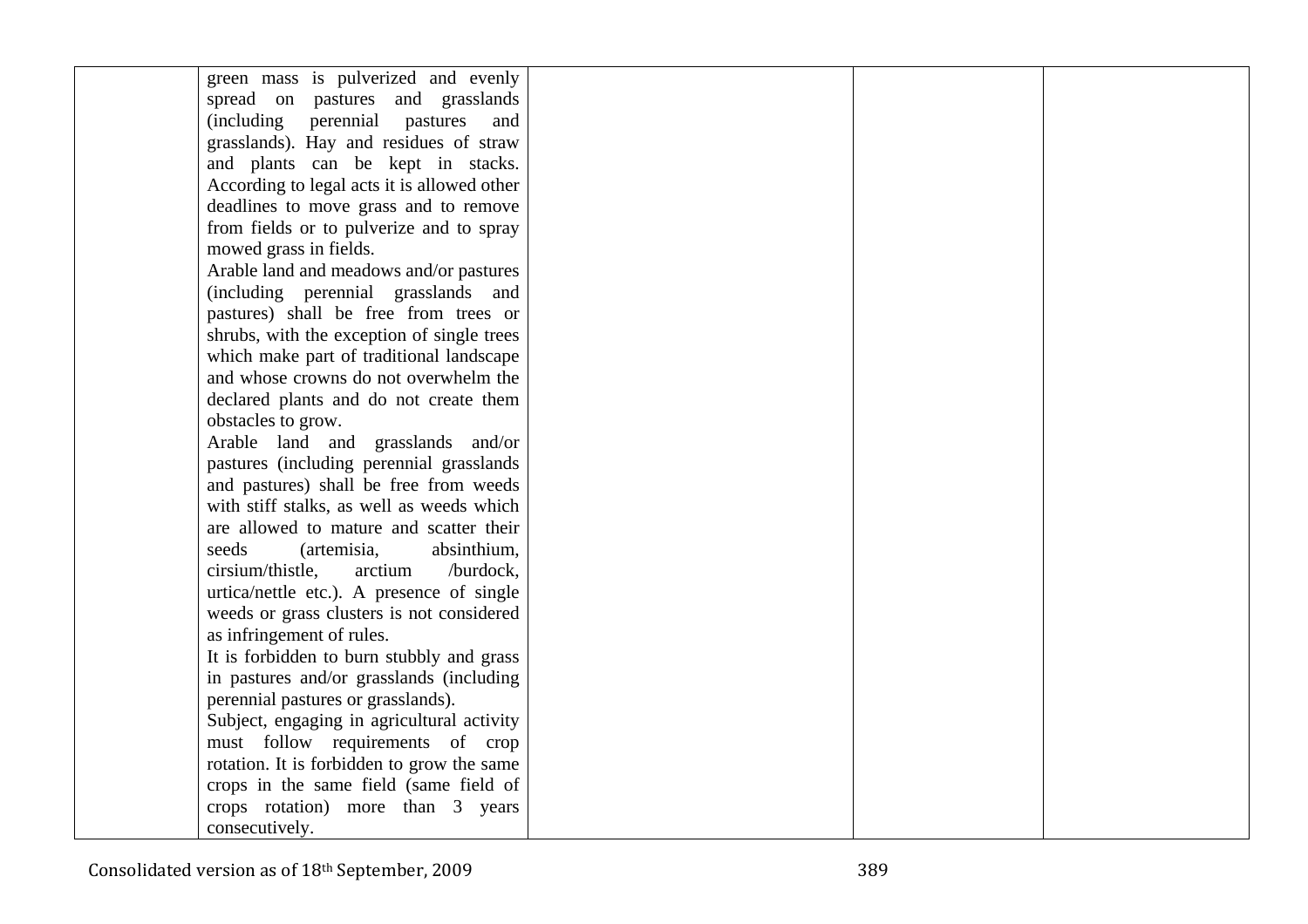|  |  |  |  |  |
|---|---|---|---|---|
|  | green mass is pulverized and evenly spread on pastures and grasslands (including perennial pastures and grasslands). Hay and residues of straw and plants can be kept in stacks. According to legal acts it is allowed other deadlines to move grass and to remove from fields or to pulverize and to spray mowed grass in fields.<br>Arable land and meadows and/or pastures (including perennial grasslands and pastures) shall be free from trees or shrubs, with the exception of single trees which make part of traditional landscape and whose crowns do not overwhelm the declared plants and do not create them obstacles to grow.<br>Arable land and grasslands and/or pastures (including perennial grasslands and pastures) shall be free from weeds with stiff stalks, as well as weeds which are allowed to mature and scatter their seeds (artemisia, absinthium, cirsium/thistle, arctium /burdock, urtica/nettle etc.). A presence of single weeds or grass clusters is not considered as infringement of rules.<br>It is forbidden to burn stubbly and grass in pastures and/or grasslands (including perennial pastures or grasslands).<br>Subject, engaging in agricultural activity must follow requirements of crop rotation. It is forbidden to grow the same crops in the same field (same field of crops rotation) more than 3 years consecutively. |  |  |  |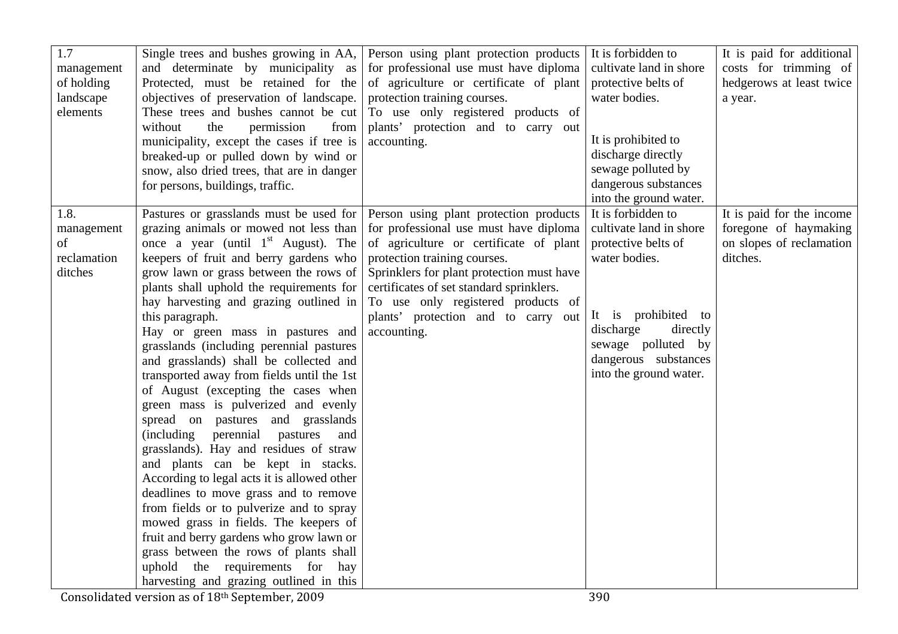| 1.7 management of holding landscape elements | Single trees and bushes growing in AA, and determinate by municipality as Protected, must be retained for the objectives of preservation of landscape. These trees and bushes cannot be cut without the permission from municipality, except the cases if tree is breaked-up or pulled down by wind or snow, also dried trees, that are in danger for persons, buildings, traffic. | Person using plant protection products for professional use must have diploma of agriculture or certificate of plant protection training courses. To use only registered products of plants' protection and to carry out accounting. | It is forbidden to cultivate land in shore protective belts of water bodies. It is prohibited to discharge directly sewage polluted by dangerous substances into the ground water. | It is paid for additional costs for trimming of hedgerows at least twice a year. |
|---|---|---|---|---|
| 1.8. management of reclamation ditches | Pastures or grasslands must be used for grazing animals or mowed not less than once a year (until 1st August). The keepers of fruit and berry gardens who grow lawn or grass between the rows of plants shall uphold the requirements for hay harvesting and grazing outlined in this paragraph. Hay or green mass in pastures and grasslands (including perennial pastures and grasslands) shall be collected and transported away from fields until the 1st of August (excepting the cases when green mass is pulverized and evenly spread on pastures and grasslands (including perennial pastures and grasslands). Hay and residues of straw and plants can be kept in stacks. According to legal acts it is allowed other deadlines to move grass and to remove from fields or to pulverize and to spray mowed grass in fields. The keepers of fruit and berry gardens who grow lawn or grass between the rows of plants shall uphold the requirements for hay harvesting and grazing outlined in this | Person using plant protection products for professional use must have diploma of agriculture or certificate of plant protection training courses. Sprinklers for plant protection must have certificates of set standard sprinklers. To use only registered products of plants' protection and to carry out accounting. | It is forbidden to cultivate land in shore protective belts of water bodies. It is prohibited to discharge directly sewage polluted by dangerous substances into the ground water. | It is paid for the income foregone of haymaking on slopes of reclamation ditches. |

Consolidated version as of 18th September, 2009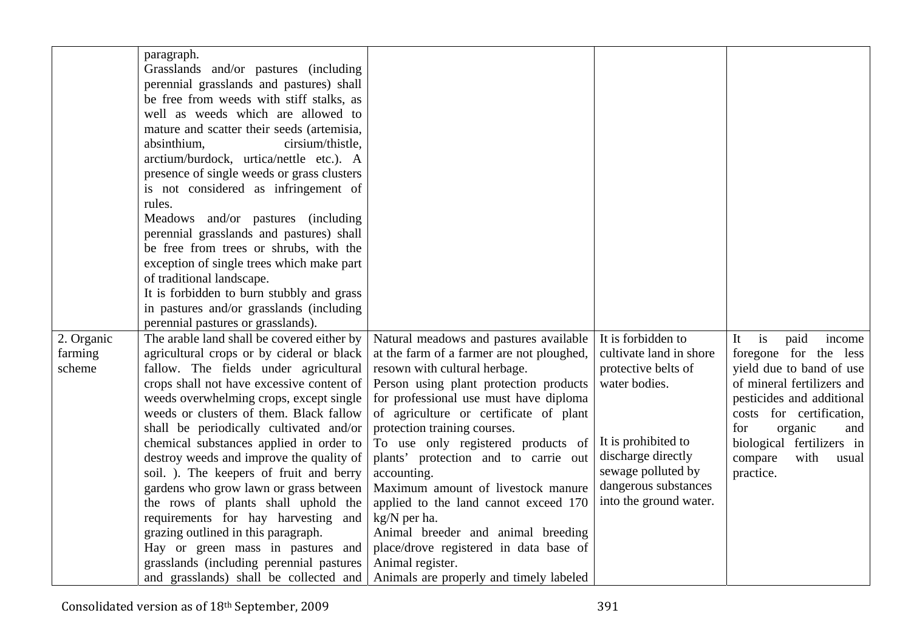| | | | | |
|---|---|---|---|---|
| | paragraph. Grasslands and/or pastures (including perennial grasslands and pastures) shall be free from weeds with stiff stalks, as well as weeds which are allowed to mature and scatter their seeds (artemisia, absinthium, cirsium/thistle, arctium/burdock, urtica/nettle etc.). A presence of single weeds or grass clusters is not considered as infringement of rules. Meadows and/or pastures (including perennial grasslands and pastures) shall be free from trees or shrubs, with the exception of single trees which make part of traditional landscape. It is forbidden to burn stubbly and grass in pastures and/or grasslands (including perennial pastures or grasslands). | | | |
| 2. Organic farming scheme | The arable land shall be covered either by agricultural crops or by cideral or black fallow. The fields under agricultural crops shall not have excessive content of weeds overwhelming crops, except single weeds or clusters of them. Black fallow shall be periodically cultivated and/or chemical substances applied in order to destroy weeds and improve the quality of soil. ). The keepers of fruit and berry gardens who grow lawn or grass between the rows of plants shall uphold the requirements for hay harvesting and grazing outlined in this paragraph. Hay or green mass in pastures and grasslands (including perennial pastures and grasslands) shall be collected and | Natural meadows and pastures available at the farm of a farmer are not ploughed, resown with cultural herbage. Person using plant protection products for professional use must have diploma of agriculture or certificate of plant protection training courses. To use only registered products of plants' protection and to carrie out accounting. Maximum amount of livestock manure applied to the land cannot exceed 170 kg/N per ha. Animal breeder and animal breeding place/drove registered in data base of Animal register. Animals are properly and timely labeled | It is forbidden to cultivate land in shore protective belts of water bodies. It is prohibited to discharge directly sewage polluted by dangerous substances into the ground water. | It is paid income foregone for the less yield due to band of use of mineral fertilizers and pesticides and additional costs for certification, for organic and biological fertilizers in compare with usual practice. |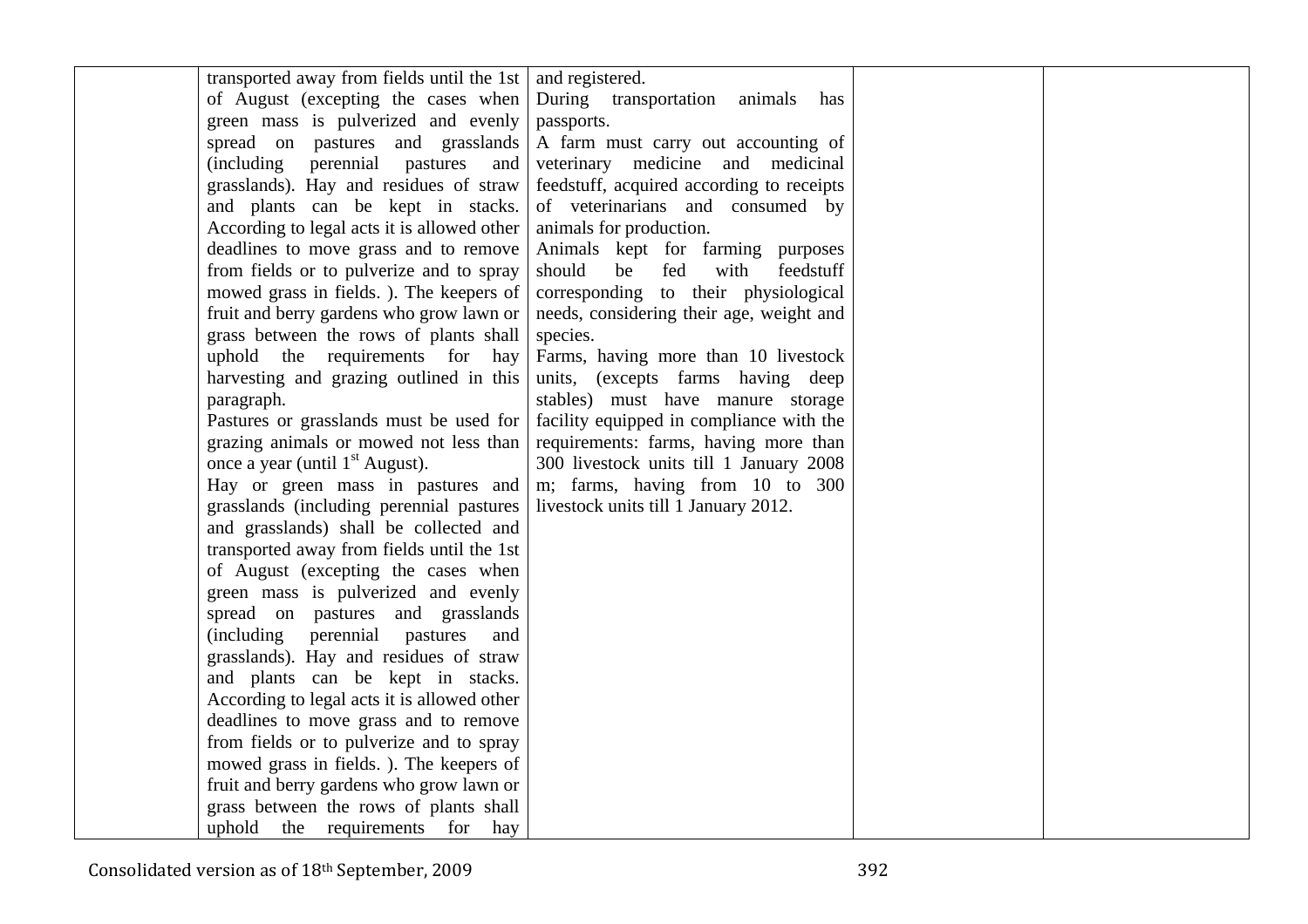|  | transported away from fields until the 1st of August (excepting the cases when green mass is pulverized and evenly spread on pastures and grasslands (including perennial pastures and grasslands). Hay and residues of straw and plants can be kept in stacks. According to legal acts it is allowed other deadlines to move grass and to remove from fields or to pulverize and to spray mowed grass in fields. ). The keepers of fruit and berry gardens who grow lawn or grass between the rows of plants shall uphold the requirements for hay harvesting and grazing outlined in this paragraph.<br>Pastures or grasslands must be used for grazing animals or mowed not less than once a year (until 1st August).<br>Hay or green mass in pastures and grasslands (including perennial pastures and grasslands) shall be collected and transported away from fields until the 1st of August (excepting the cases when green mass is pulverized and evenly spread on pastures and grasslands (including perennial pastures and grasslands). Hay and residues of straw and plants can be kept in stacks. According to legal acts it is allowed other deadlines to move grass and to remove from fields or to pulverize and to spray mowed grass in fields. ). The keepers of fruit and berry gardens who grow lawn or grass between the rows of plants shall uphold the requirements for hay | and registered.<br>During transportation animals has passports.<br>A farm must carry out accounting of veterinary medicine and medicinal feedstuff, acquired according to receipts of veterinarians and consumed by animals for production.<br>Animals kept for farming purposes should be fed with feedstuff corresponding to their physiological needs, considering their age, weight and species.<br>Farms, having more than 10 livestock units, (excepts farms having deep stables) must have manure storage facility equipped in compliance with the requirements: farms, having more than 300 livestock units till 1 January 2008 m; farms, having from 10 to 300 livestock units till 1 January 2012. |  |  |
|---|---|---|---|---|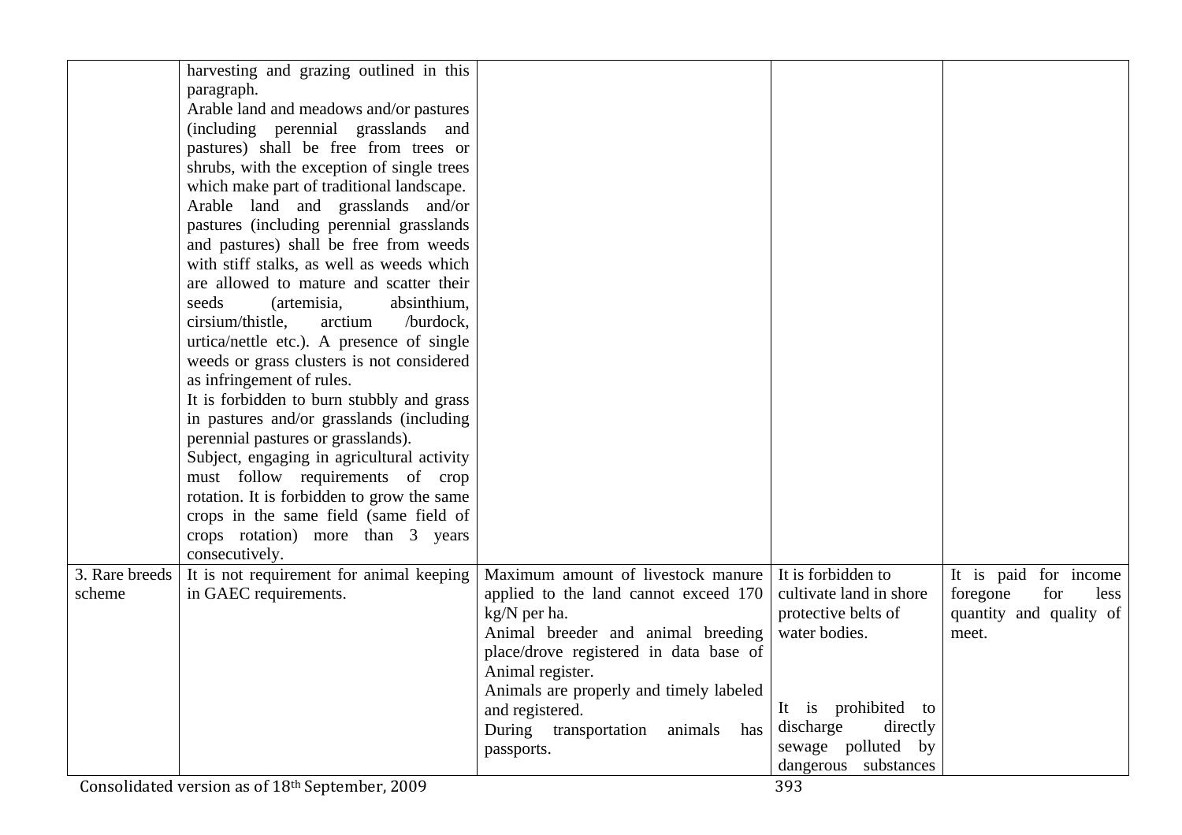| | | | | |
|---|---|---|---|---|
| | harvesting and grazing outlined in this paragraph.<br>Arable land and meadows and/or pastures (including perennial grasslands and pastures) shall be free from trees or shrubs, with the exception of single trees which make part of traditional landscape.<br>Arable land and grasslands and/or pastures (including perennial grasslands and pastures) shall be free from weeds with stiff stalks, as well as weeds which are allowed to mature and scatter their seeds (artemisia, absinthium, cirsium/thistle, arctium /burdock, urtica/nettle etc.). A presence of single weeds or grass clusters is not considered as infringement of rules.<br>It is forbidden to burn stubbly and grass in pastures and/or grasslands (including perennial pastures or grasslands).<br>Subject, engaging in agricultural activity must follow requirements of crop rotation. It is forbidden to grow the same crops in the same field (same field of crops rotation) more than 3 years consecutively. | | | |
| 3. Rare breeds scheme | It is not requirement for animal keeping in GAEC requirements. | Maximum amount of livestock manure applied to the land cannot exceed 170 kg/N per ha.<br>Animal breeder and animal breeding place/drove registered in data base of Animal register.<br>Animals are properly and timely labeled and registered.<br>During transportation animals has passports. | It is forbidden to cultivate land in shore protective belts of water bodies.<br><br>It is prohibited to discharge directly sewage polluted by dangerous substances | It is paid for income foregone for less quantity and quality of meet. |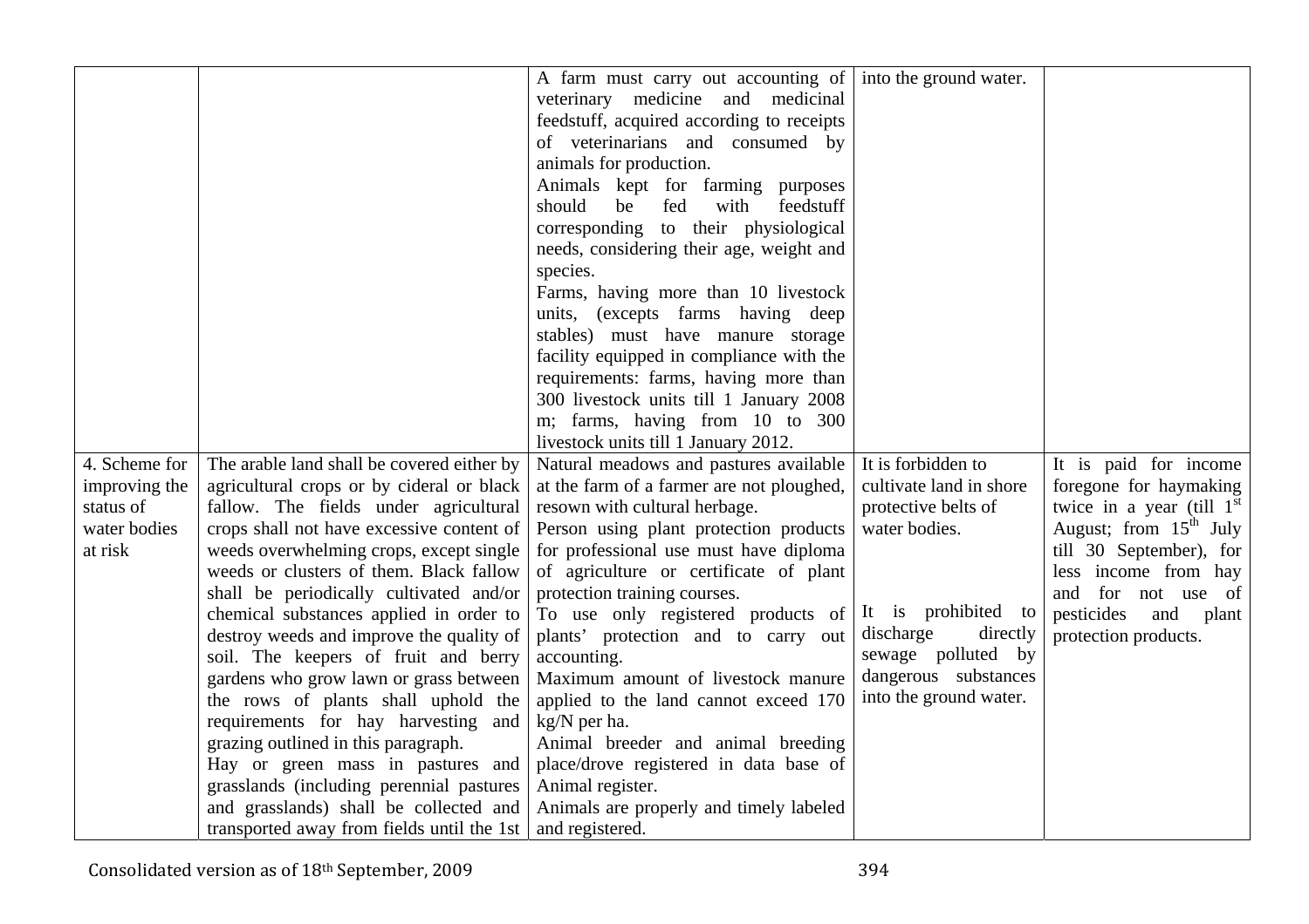|  |  |  |  |  |
|---|---|---|---|---|
|  |  | A farm must carry out accounting of veterinary medicine and medicinal feedstuff, acquired according to receipts of veterinarians and consumed by animals for production. Animals kept for farming purposes should be fed with feedstuff corresponding to their physiological needs, considering their age, weight and species. Farms, having more than 10 livestock units, (excepts farms having deep stables) must have manure storage facility equipped in compliance with the requirements: farms, having more than 300 livestock units till 1 January 2008 m; farms, having from 10 to 300 livestock units till 1 January 2012. | into the ground water. |  |
| 4. Scheme for improving the status of water bodies at risk | The arable land shall be covered either by agricultural crops or by cideral or black fallow. The fields under agricultural crops shall not have excessive content of weeds overwhelming crops, except single weeds or clusters of them. Black fallow shall be periodically cultivated and/or chemical substances applied in order to destroy weeds and improve the quality of soil. The keepers of fruit and berry gardens who grow lawn or grass between the rows of plants shall uphold the requirements for hay harvesting and grazing outlined in this paragraph. Hay or green mass in pastures and grasslands (including perennial pastures and grasslands) shall be collected and transported away from fields until the 1st | Natural meadows and pastures available at the farm of a farmer are not ploughed, resown with cultural herbage. Person using plant protection products for professional use must have diploma of agriculture or certificate of plant protection training courses. To use only registered products of plants' protection and to carry out accounting. Maximum amount of livestock manure applied to the land cannot exceed 170 kg/N per ha. Animal breeder and animal breeding place/drove registered in data base of Animal register. Animals are properly and timely labeled and registered. | It is forbidden to cultivate land in shore protective belts of water bodies. It is prohibited to discharge directly sewage polluted by dangerous substances into the ground water. | It is paid for income foregone for haymaking twice in a year (till 1st August; from 15th July till 30 September), for less income from hay and for not use of pesticides and plant protection products. |

Consolidated version as of 18th September, 2009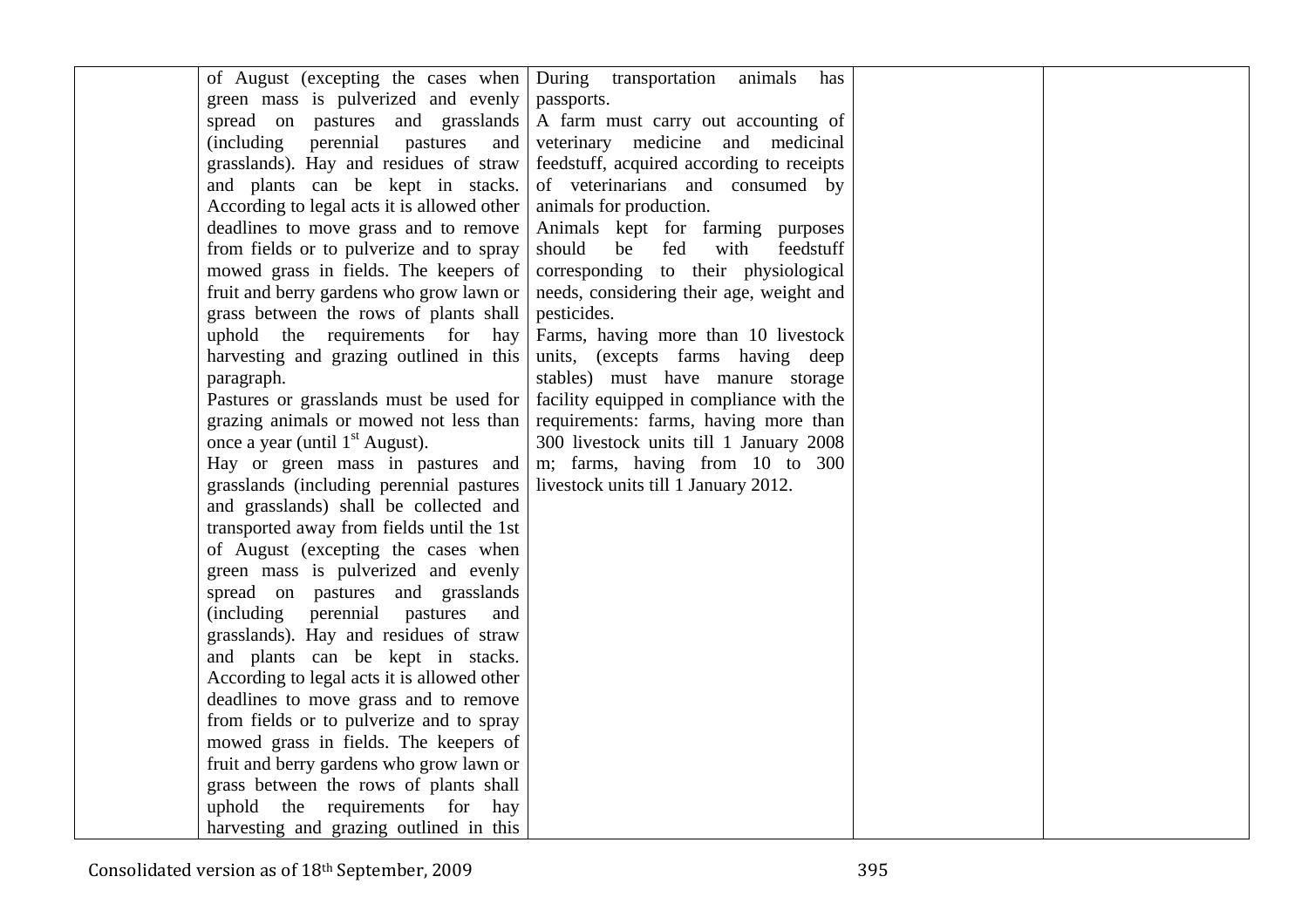|  |  |  |  |  |
|---|---|---|---|---|
|  | of August (excepting the cases when green mass is pulverized and evenly spread on pastures and grasslands (including perennial pastures and grasslands). Hay and residues of straw and plants can be kept in stacks. According to legal acts it is allowed other deadlines to move grass and to remove from fields or to pulverize and to spray mowed grass in fields. The keepers of fruit and berry gardens who grow lawn or grass between the rows of plants shall uphold the requirements for hay harvesting and grazing outlined in this paragraph.<br>Pastures or grasslands must be used for grazing animals or mowed not less than once a year (until 1st August).<br>Hay or green mass in pastures and grasslands (including perennial pastures and grasslands) shall be collected and transported away from fields until the 1st of August (excepting the cases when green mass is pulverized and evenly spread on pastures and grasslands (including perennial pastures and grasslands). Hay and residues of straw and plants can be kept in stacks. According to legal acts it is allowed other deadlines to move grass and to remove from fields or to pulverize and to spray mowed grass in fields. The keepers of fruit and berry gardens who grow lawn or grass between the rows of plants shall uphold the requirements for hay harvesting and grazing outlined in this | During transportation animals has passports.<br>A farm must carry out accounting of veterinary medicine and medicinal feedstuff, acquired according to receipts of veterinarians and consumed by animals for production.<br>Animals kept for farming purposes should be fed with feedstuff corresponding to their physiological needs, considering their age, weight and pesticides.<br>Farms, having more than 10 livestock units, (excepts farms having deep stables) must have manure storage facility equipped in compliance with the requirements: farms, having more than 300 livestock units till 1 January 2008 m; farms, having from 10 to 300 livestock units till 1 January 2012. |  |  |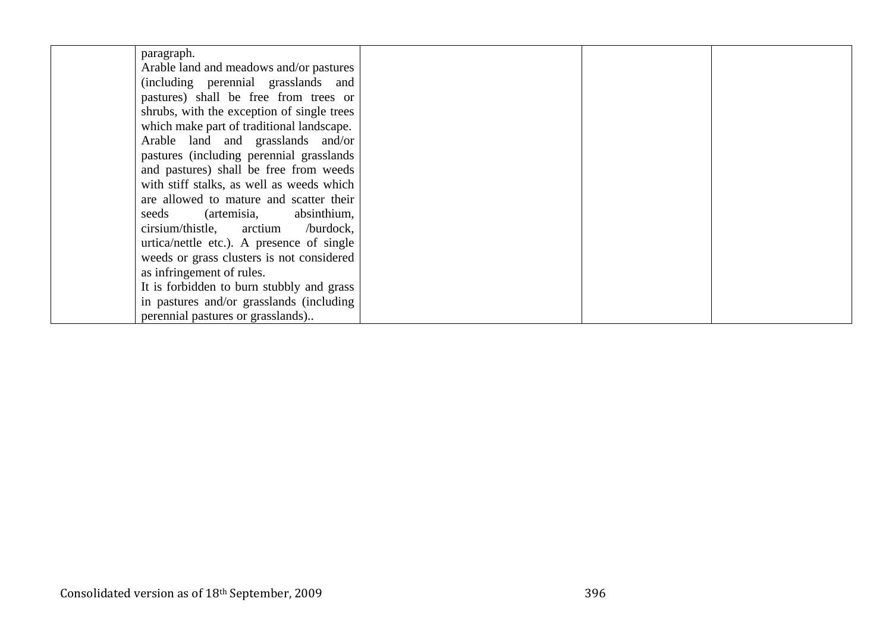| | | | | |
|---|---|---|---|---|
| | paragraph.<br>Arable land and meadows and/or pastures (including perennial grasslands and pastures) shall be free from trees or shrubs, with the exception of single trees which make part of traditional landscape.<br>Arable land and grasslands and/or pastures (including perennial grasslands and pastures) shall be free from weeds with stiff stalks, as well as weeds which are allowed to mature and scatter their seeds (artemisia, absinthium, cirsium/thistle, arctium /burdock, urtica/nettle etc.). A presence of single weeds or grass clusters is not considered as infringement of rules.<br>It is forbidden to burn stubbly and grass in pastures and/or grasslands (including perennial pastures or grasslands).. | | | |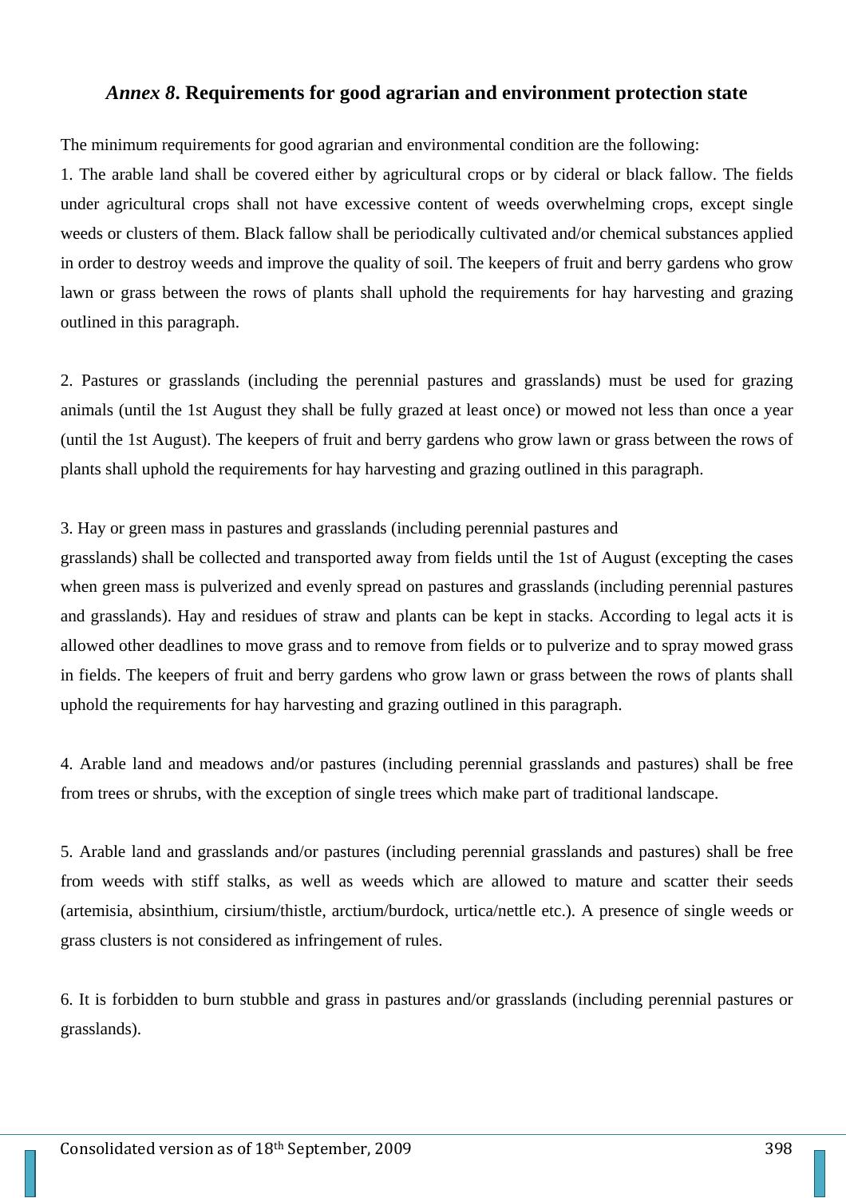## *Annex 8*. Requirements for good agrarian and environment protection state

The minimum requirements for good agrarian and environmental condition are the following:

1. The arable land shall be covered either by agricultural crops or by cideral or black fallow. The fields under agricultural crops shall not have excessive content of weeds overwhelming crops, except single weeds or clusters of them. Black fallow shall be periodically cultivated and/or chemical substances applied in order to destroy weeds and improve the quality of soil. The keepers of fruit and berry gardens who grow lawn or grass between the rows of plants shall uphold the requirements for hay harvesting and grazing outlined in this paragraph.

2. Pastures or grasslands (including the perennial pastures and grasslands) must be used for grazing animals (until the 1st August they shall be fully grazed at least once) or mowed not less than once a year (until the 1st August). The keepers of fruit and berry gardens who grow lawn or grass between the rows of plants shall uphold the requirements for hay harvesting and grazing outlined in this paragraph.

3. Hay or green mass in pastures and grasslands (including perennial pastures and grasslands) shall be collected and transported away from fields until the 1st of August (excepting the cases when green mass is pulverized and evenly spread on pastures and grasslands (including perennial pastures and grasslands). Hay and residues of straw and plants can be kept in stacks. According to legal acts it is allowed other deadlines to move grass and to remove from fields or to pulverize and to spray mowed grass in fields. The keepers of fruit and berry gardens who grow lawn or grass between the rows of plants shall uphold the requirements for hay harvesting and grazing outlined in this paragraph.

4. Arable land and meadows and/or pastures (including perennial grasslands and pastures) shall be free from trees or shrubs, with the exception of single trees which make part of traditional landscape.

5. Arable land and grasslands and/or pastures (including perennial grasslands and pastures) shall be free from weeds with stiff stalks, as well as weeds which are allowed to mature and scatter their seeds (artemisia, absinthium, cirsium/thistle, arctium/burdock, urtica/nettle etc.). A presence of single weeds or grass clusters is not considered as infringement of rules.

6. It is forbidden to burn stubble and grass in pastures and/or grasslands (including perennial pastures or grasslands).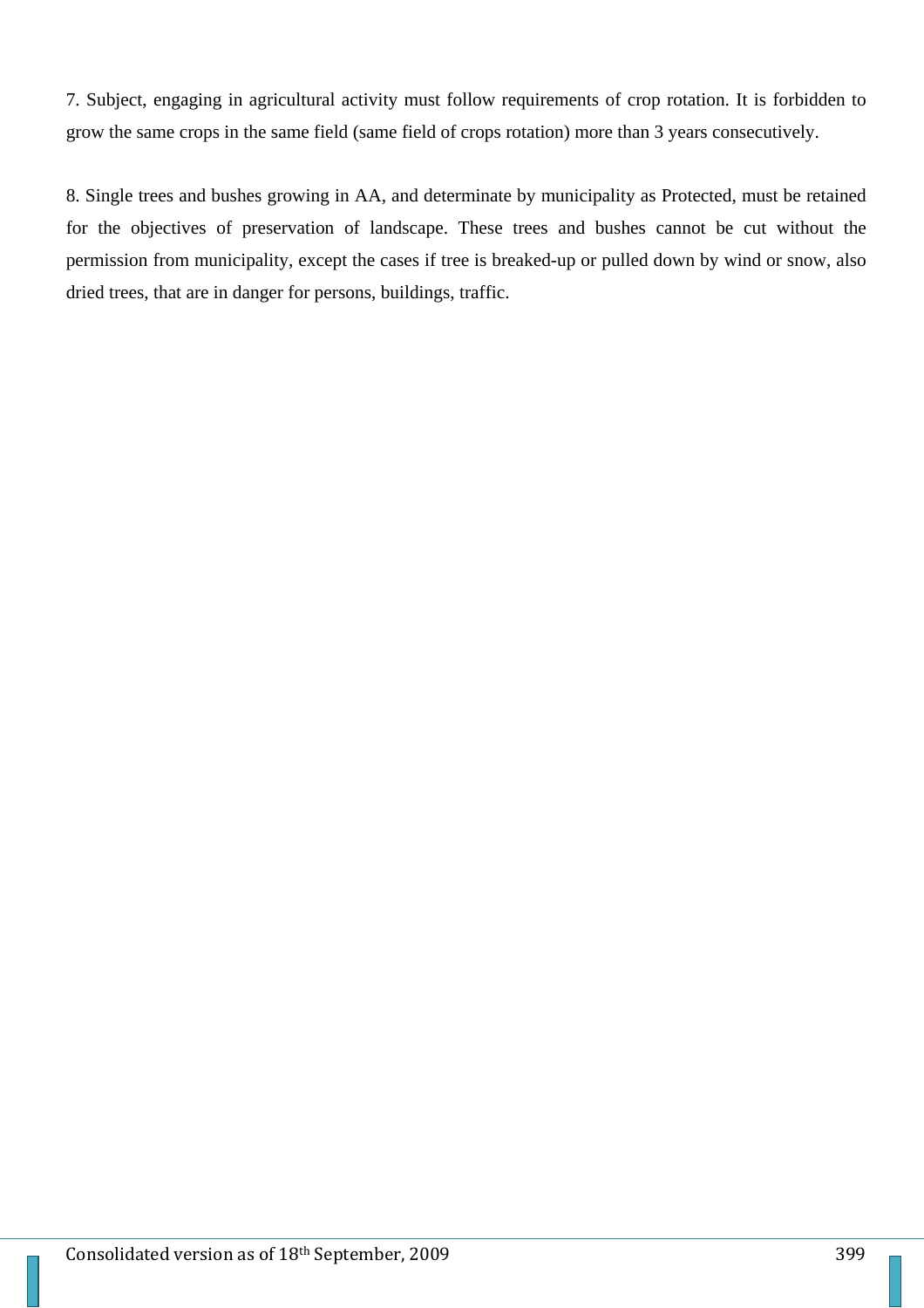7. Subject, engaging in agricultural activity must follow requirements of crop rotation. It is forbidden to grow the same crops in the same field (same field of crops rotation) more than 3 years consecutively.

8. Single trees and bushes growing in AA, and determinate by municipality as Protected, must be retained for the objectives of preservation of landscape. These trees and bushes cannot be cut without the permission from municipality, except the cases if tree is breaked-up or pulled down by wind or snow, also dried trees, that are in danger for persons, buildings, traffic.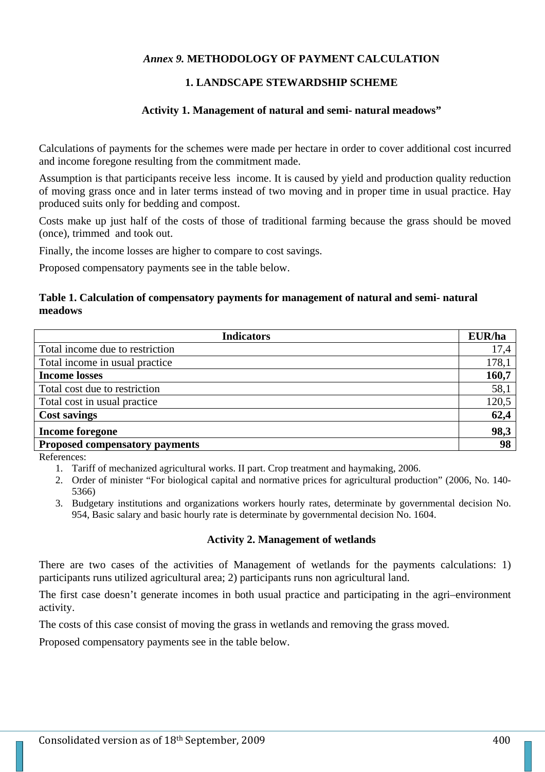*Annex 9.* **METHODOLOGY OF PAYMENT CALCULATION**

## 1. LANDSCAPE STEWARDSHIP SCHEME

### Activity 1. Management of natural and semi- natural meadows”

Calculations of payments for the schemes were made per hectare in order to cover additional cost incurred and income foregone resulting from the commitment made.

Assumption is that participants receive less income. It is caused by yield and production quality reduction of moving grass once and in later terms instead of two moving and in proper time in usual practice. Hay produced suits only for bedding and compost.

Costs make up just half of the costs of those of traditional farming because the grass should be moved (once), trimmed and took out.

Finally, the income losses are higher to compare to cost savings.

Proposed compensatory payments see in the table below.

**Table 1. Calculation of compensatory payments for management of natural and semi- natural meadows**

| Indicators | EUR/ha |
|---|---|
| Total income due to restriction | 17,4 |
| Total income in usual practice | 178,1 |
| **Income losses** | **160,7** |
| Total cost due to restriction | 58,1 |
| Total cost in usual practice | 120,5 |
| **Cost savings** | **62,4** |
| **Income foregone** | **98,3** |
| **Proposed compensatory payments** | **98** |

References:

1. Tariff of mechanized agricultural works. II part. Crop treatment and haymaking, 2006.
2. Order of minister “For biological capital and normative prices for agricultural production” (2006, No. 140-5366)
3. Budgetary institutions and organizations workers hourly rates, determinate by governmental decision No. 954, Basic salary and basic hourly rate is determinate by governmental decision No. 1604.

### Activity 2. Management of wetlands

There are two cases of the activities of Management of wetlands for the payments calculations: 1) participants runs utilized agricultural area; 2) participants runs non agricultural land.

The first case doesn’t generate incomes in both usual practice and participating in the agri–environment activity.

The costs of this case consist of moving the grass in wetlands and removing the grass moved.

Proposed compensatory payments see in the table below.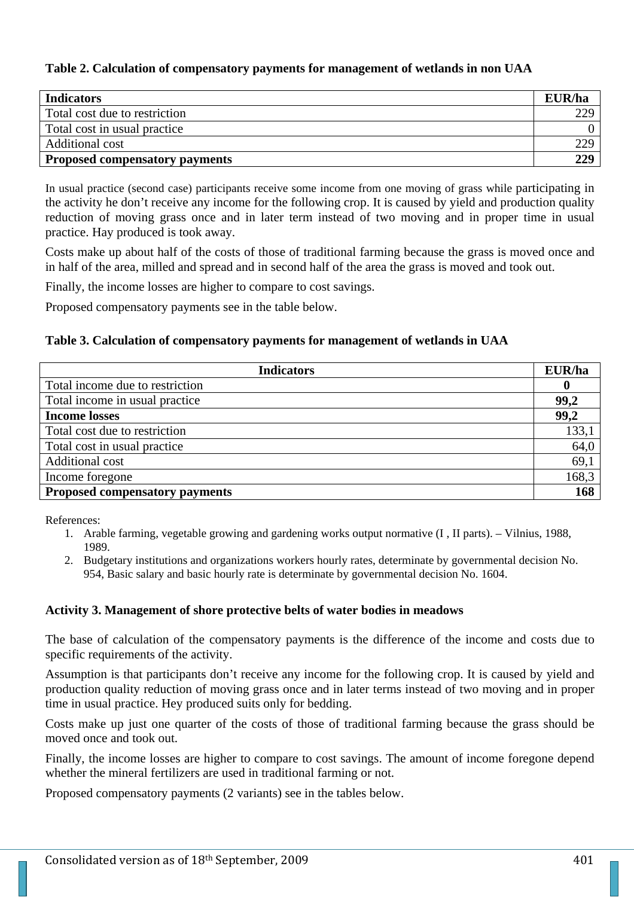**Table 2. Calculation of compensatory payments for management of wetlands in non UAA**

| **Indicators** | **EUR/ha** |
|---|---|
| Total cost due to restriction | 229 |
| Total cost in usual practice | 0 |
| Additional cost | 229 |
| **Proposed compensatory payments** | **229** |

In usual practice (second case) participants receive some income from one moving of grass while participating in the activity he don't receive any income for the following crop. It is caused by yield and production quality reduction of moving grass once and in later term instead of two moving and in proper time in usual practice. Hay produced is took away.

Costs make up about half of the costs of those of traditional farming because the grass is moved once and in half of the area, milled and spread and in second half of the area the grass is moved and took out.

Finally, the income losses are higher to compare to cost savings.

Proposed compensatory payments see in the table below.

**Table 3. Calculation of compensatory payments for management of wetlands in UAA**

| **Indicators** | **EUR/ha** |
|---|---|
| Total income due to restriction | **0** |
| Total income in usual practice | **99,2** |
| **Income losses** | **99,2** |
| Total cost due to restriction | 133,1 |
| Total cost in usual practice | 64,0 |
| Additional cost | 69,1 |
| Income foregone | 168,3 |
| **Proposed compensatory payments** | **168** |

References:

1. Arable farming, vegetable growing and gardening works output normative (I , II parts). – Vilnius, 1988, 1989.
2. Budgetary institutions and organizations workers hourly rates, determinate by governmental decision No. 954, Basic salary and basic hourly rate is determinate by governmental decision No. 1604.

**Activity 3. Management of shore protective belts of water bodies in meadows**

The base of calculation of the compensatory payments is the difference of the income and costs due to specific requirements of the activity.

Assumption is that participants don't receive any income for the following crop. It is caused by yield and production quality reduction of moving grass once and in later terms instead of two moving and in proper time in usual practice. Hey produced suits only for bedding.

Costs make up just one quarter of the costs of those of traditional farming because the grass should be moved once and took out.

Finally, the income losses are higher to compare to cost savings. The amount of income foregone depend whether the mineral fertilizers are used in traditional farming or not.

Proposed compensatory payments (2 variants) see in the tables below.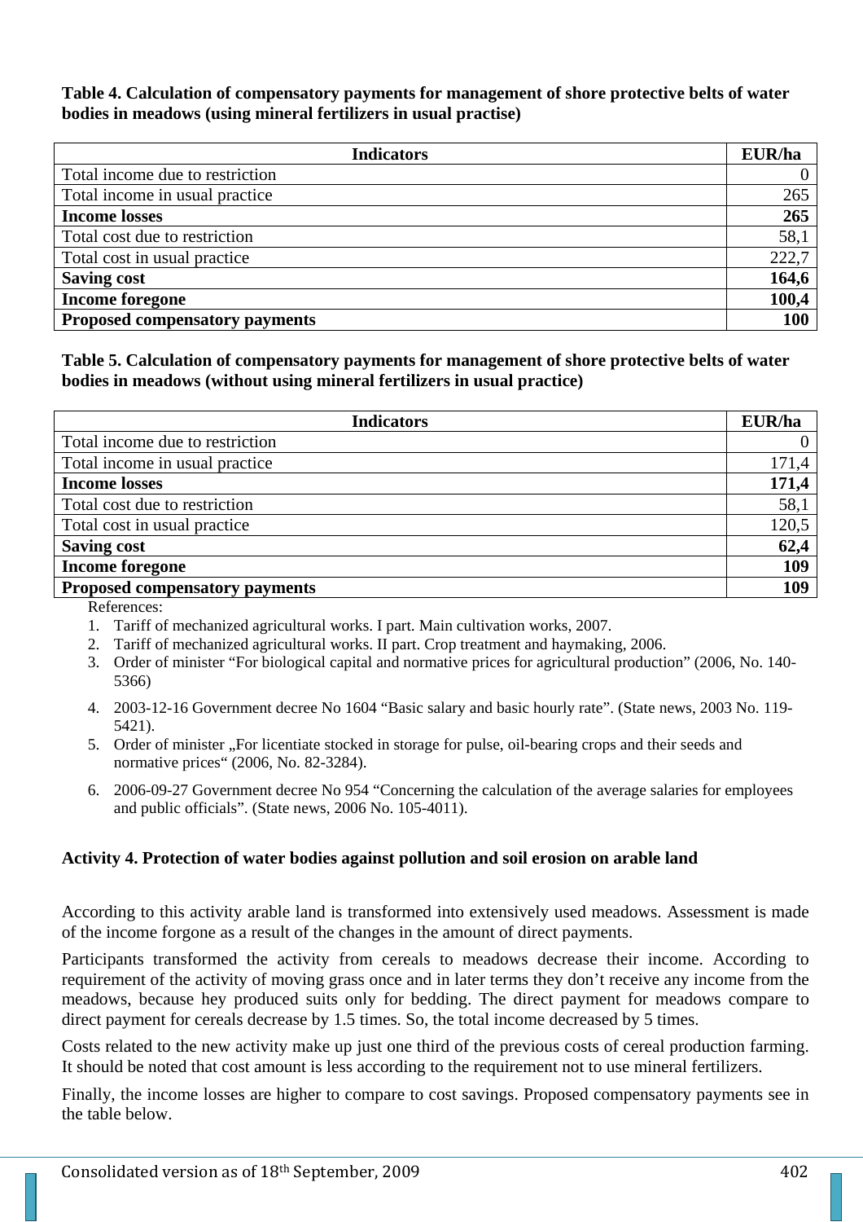**Table 4. Calculation of compensatory payments for management of shore protective belts of water bodies in meadows (using mineral fertilizers in usual practise)**

| Indicators | EUR/ha |
|---|---|
| Total income due to restriction | 0 |
| Total income in usual practice | 265 |
| **Income losses** | **265** |
| Total cost due to restriction | 58,1 |
| Total cost in usual practice | 222,7 |
| **Saving cost** | **164,6** |
| **Income foregone** | **100,4** |
| **Proposed compensatory payments** | **100** |

**Table 5. Calculation of compensatory payments for management of shore protective belts of water bodies in meadows (without using mineral fertilizers in usual practice)**

| Indicators | EUR/ha |
|---|---|
| Total income due to restriction | 0 |
| Total income in usual practice | 171,4 |
| **Income losses** | **171,4** |
| Total cost due to restriction | 58,1 |
| Total cost in usual practice | 120,5 |
| **Saving cost** | **62,4** |
| **Income foregone** | **109** |
| **Proposed compensatory payments** | **109** |

References:

1. Tariff of mechanized agricultural works. I part. Main cultivation works, 2007.
2. Tariff of mechanized agricultural works. II part. Crop treatment and haymaking, 2006.
3. Order of minister "For biological capital and normative prices for agricultural production" (2006, No. 140-5366)
4. 2003-12-16 Government decree No 1604 "Basic salary and basic hourly rate". (State news, 2003 No. 119-5421).
5. Order of minister „For licentiate stocked in storage for pulse, oil-bearing crops and their seeds and normative prices" (2006, No. 82-3284).
6. 2006-09-27 Government decree No 954 "Concerning the calculation of the average salaries for employees and public officials". (State news, 2006 No. 105-4011).

**Activity 4. Protection of water bodies against pollution and soil erosion on arable land**

According to this activity arable land is transformed into extensively used meadows. Assessment is made of the income forgone as a result of the changes in the amount of direct payments.

Participants transformed the activity from cereals to meadows decrease their income. According to requirement of the activity of moving grass once and in later terms they don't receive any income from the meadows, because hey produced suits only for bedding. The direct payment for meadows compare to direct payment for cereals decrease by 1.5 times. So, the total income decreased by 5 times.

Costs related to the new activity make up just one third of the previous costs of cereal production farming. It should be noted that cost amount is less according to the requirement not to use mineral fertilizers.

Finally, the income losses are higher to compare to cost savings. Proposed compensatory payments see in the table below.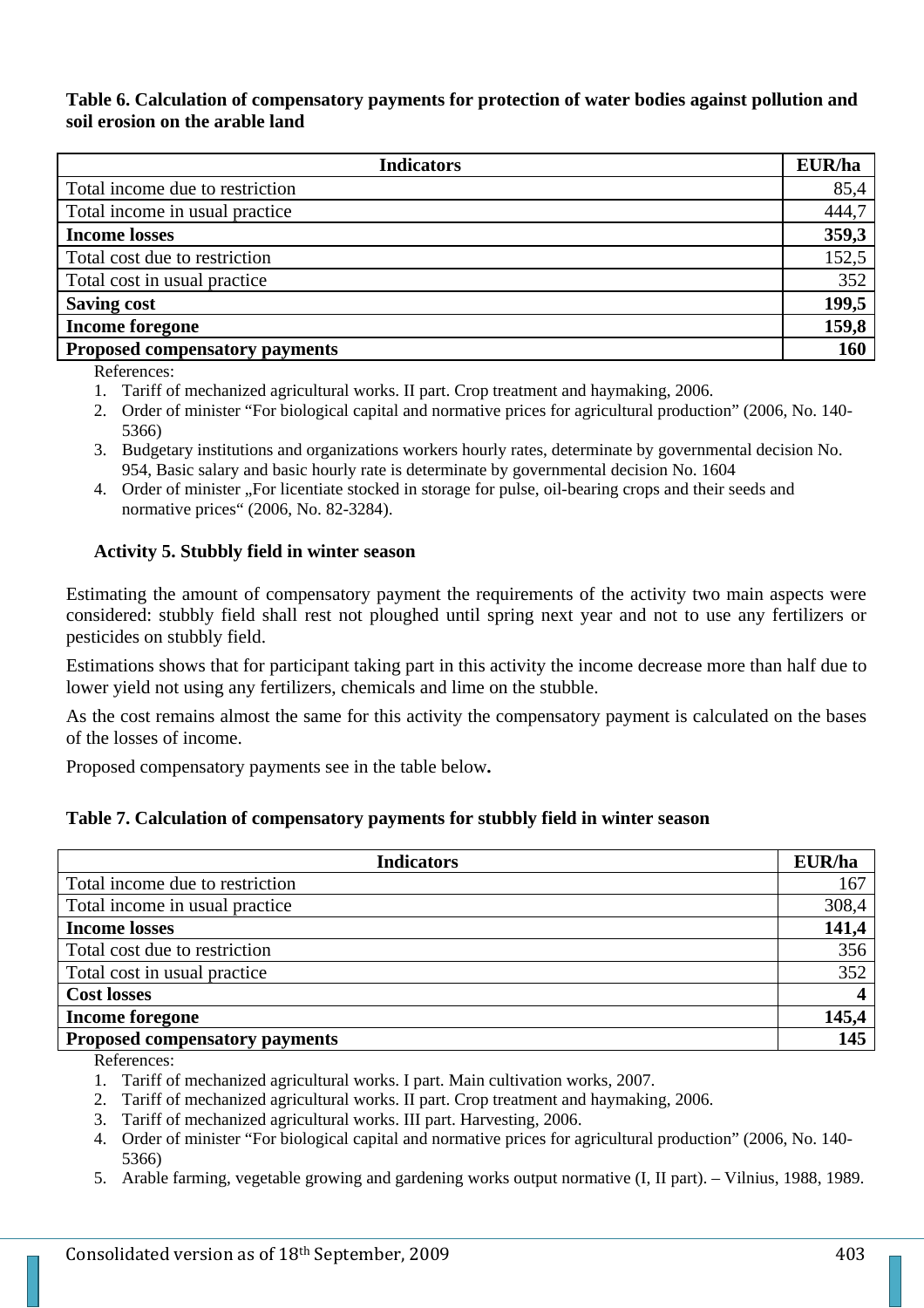**Table 6. Calculation of compensatory payments for protection of water bodies against pollution and soil erosion on the arable land**

| Indicators | EUR/ha |
|---|---|
| Total income due to restriction | 85,4 |
| Total income in usual practice | 444,7 |
| **Income losses** | **359,3** |
| Total cost due to restriction | 152,5 |
| Total cost in usual practice | 352 |
| **Saving cost** | **199,5** |
| **Income foregone** | **159,8** |
| **Proposed compensatory payments** | **160** |

References:

1. Tariff of mechanized agricultural works. II part. Crop treatment and haymaking, 2006.
2. Order of minister "For biological capital and normative prices for agricultural production" (2006, No. 140-5366)
3. Budgetary institutions and organizations workers hourly rates, determinate by governmental decision No. 954, Basic salary and basic hourly rate is determinate by governmental decision No. 1604
4. Order of minister „For licentiate stocked in storage for pulse, oil-bearing crops and their seeds and normative prices" (2006, No. 82-3284).

**Activity 5. Stubbly field in winter season**

Estimating the amount of compensatory payment the requirements of the activity two main aspects were considered: stubbly field shall rest not ploughed until spring next year and not to use any fertilizers or pesticides on stubbly field.

Estimations shows that for participant taking part in this activity the income decrease more than half due to lower yield not using any fertilizers, chemicals and lime on the stubble.

As the cost remains almost the same for this activity the compensatory payment is calculated on the bases of the losses of income.

Proposed compensatory payments see in the table below**.**

**Table 7. Calculation of compensatory payments for stubbly field in winter season**

| Indicators | EUR/ha |
|---|---|
| Total income due to restriction | 167 |
| Total income in usual practice | 308,4 |
| **Income losses** | **141,4** |
| Total cost due to restriction | 356 |
| Total cost in usual practice | 352 |
| **Cost losses** | **4** |
| **Income foregone** | **145,4** |
| **Proposed compensatory payments** | **145** |

References:

1. Tariff of mechanized agricultural works. I part. Main cultivation works, 2007.
2. Tariff of mechanized agricultural works. II part. Crop treatment and haymaking, 2006.
3. Tariff of mechanized agricultural works. III part. Harvesting, 2006.
4. Order of minister "For biological capital and normative prices for agricultural production" (2006, No. 140-5366)
5. Arable farming, vegetable growing and gardening works output normative (I, II part). – Vilnius, 1988, 1989.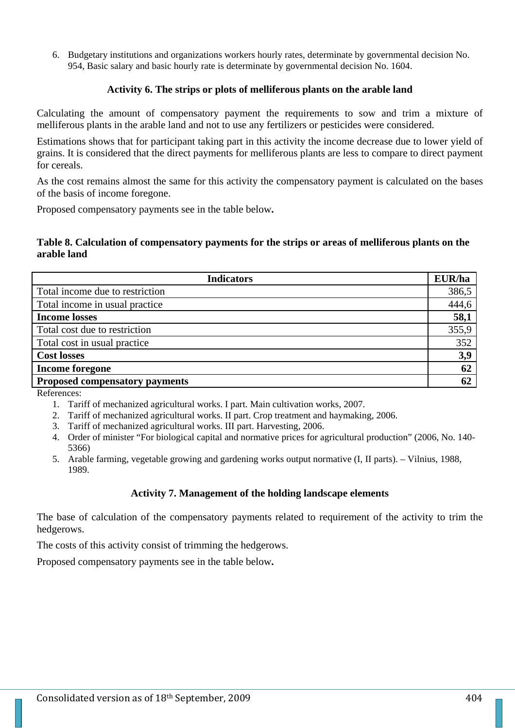6. Budgetary institutions and organizations workers hourly rates, determinate by governmental decision No. 954, Basic salary and basic hourly rate is determinate by governmental decision No. 1604.

### Activity 6. The strips or plots of melliferous plants on the arable land

Calculating the amount of compensatory payment the requirements to sow and trim a mixture of melliferous plants in the arable land and not to use any fertilizers or pesticides were considered.

Estimations shows that for participant taking part in this activity the income decrease due to lower yield of grains. It is considered that the direct payments for melliferous plants are less to compare to direct payment for cereals.

As the cost remains almost the same for this activity the compensatory payment is calculated on the bases of the basis of income foregone.

Proposed compensatory payments see in the table below**.**

**Table 8. Calculation of compensatory payments for the strips or areas of melliferous plants on the arable land**

| **Indicators** | **EUR/ha** |
|---|---|
| Total income due to restriction | 386,5 |
| Total income in usual practice | 444,6 |
| **Income losses** | **58,1** |
| Total cost due to restriction | 355,9 |
| Total cost in usual practice | 352 |
| **Cost losses** | **3,9** |
| **Income foregone** | **62** |
| **Proposed compensatory payments** | **62** |

References:

1. Tariff of mechanized agricultural works. I part. Main cultivation works, 2007.
2. Tariff of mechanized agricultural works. II part. Crop treatment and haymaking, 2006.
3. Tariff of mechanized agricultural works. III part. Harvesting, 2006.
4. Order of minister "For biological capital and normative prices for agricultural production" (2006, No. 140-5366)
5. Arable farming, vegetable growing and gardening works output normative (I, II parts). – Vilnius, 1988, 1989.

### Activity 7. Management of the holding landscape elements

The base of calculation of the compensatory payments related to requirement of the activity to trim the hedgerows.

The costs of this activity consist of trimming the hedgerows.

Proposed compensatory payments see in the table below**.**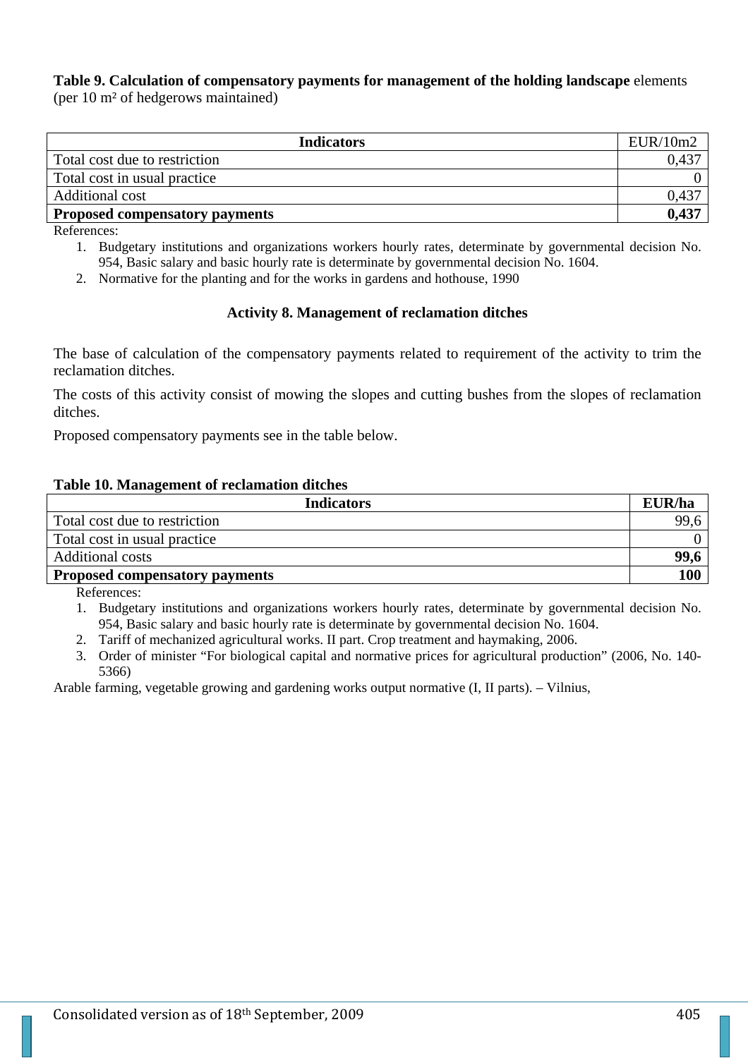**Table 9. Calculation of compensatory payments for management of the holding landscape** elements (per 10 m² of hedgerows maintained)

| Indicators | EUR/10m2 |
|---|---|
| Total cost due to restriction | 0,437 |
| Total cost in usual practice | 0 |
| Additional cost | 0,437 |
| **Proposed compensatory payments** | **0,437** |

References:

1. Budgetary institutions and organizations workers hourly rates, determinate by governmental decision No. 954, Basic salary and basic hourly rate is determinate by governmental decision No. 1604.
2. Normative for the planting and for the works in gardens and hothouse, 1990

### Activity 8. Management of reclamation ditches

The base of calculation of the compensatory payments related to requirement of the activity to trim the reclamation ditches.

The costs of this activity consist of mowing the slopes and cutting bushes from the slopes of reclamation ditches.

Proposed compensatory payments see in the table below.

**Table 10. Management of reclamation ditches**

| Indicators | EUR/ha |
|---|---|
| Total cost due to restriction | 99,6 |
| Total cost in usual practice | 0 |
| Additional costs | **99,6** |
| **Proposed compensatory payments** | **100** |

References:

1. Budgetary institutions and organizations workers hourly rates, determinate by governmental decision No. 954, Basic salary and basic hourly rate is determinate by governmental decision No. 1604.
2. Tariff of mechanized agricultural works. II part. Crop treatment and haymaking, 2006.
3. Order of minister "For biological capital and normative prices for agricultural production" (2006, No. 140-5366)

Arable farming, vegetable growing and gardening works output normative (I, II parts). – Vilnius,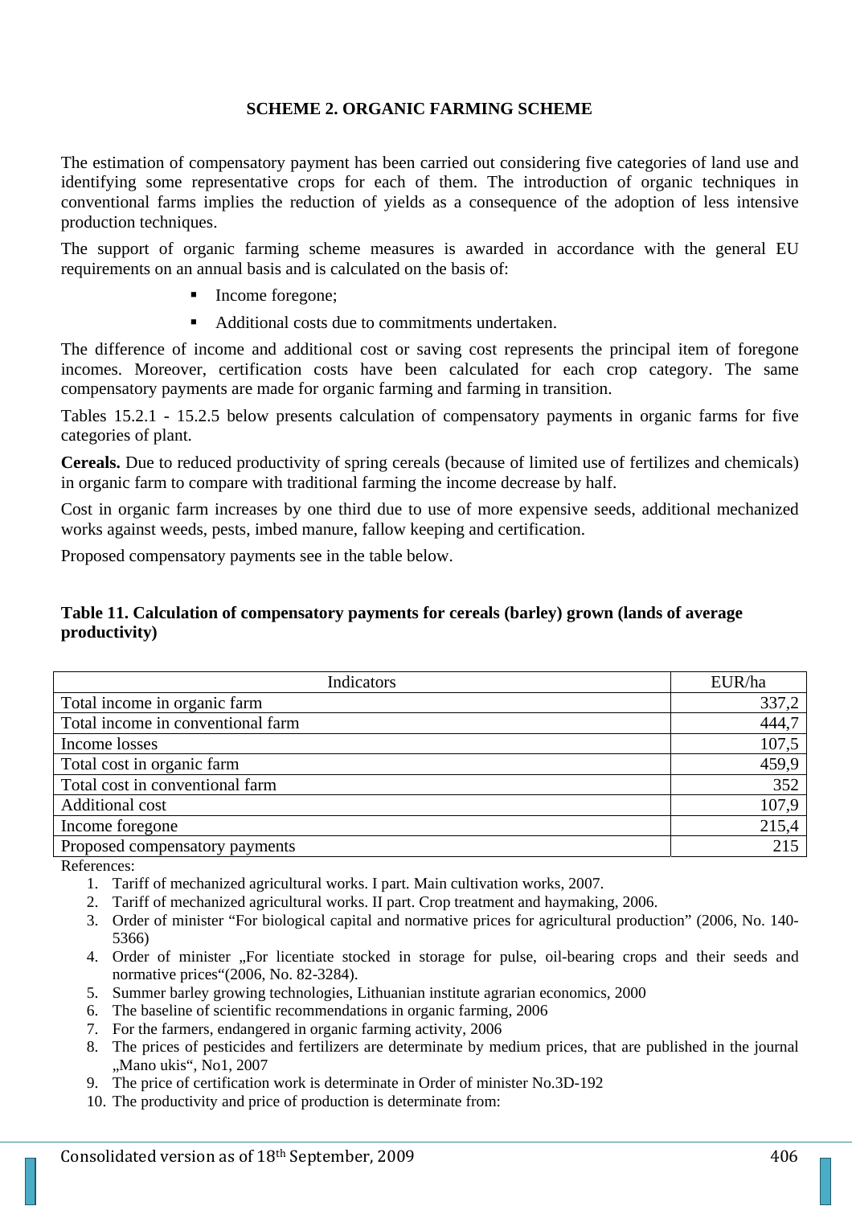## SCHEME 2. ORGANIC FARMING SCHEME

The estimation of compensatory payment has been carried out considering five categories of land use and identifying some representative crops for each of them. The introduction of organic techniques in conventional farms implies the reduction of yields as a consequence of the adoption of less intensive production techniques.

The support of organic farming scheme measures is awarded in accordance with the general EU requirements on an annual basis and is calculated on the basis of:

- Income foregone;
- Additional costs due to commitments undertaken.

The difference of income and additional cost or saving cost represents the principal item of foregone incomes. Moreover, certification costs have been calculated for each crop category. The same compensatory payments are made for organic farming and farming in transition.

Tables 15.2.1 - 15.2.5 below presents calculation of compensatory payments in organic farms for five categories of plant.

**Cereals.** Due to reduced productivity of spring cereals (because of limited use of fertilizes and chemicals) in organic farm to compare with traditional farming the income decrease by half.

Cost in organic farm increases by one third due to use of more expensive seeds, additional mechanized works against weeds, pests, imbed manure, fallow keeping and certification.

Proposed compensatory payments see in the table below.

**Table 11. Calculation of compensatory payments for cereals (barley) grown (lands of average productivity)**

| Indicators | EUR/ha |
|---|---|
| Total income in organic farm | 337,2 |
| Total income in conventional farm | 444,7 |
| Income losses | 107,5 |
| Total cost in organic farm | 459,9 |
| Total cost in conventional farm | 352 |
| Additional cost | 107,9 |
| Income foregone | 215,4 |
| Proposed compensatory payments | 215 |

References:

1. Tariff of mechanized agricultural works. I part. Main cultivation works, 2007.
2. Tariff of mechanized agricultural works. II part. Crop treatment and haymaking, 2006.
3. Order of minister "For biological capital and normative prices for agricultural production" (2006, No. 140-5366)
4. Order of minister „For licentiate stocked in storage for pulse, oil-bearing crops and their seeds and normative prices"(2006, No. 82-3284).
5. Summer barley growing technologies, Lithuanian institute agrarian economics, 2000
6. The baseline of scientific recommendations in organic farming, 2006
7. For the farmers, endangered in organic farming activity, 2006
8. The prices of pesticides and fertilizers are determinate by medium prices, that are published in the journal „Mano ukis", No1, 2007
9. The price of certification work is determinate in Order of minister No.3D-192
10. The productivity and price of production is determinate from: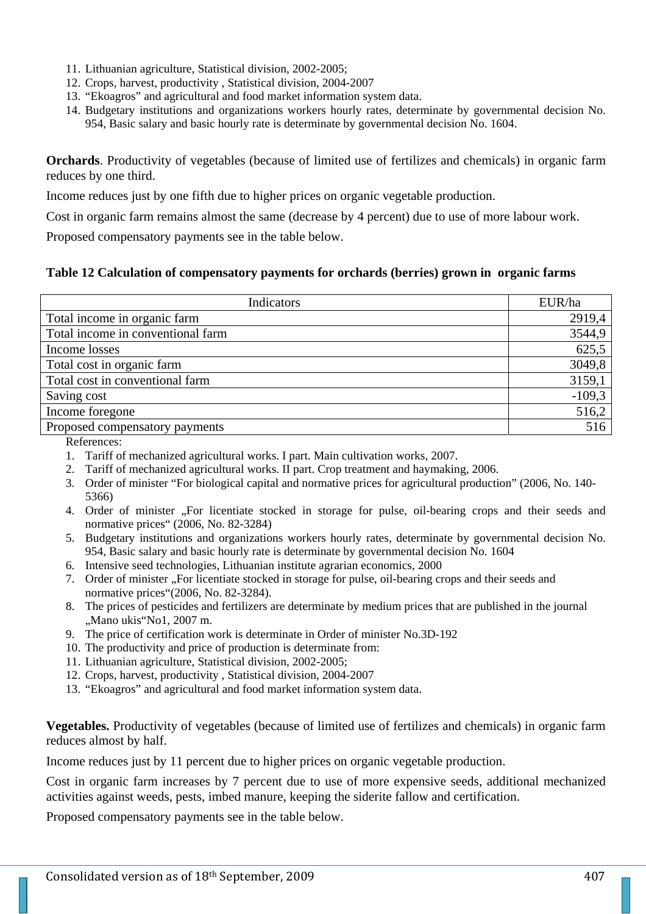11. Lithuanian agriculture, Statistical division, 2002-2005;
12. Crops, harvest, productivity , Statistical division, 2004-2007
13. "Ekoagros" and agricultural and food market information system data.
14. Budgetary institutions and organizations workers hourly rates, determinate by governmental decision No. 954, Basic salary and basic hourly rate is determinate by governmental decision No. 1604.

**Orchards**. Productivity of vegetables (because of limited use of fertilizes and chemicals) in organic farm reduces by one third.

Income reduces just by one fifth due to higher prices on organic vegetable production.

Cost in organic farm remains almost the same (decrease by 4 percent) due to use of more labour work.

Proposed compensatory payments see in the table below.

**Table 12 Calculation of compensatory payments for orchards (berries) grown in organic farms**

| Indicators | EUR/ha |
|---|---|
| Total income in organic farm | 2919,4 |
| Total income in conventional farm | 3544,9 |
| Income losses | 625,5 |
| Total cost in organic farm | 3049,8 |
| Total cost in conventional farm | 3159,1 |
| Saving cost | -109,3 |
| Income foregone | 516,2 |
| Proposed compensatory payments | 516 |

References:

1. Tariff of mechanized agricultural works. I part. Main cultivation works, 2007.
2. Tariff of mechanized agricultural works. II part. Crop treatment and haymaking, 2006.
3. Order of minister "For biological capital and normative prices for agricultural production" (2006, No. 140-5366)
4. Order of minister „For licentiate stocked in storage for pulse, oil-bearing crops and their seeds and normative prices" (2006, No. 82-3284)
5. Budgetary institutions and organizations workers hourly rates, determinate by governmental decision No. 954, Basic salary and basic hourly rate is determinate by governmental decision No. 1604
6. Intensive seed technologies, Lithuanian institute agrarian economics, 2000
7. Order of minister „For licentiate stocked in storage for pulse, oil-bearing crops and their seeds and normative prices"(2006, No. 82-3284).
8. The prices of pesticides and fertilizers are determinate by medium prices that are published in the journal „Mano ukis"No1, 2007 m.
9. The price of certification work is determinate in Order of minister No.3D-192
10. The productivity and price of production is determinate from:
11. Lithuanian agriculture, Statistical division, 2002-2005;
12. Crops, harvest, productivity , Statistical division, 2004-2007
13. "Ekoagros" and agricultural and food market information system data.

**Vegetables.** Productivity of vegetables (because of limited use of fertilizes and chemicals) in organic farm reduces almost by half.

Income reduces just by 11 percent due to higher prices on organic vegetable production.

Cost in organic farm increases by 7 percent due to use of more expensive seeds, additional mechanized activities against weeds, pests, imbed manure, keeping the siderite fallow and certification.

Proposed compensatory payments see in the table below.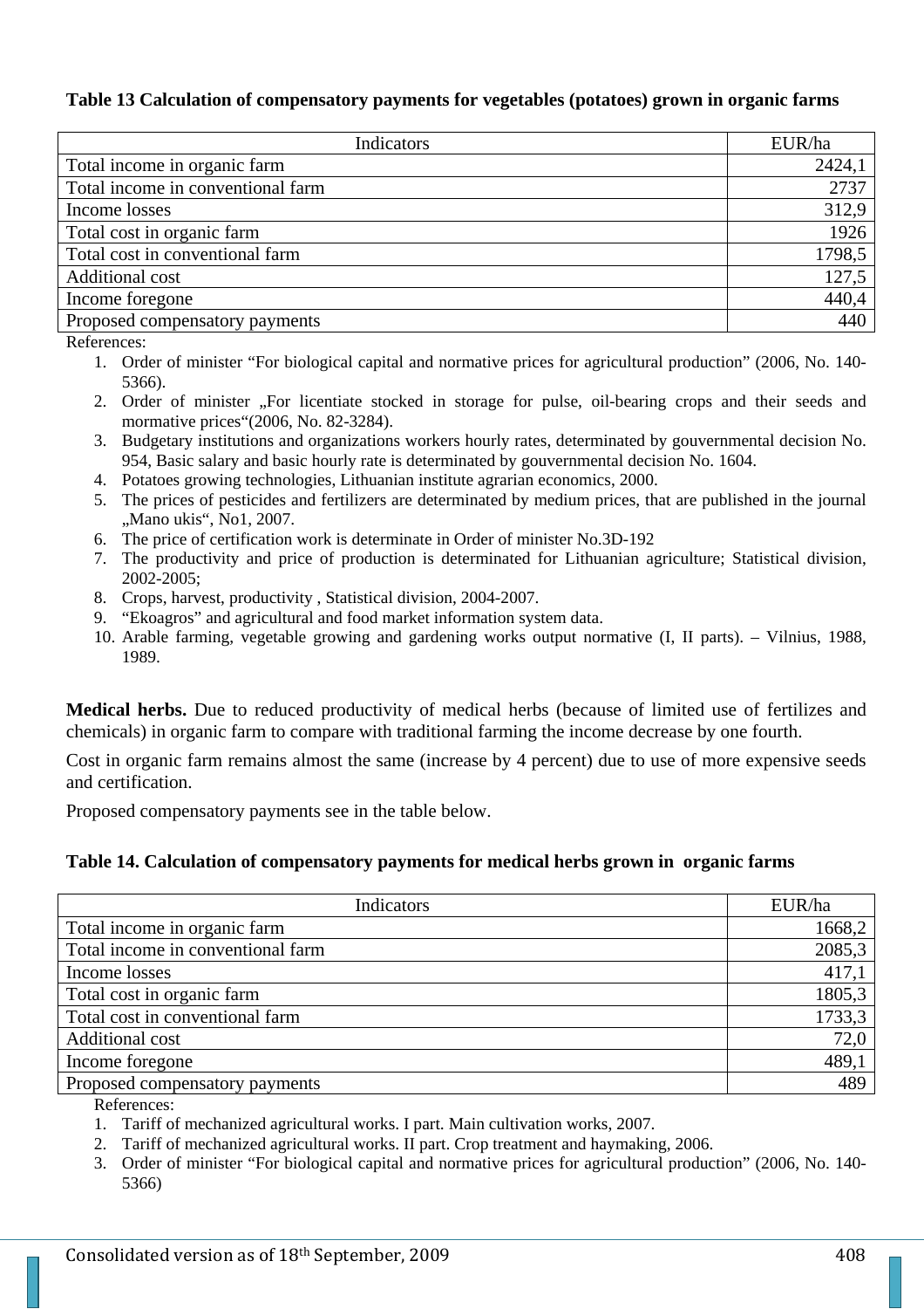**Table 13 Calculation of compensatory payments for vegetables (potatoes) grown in organic farms**

| Indicators | EUR/ha |
|---|---|
| Total income in organic farm | 2424,1 |
| Total income in conventional farm | 2737 |
| Income losses | 312,9 |
| Total cost in organic farm | 1926 |
| Total cost in conventional farm | 1798,5 |
| Additional cost | 127,5 |
| Income foregone | 440,4 |
| Proposed compensatory payments | 440 |

References:

1. Order of minister "For biological capital and normative prices for agricultural production" (2006, No. 140-5366).
2. Order of minister „For licentiate stocked in storage for pulse, oil-bearing crops and their seeds and mormative prices"(2006, No. 82-3284).
3. Budgetary institutions and organizations workers hourly rates, determinated by gouvernmental decision No. 954, Basic salary and basic hourly rate is determined by gouvernmental decision No. 1604.
4. Potatoes growing technologies, Lithuanian institute agrarian economics, 2000.
5. The prices of pesticides and fertilizers are determinated by medium prices, that are published in the journal „Mano ukis", No1, 2007.
6. The price of certification work is determinate in Order of minister No.3D-192
7. The productivity and price of production is determinated for Lithuanian agriculture; Statistical division, 2002-2005;
8. Crops, harvest, productivity , Statistical division, 2004-2007.
9. "Ekoagros" and agricultural and food market information system data.
10. Arable farming, vegetable growing and gardening works output normative (I, II parts). – Vilnius, 1988, 1989.

**Medical herbs.** Due to reduced productivity of medical herbs (because of limited use of fertilizes and chemicals) in organic farm to compare with traditional farming the income decrease by one fourth.

Cost in organic farm remains almost the same (increase by 4 percent) due to use of more expensive seeds and certification.

Proposed compensatory payments see in the table below.

**Table 14. Calculation of compensatory payments for medical herbs grown in organic farms**

| Indicators | EUR/ha |
|---|---|
| Total income in organic farm | 1668,2 |
| Total income in conventional farm | 2085,3 |
| Income losses | 417,1 |
| Total cost in organic farm | 1805,3 |
| Total cost in conventional farm | 1733,3 |
| Additional cost | 72,0 |
| Income foregone | 489,1 |
| Proposed compensatory payments | 489 |

References:

1. Tariff of mechanized agricultural works. I part. Main cultivation works, 2007.
2. Tariff of mechanized agricultural works. II part. Crop treatment and haymaking, 2006.
3. Order of minister "For biological capital and normative prices for agricultural production" (2006, No. 140-5366)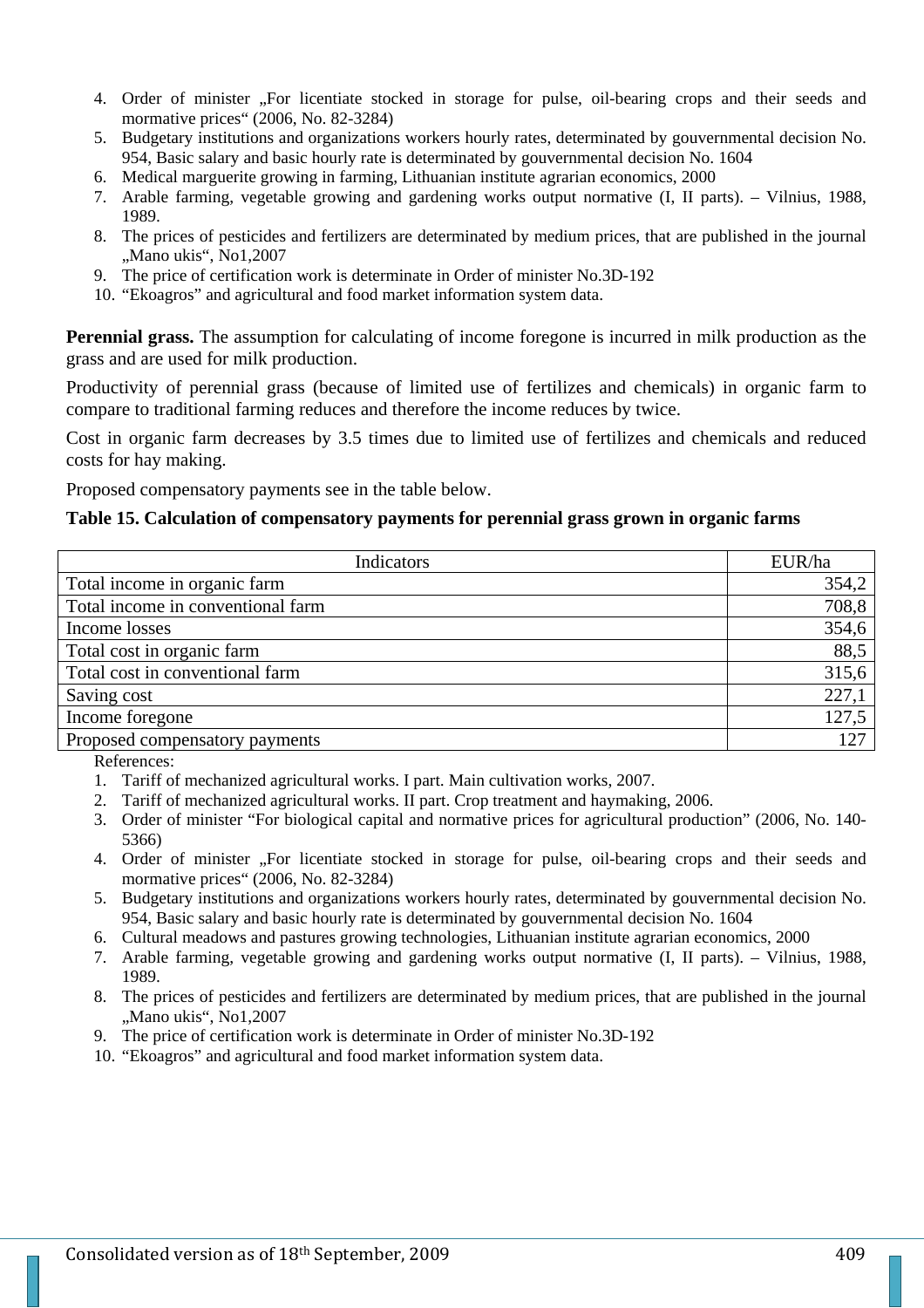4. Order of minister „For licentiate stocked in storage for pulse, oil-bearing crops and their seeds and mormative prices“ (2006, No. 82-3284)
5. Budgetary institutions and organizations workers hourly rates, determinated by gouvernmental decision No. 954, Basic salary and basic hourly rate is determinated by gouvernmental decision No. 1604
6. Medical marguerite growing in farming, Lithuanian institute agrarian economics, 2000
7. Arable farming, vegetable growing and gardening works output normative (I, II parts). – Vilnius, 1988, 1989.
8. The prices of pesticides and fertilizers are determinated by medium prices, that are published in the journal „Mano ukis“, No1,2007
9. The price of certification work is determinate in Order of minister No.3D-192
10. “Ekoagros” and agricultural and food market information system data.

**Perennial grass.** The assumption for calculating of income foregone is incurred in milk production as the grass and are used for milk production.

Productivity of perennial grass (because of limited use of fertilizes and chemicals) in organic farm to compare to traditional farming reduces and therefore the income reduces by twice.

Cost in organic farm decreases by 3.5 times due to limited use of fertilizes and chemicals and reduced costs for hay making.

Proposed compensatory payments see in the table below.

**Table 15. Calculation of compensatory payments for perennial grass grown in organic farms**

| Indicators | EUR/ha |
|---|---|
| Total income in organic farm | 354,2 |
| Total income in conventional farm | 708,8 |
| Income losses | 354,6 |
| Total cost in organic farm | 88,5 |
| Total cost in conventional farm | 315,6 |
| Saving cost | 227,1 |
| Income foregone | 127,5 |
| Proposed compensatory payments | 127 |

References:

1. Tariff of mechanized agricultural works. I part. Main cultivation works, 2007.
2. Tariff of mechanized agricultural works. II part. Crop treatment and haymaking, 2006.
3. Order of minister “For biological capital and normative prices for agricultural production” (2006, No. 140-5366)
4. Order of minister „For licentiate stocked in storage for pulse, oil-bearing crops and their seeds and mormative prices“ (2006, No. 82-3284)
5. Budgetary institutions and organizations workers hourly rates, determinated by gouvernmental decision No. 954, Basic salary and basic hourly rate is determinated by gouvernmental decision No. 1604
6. Cultural meadows and pastures growing technologies, Lithuanian institute agrarian economics, 2000
7. Arable farming, vegetable growing and gardening works output normative (I, II parts). – Vilnius, 1988, 1989.
8. The prices of pesticides and fertilizers are determinated by medium prices, that are published in the journal „Mano ukis“, No1,2007
9. The price of certification work is determinate in Order of minister No.3D-192
10. “Ekoagros” and agricultural and food market information system data.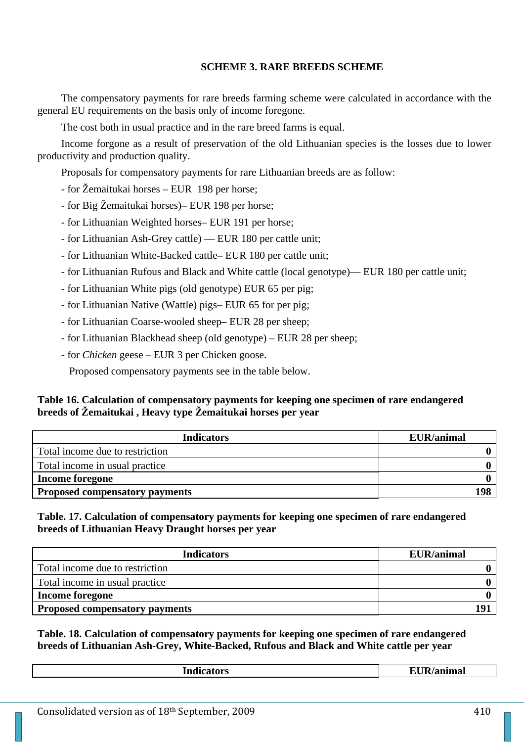## SCHEME 3. RARE BREEDS SCHEME

The compensatory payments for rare breeds farming scheme were calculated in accordance with the general EU requirements on the basis only of income foregone.

The cost both in usual practice and in the rare breed farms is equal.

Income forgone as a result of preservation of the old Lithuanian species is the losses due to lower productivity and production quality.

Proposals for compensatory payments for rare Lithuanian breeds are as follow:

- for Žemaitukai horses – EUR 198 per horse;
- for Big Žemaitukai horses)– EUR 198 per horse;
- for Lithuanian Weighted horses– EUR 191 per horse;
- for Lithuanian Ash-Grey cattle) — EUR 180 per cattle unit;
- for Lithuanian White-Backed cattle– EUR 180 per cattle unit;
- for Lithuanian Rufous and Black and White cattle (local genotype)— EUR 180 per cattle unit;
- for Lithuanian White pigs (old genotype) EUR 65 per pig;
- for Lithuanian Native (Wattle) pigs**–** EUR 65 for per pig;
- for Lithuanian Coarse-wooled sheep**–** EUR 28 per sheep;
- for Lithuanian Blackhead sheep (old genotype) – EUR 28 per sheep;
- for *Chicken* geese – EUR 3 per Chicken goose.

Proposed compensatory payments see in the table below.

**Table 16. Calculation of compensatory payments for keeping one specimen of rare endangered breeds of Žemaitukai , Heavy type Žemaitukai horses per year**

| **Indicators** | **EUR/animal** |
|---|---|
| Total income due to restriction | **0** |
| Total income in usual practice | **0** |
| **Income foregone** | **0** |
| **Proposed compensatory payments** | **198** |

**Table. 17. Calculation of compensatory payments for keeping one specimen of rare endangered breeds of Lithuanian Heavy Draught horses per year**

| **Indicators** | **EUR/animal** |
|---|---|
| Total income due to restriction | **0** |
| Total income in usual practice | **0** |
| **Income foregone** | **0** |
| **Proposed compensatory payments** | **191** |

**Table. 18. Calculation of compensatory payments for keeping one specimen of rare endangered breeds of Lithuanian Ash-Grey, White-Backed, Rufous and Black and White cattle per year**

| **Indicators** | **EUR/animal** |
|---|---|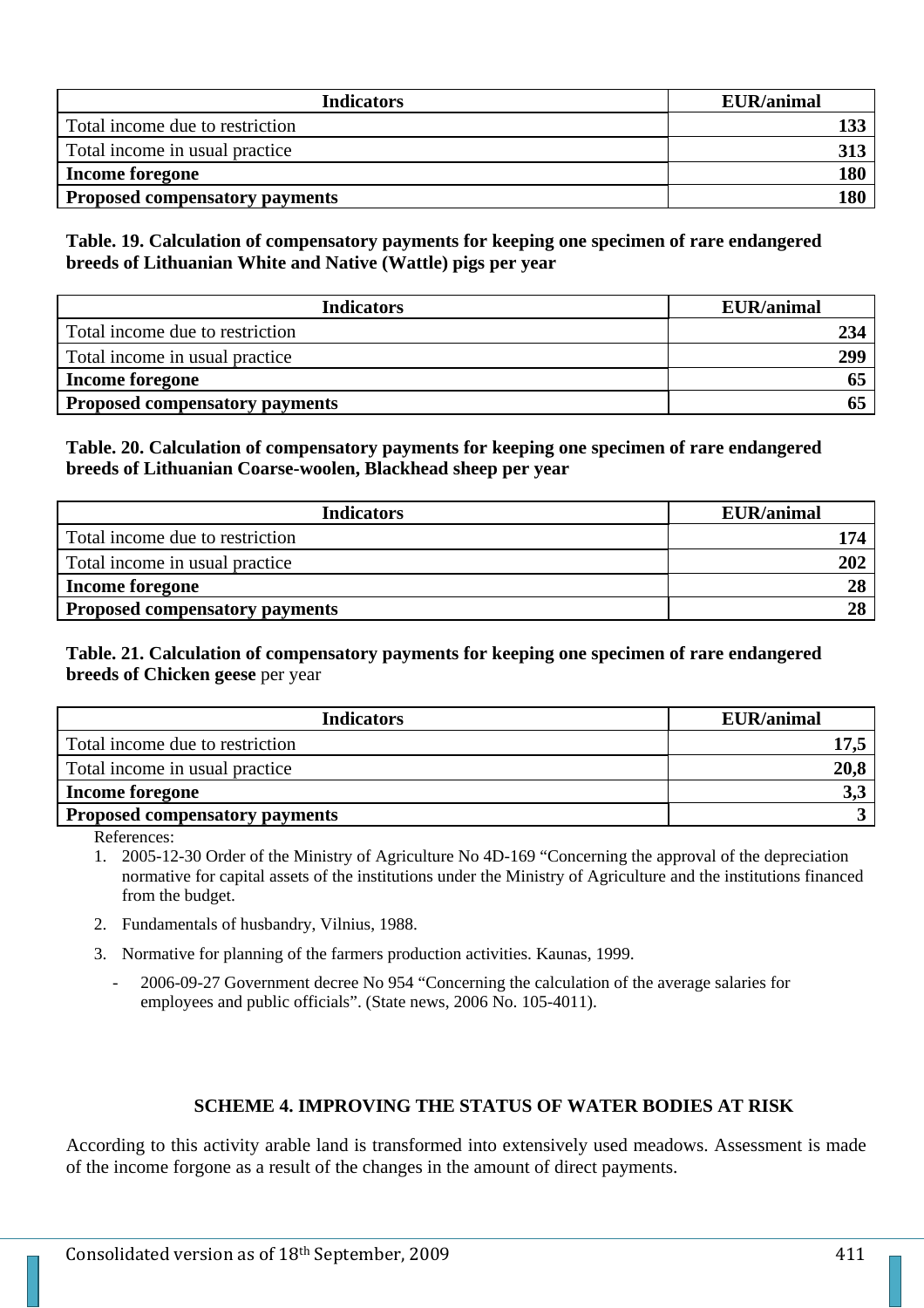| Indicators | EUR/animal |
|---|---|
| Total income due to restriction | **133** |
| Total income in usual practice | **313** |
| **Income foregone** | **180** |
| **Proposed compensatory payments** | **180** |

**Table. 19. Calculation of compensatory payments for keeping one specimen of rare endangered breeds of Lithuanian White and Native (Wattle) pigs per year**

| Indicators | EUR/animal |
|---|---|
| Total income due to restriction | **234** |
| Total income in usual practice | **299** |
| **Income foregone** | **65** |
| **Proposed compensatory payments** | **65** |

**Table. 20. Calculation of compensatory payments for keeping one specimen of rare endangered breeds of Lithuanian Coarse-woolen, Blackhead sheep per year**

| Indicators | EUR/animal |
|---|---|
| Total income due to restriction | **174** |
| Total income in usual practice | **202** |
| **Income foregone** | **28** |
| **Proposed compensatory payments** | **28** |

**Table. 21. Calculation of compensatory payments for keeping one specimen of rare endangered breeds of Chicken geese** per year

| Indicators | EUR/animal |
|---|---|
| Total income due to restriction | **17,5** |
| Total income in usual practice | **20,8** |
| **Income foregone** | **3,3** |
| **Proposed compensatory payments** | **3** |

References:

1. 2005-12-30 Order of the Ministry of Agriculture No 4D-169 "Concerning the approval of the depreciation normative for capital assets of the institutions under the Ministry of Agriculture and the institutions financed from the budget.
2. Fundamentals of husbandry, Vilnius, 1988.
3. Normative for planning of the farmers production activities. Kaunas, 1999.
   - 2006-09-27 Government decree No 954 "Concerning the calculation of the average salaries for employees and public officials". (State news, 2006 No. 105-4011).

## SCHEME 4. IMPROVING THE STATUS OF WATER BODIES AT RISK

According to this activity arable land is transformed into extensively used meadows. Assessment is made of the income forgone as a result of the changes in the amount of direct payments.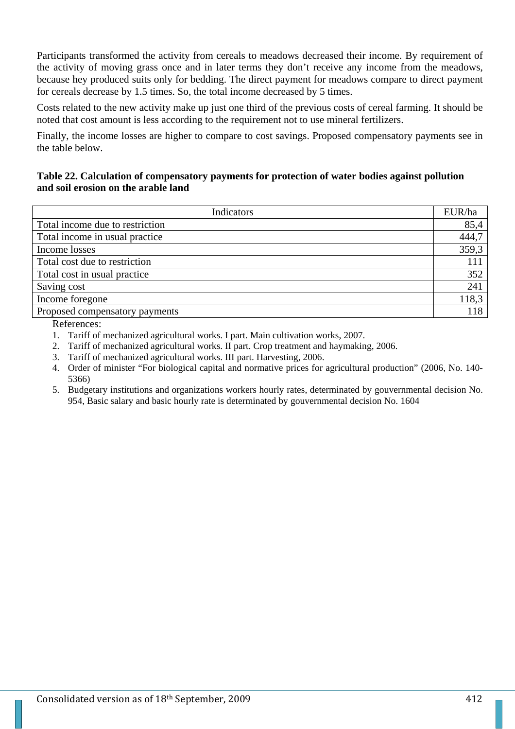Participants transformed the activity from cereals to meadows decreased their income. By requirement of the activity of moving grass once and in later terms they don't receive any income from the meadows, because hey produced suits only for bedding. The direct payment for meadows compare to direct payment for cereals decrease by 1.5 times. So, the total income decreased by 5 times.

Costs related to the new activity make up just one third of the previous costs of cereal farming. It should be noted that cost amount is less according to the requirement not to use mineral fertilizers.

Finally, the income losses are higher to compare to cost savings. Proposed compensatory payments see in the table below.

**Table 22. Calculation of compensatory payments for protection of water bodies against pollution and soil erosion on the arable land**

| Indicators | EUR/ha |
|---|---|
| Total income due to restriction | 85,4 |
| Total income in usual practice | 444,7 |
| Income losses | 359,3 |
| Total cost due to restriction | 111 |
| Total cost in usual practice | 352 |
| Saving cost | 241 |
| Income foregone | 118,3 |
| Proposed compensatory payments | 118 |

References:

1. Tariff of mechanized agricultural works. I part. Main cultivation works, 2007.
2. Tariff of mechanized agricultural works. II part. Crop treatment and haymaking, 2006.
3. Tariff of mechanized agricultural works. III part. Harvesting, 2006.
4. Order of minister "For biological capital and normative prices for agricultural production" (2006, No. 140-5366)
5. Budgetary institutions and organizations workers hourly rates, determinated by gouvernmental decision No. 954, Basic salary and basic hourly rate is determinated by gouvernmental decision No. 1604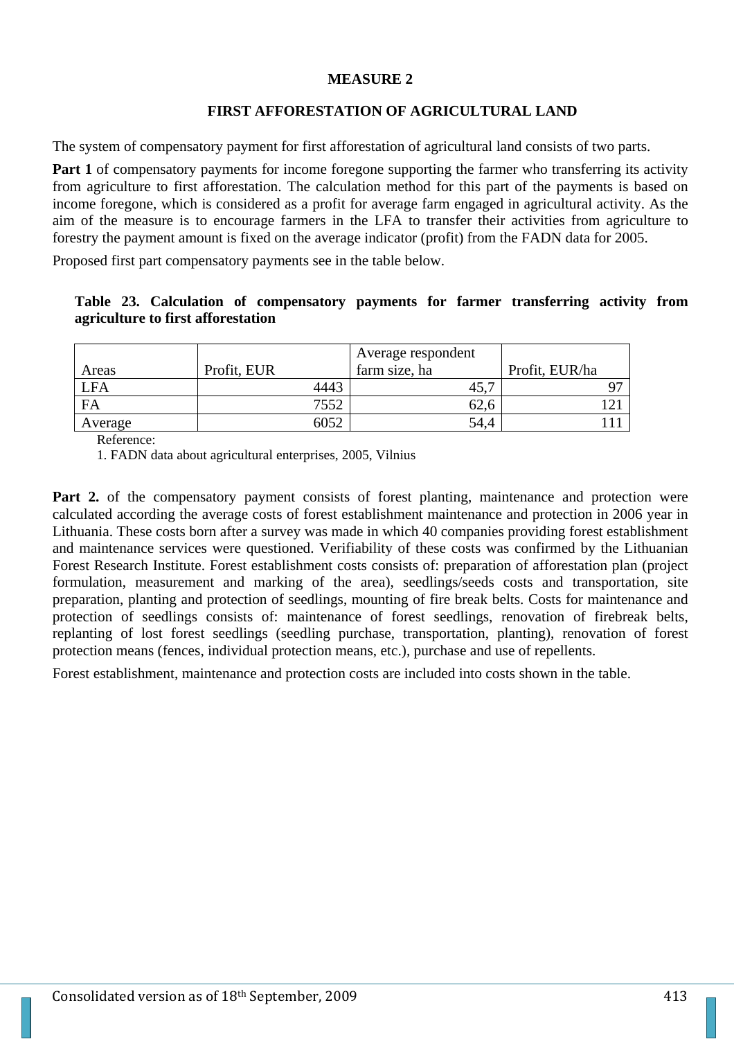## MEASURE 2

### FIRST AFFORESTATION OF AGRICULTURAL LAND

The system of compensatory payment for first afforestation of agricultural land consists of two parts.

**Part 1** of compensatory payments for income foregone supporting the farmer who transferring its activity from agriculture to first afforestation. The calculation method for this part of the payments is based on income foregone, which is considered as a profit for average farm engaged in agricultural activity. As the aim of the measure is to encourage farmers in the LFA to transfer their activities from agriculture to forestry the payment amount is fixed on the average indicator (profit) from the FADN data for 2005.

Proposed first part compensatory payments see in the table below.

**Table 23. Calculation of compensatory payments for farmer transferring activity from agriculture to first afforestation**

| Areas | Profit, EUR | Average respondent farm size, ha | Profit, EUR/ha |
|---|---|---|---|
| LFA | 4443 | 45,7 | 97 |
| FA | 7552 | 62,6 | 121 |
| Average | 6052 | 54,4 | 111 |

Reference:

1. FADN data about agricultural enterprises, 2005, Vilnius

**Part 2.** of the compensatory payment consists of forest planting, maintenance and protection were calculated according the average costs of forest establishment maintenance and protection in 2006 year in Lithuania. These costs born after a survey was made in which 40 companies providing forest establishment and maintenance services were questioned. Verifiability of these costs was confirmed by the Lithuanian Forest Research Institute. Forest establishment costs consists of: preparation of afforestation plan (project formulation, measurement and marking of the area), seedlings/seeds costs and transportation, site preparation, planting and protection of seedlings, mounting of fire break belts. Costs for maintenance and protection of seedlings consists of: maintenance of forest seedlings, renovation of firebreak belts, replanting of lost forest seedlings (seedling purchase, transportation, planting), renovation of forest protection means (fences, individual protection means, etc.), purchase and use of repellents.

Forest establishment, maintenance and protection costs are included into costs shown in the table.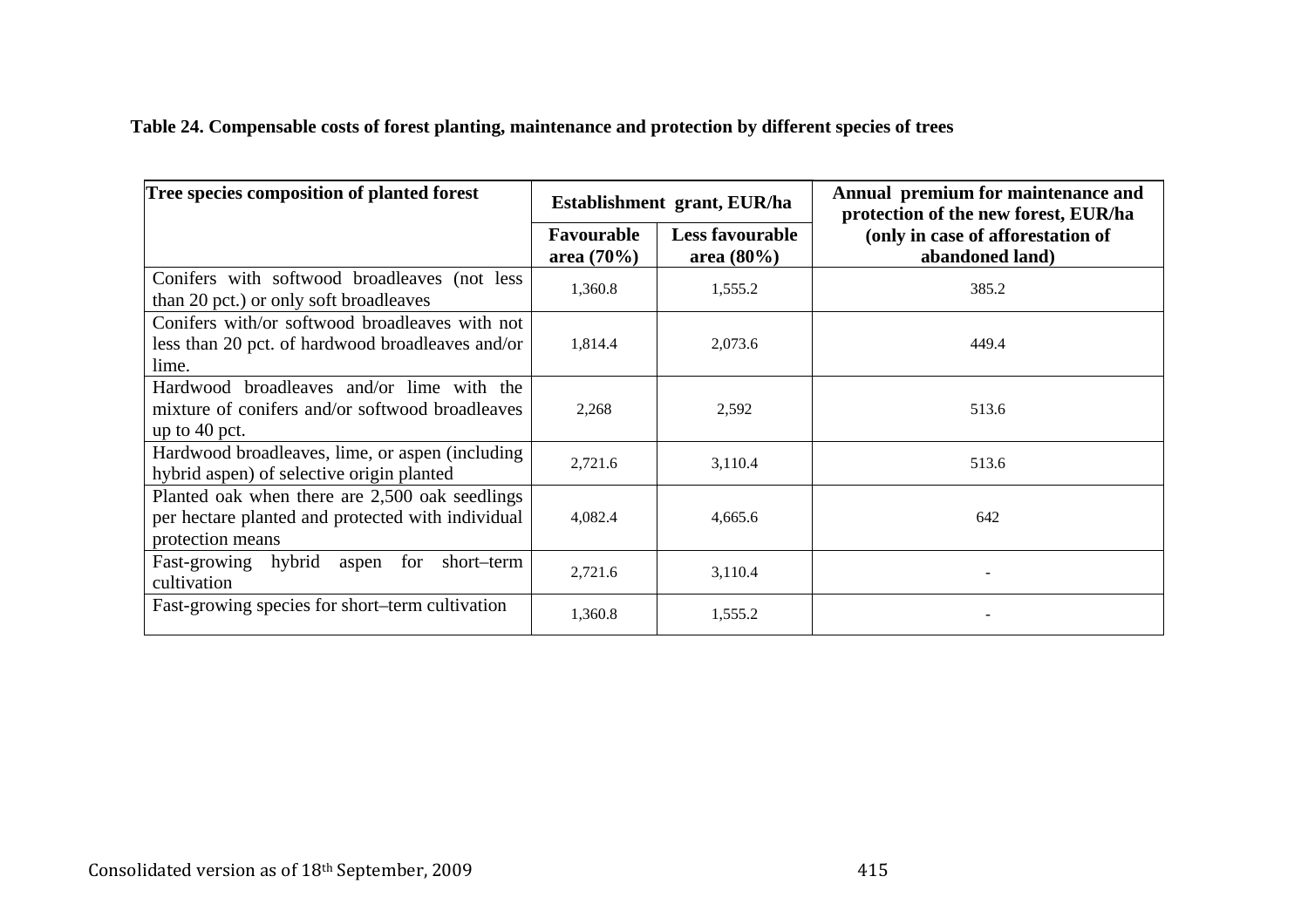**Table 24. Compensable costs of forest planting, maintenance and protection by different species of trees**

| Tree species composition of planted forest | Establishment grant, EUR/ha | | Annual premium for maintenance and protection of the new forest, EUR/ha (only in case of afforestation of abandoned land) |
|---|---|---|---|
| | Favourable area (70%) | Less favourable area (80%) | |
| Conifers with softwood broadleaves (not less than 20 pct.) or only soft broadleaves | 1,360.8 | 1,555.2 | 385.2 |
| Conifers with/or softwood broadleaves with not less than 20 pct. of hardwood broadleaves and/or lime. | 1,814.4 | 2,073.6 | 449.4 |
| Hardwood broadleaves and/or lime with the mixture of conifers and/or softwood broadleaves up to 40 pct. | 2,268 | 2,592 | 513.6 |
| Hardwood broadleaves, lime, or aspen (including hybrid aspen) of selective origin planted | 2,721.6 | 3,110.4 | 513.6 |
| Planted oak when there are 2,500 oak seedlings per hectare planted and protected with individual protection means | 4,082.4 | 4,665.6 | 642 |
| Fast-growing hybrid aspen for short–term cultivation | 2,721.6 | 3,110.4 | - |
| Fast-growing species for short–term cultivation | 1,360.8 | 1,555.2 | - |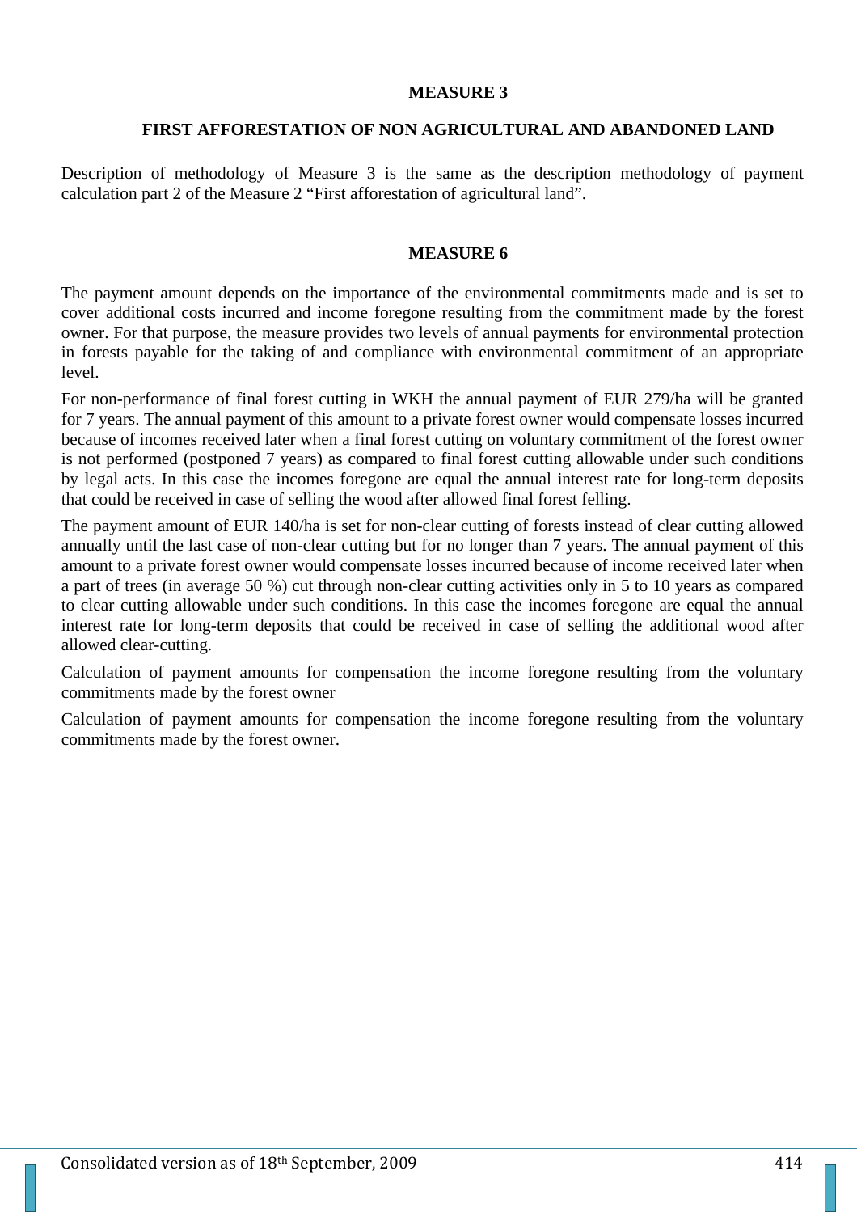## MEASURE 3

### FIRST AFFORESTATION OF NON AGRICULTURAL AND ABANDONED LAND

Description of methodology of Measure 3 is the same as the description methodology of payment calculation part 2 of the Measure 2 "First afforestation of agricultural land".

## MEASURE 6

The payment amount depends on the importance of the environmental commitments made and is set to cover additional costs incurred and income foregone resulting from the commitment made by the forest owner. For that purpose, the measure provides two levels of annual payments for environmental protection in forests payable for the taking of and compliance with environmental commitment of an appropriate level.

For non-performance of final forest cutting in WKH the annual payment of EUR 279/ha will be granted for 7 years. The annual payment of this amount to a private forest owner would compensate losses incurred because of incomes received later when a final forest cutting on voluntary commitment of the forest owner is not performed (postponed 7 years) as compared to final forest cutting allowable under such conditions by legal acts. In this case the incomes foregone are equal the annual interest rate for long-term deposits that could be received in case of selling the wood after allowed final forest felling.

The payment amount of EUR 140/ha is set for non-clear cutting of forests instead of clear cutting allowed annually until the last case of non-clear cutting but for no longer than 7 years. The annual payment of this amount to a private forest owner would compensate losses incurred because of income received later when a part of trees (in average 50 %) cut through non-clear cutting activities only in 5 to 10 years as compared to clear cutting allowable under such conditions. In this case the incomes foregone are equal the annual interest rate for long-term deposits that could be received in case of selling the additional wood after allowed clear-cutting.

Calculation of payment amounts for compensation the income foregone resulting from the voluntary commitments made by the forest owner

Calculation of payment amounts for compensation the income foregone resulting from the voluntary commitments made by the forest owner.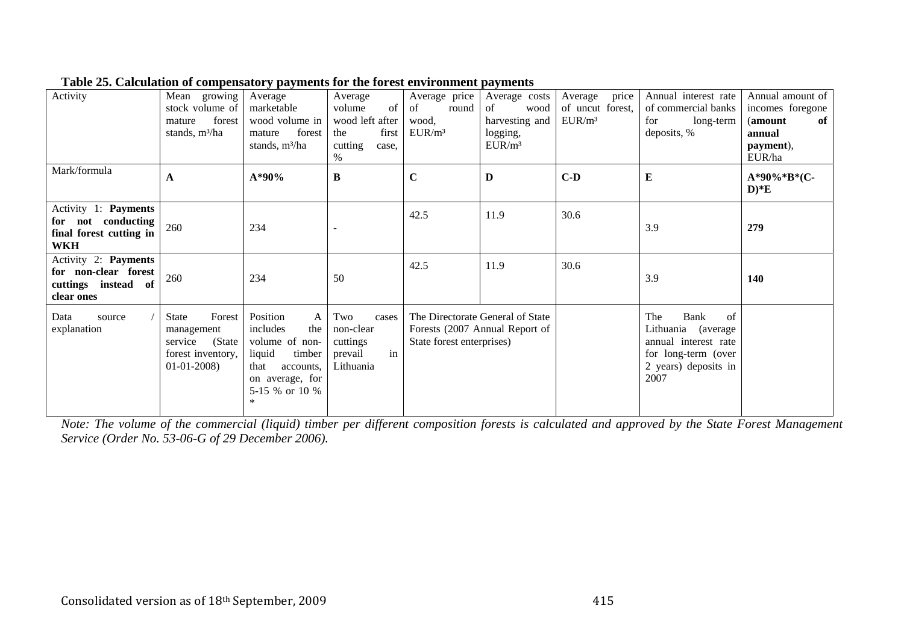**Table 25. Calculation of compensatory payments for the forest environment payments**

| Activity | Mean growing stock volume of mature forest stands, m³/ha | Average marketable wood volume in mature forest stands, m³/ha | Average volume of wood left after the first cutting case, % | Average price of round wood, EUR/m³ | Average costs of wood harvesting and logging, EUR/m³ | Average price of uncut forest, EUR/m³ | Annual interest rate of commercial banks for long-term deposits, % | Annual amount of incomes foregone (**amount of annual payment**), EUR/ha |
|---|---|---|---|---|---|---|---|---|
| Mark/formula | **A** | **A*90%** | **B** | **C** | **D** | **C-D** | **E** | **A*90%*B*(C-D)*E** |
| Activity 1: **Payments for not conducting final forest cutting in WKH** | 260 | 234 | - | 42.5 | 11.9 | 30.6 | 3.9 | **279** |
| Activity 2: **Payments for non-clear forest cuttings instead of clear ones** | 260 | 234 | 50 | 42.5 | 11.9 | 30.6 | 3.9 | **140** |
| Data source / explanation | State Forest management service (State forest inventory, 01-01-2008) | Position A includes the volume of non-liquid timber that accounts, on average, for 5-15 % or 10 % * | Two cases non-clear cuttings prevail in Lithuania | The Directorate General of State Forests (2007 Annual Report of State forest enterprises) | | | The Bank of Lithuania (average annual interest rate for long-term (over 2 years) deposits in 2007 | |

*Note: The volume of the commercial (liquid) timber per different composition forests is calculated and approved by the State Forest Management Service (Order No. 53-06-G of 29 December 2006).*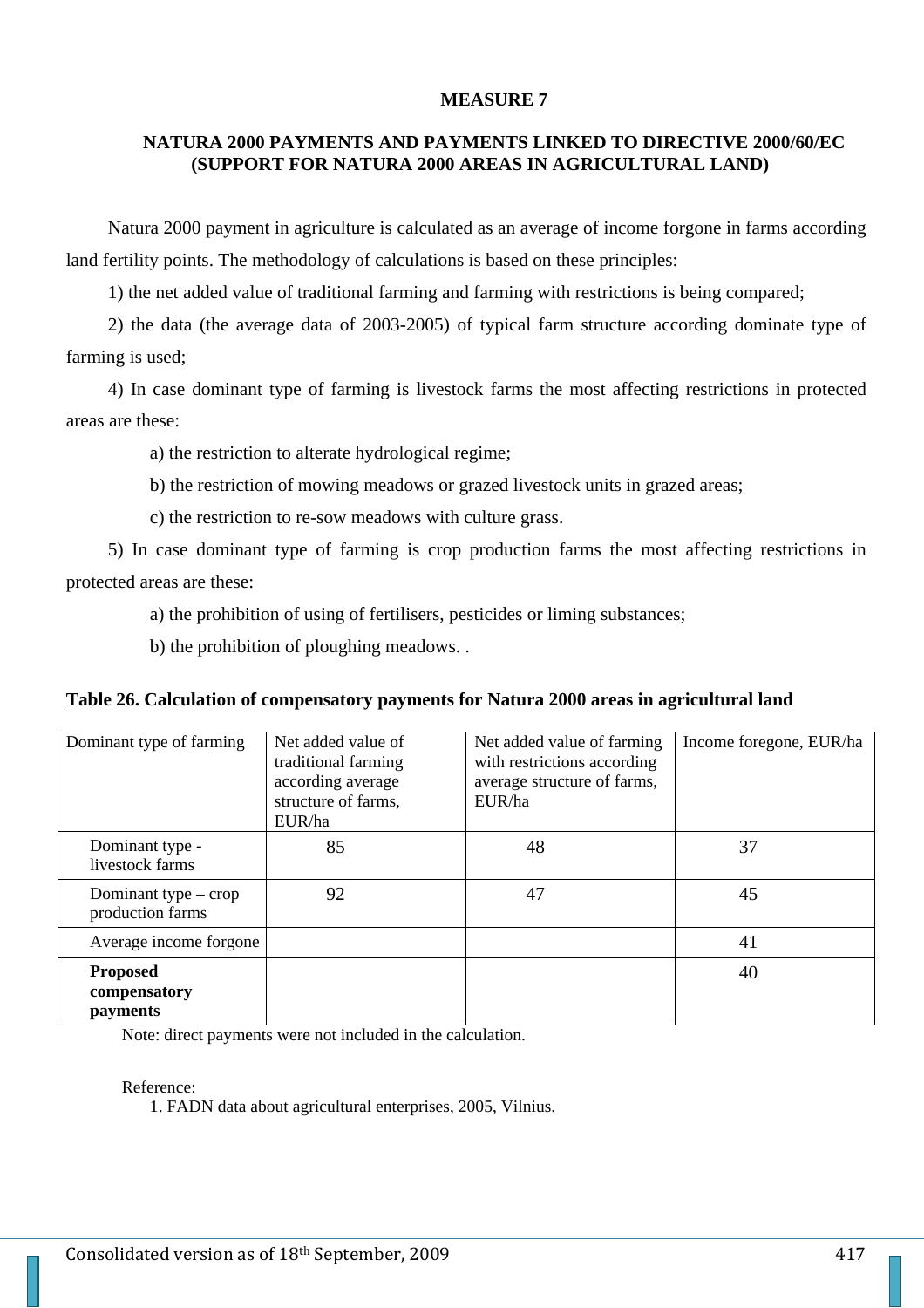## MEASURE 7

### NATURA 2000 PAYMENTS AND PAYMENTS LINKED TO DIRECTIVE 2000/60/EC (SUPPORT FOR NATURA 2000 AREAS IN AGRICULTURAL LAND)

Natura 2000 payment in agriculture is calculated as an average of income forgone in farms according land fertility points. The methodology of calculations is based on these principles:

1) the net added value of traditional farming and farming with restrictions is being compared;

2) the data (the average data of 2003-2005) of typical farm structure according dominate type of farming is used;

4) In case dominant type of farming is livestock farms the most affecting restrictions in protected areas are these:

a) the restriction to alterate hydrological regime;

b) the restriction of mowing meadows or grazed livestock units in grazed areas;

c) the restriction to re-sow meadows with culture grass.

5) In case dominant type of farming is crop production farms the most affecting restrictions in protected areas are these:

a) the prohibition of using of fertilisers, pesticides or liming substances;

b) the prohibition of ploughing meadows. .

**Table 26. Calculation of compensatory payments for Natura 2000 areas in agricultural land**

| Dominant type of farming | Net added value of traditional farming according average structure of farms, EUR/ha | Net added value of farming with restrictions according average structure of farms, EUR/ha | Income foregone, EUR/ha |
|---|---|---|---|
| Dominant type - livestock farms | 85 | 48 | 37 |
| Dominant type – crop production farms | 92 | 47 | 45 |
| Average income forgone | | | 41 |
| **Proposed compensatory payments** | | | 40 |

Note: direct payments were not included in the calculation.

Reference:

1. FADN data about agricultural enterprises, 2005, Vilnius.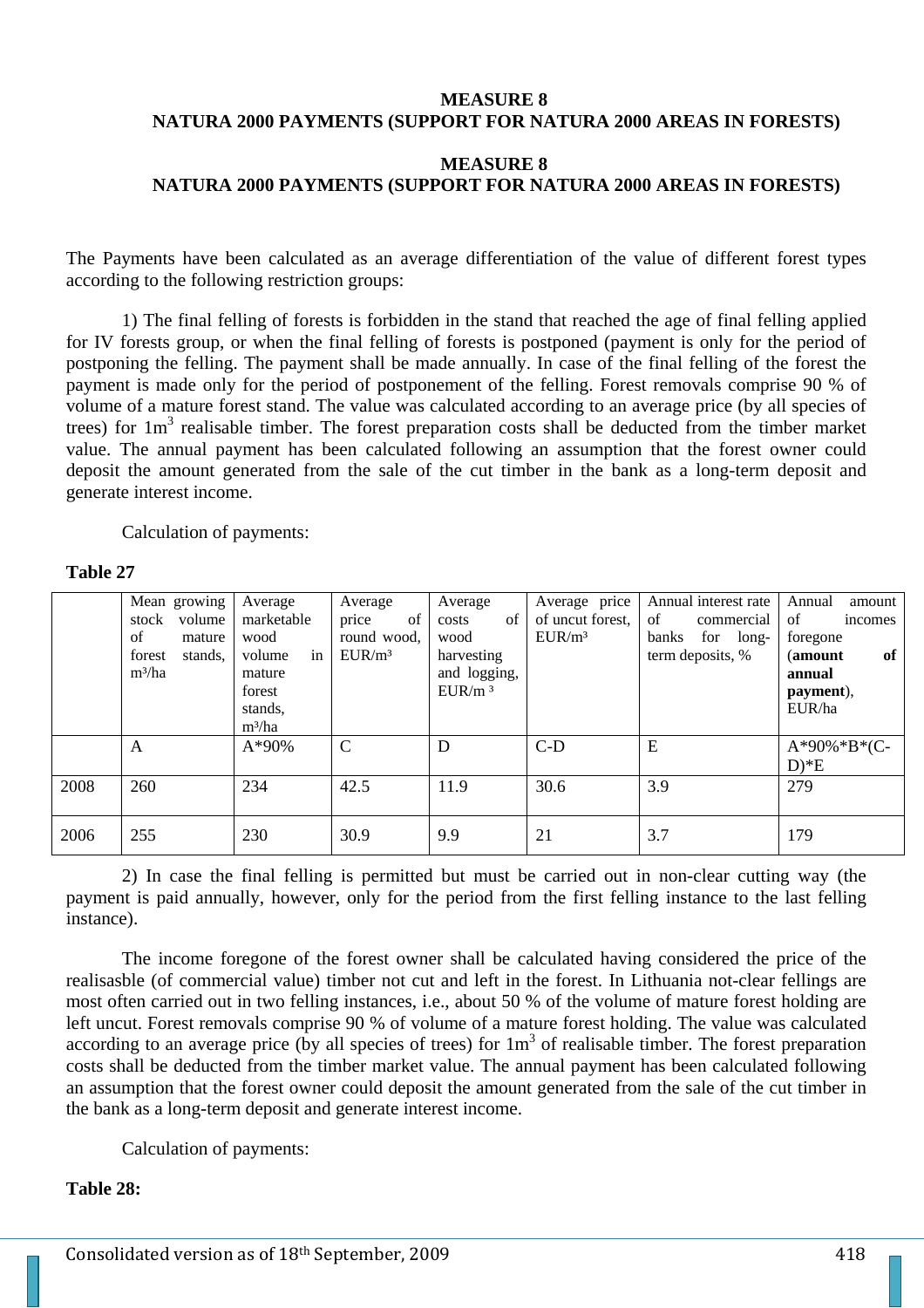**MEASURE 8**
**NATURA 2000 PAYMENTS (SUPPORT FOR NATURA 2000 AREAS IN FORESTS)**

**MEASURE 8**
**NATURA 2000 PAYMENTS (SUPPORT FOR NATURA 2000 AREAS IN FORESTS)**

The Payments have been calculated as an average differentiation of the value of different forest types according to the following restriction groups:

1) The final felling of forests is forbidden in the stand that reached the age of final felling applied for IV forests group, or when the final felling of forests is postponed (payment is only for the period of postponing the felling. The payment shall be made annually. In case of the final felling of the forest the payment is made only for the period of postponement of the felling. Forest removals comprise 90 % of volume of a mature forest stand. The value was calculated according to an average price (by all species of trees) for 1m$^3$ realisable timber. The forest preparation costs shall be deducted from the timber market value. The annual payment has been calculated following an assumption that the forest owner could deposit the amount generated from the sale of the cut timber in the bank as a long-term deposit and generate interest income.

Calculation of payments:

**Table 27**

| | Mean growing stock volume of mature forest stands, m³/ha | Average marketable wood volume in mature forest stands, m³/ha | Average price of round wood, EUR/m³ | Average costs of wood harvesting and logging, EUR/m ³ | Average price of uncut forest, EUR/m³ | Annual interest rate of commercial banks for long-term deposits, % | Annual amount of incomes foregone (**amount of annual payment**), EUR/ha |
|---|---|---|---|---|---|---|---|
| | A | A*90% | C | D | C-D | E | A*90%*B*(C-D)*E |
| 2008 | 260 | 234 | 42.5 | 11.9 | 30.6 | 3.9 | 279 |
| 2006 | 255 | 230 | 30.9 | 9.9 | 21 | 3.7 | 179 |

2) In case the final felling is permitted but must be carried out in non-clear cutting way (the payment is paid annually, however, only for the period from the first felling instance to the last felling instance).

The income foregone of the forest owner shall be calculated having considered the price of the realisasble (of commercial value) timber not cut and left in the forest. In Lithuania not-clear fellings are most often carried out in two felling instances, i.e., about 50 % of the volume of mature forest holding are left uncut. Forest removals comprise 90 % of volume of a mature forest holding. The value was calculated according to an average price (by all species of trees) for 1m$^3$ of realisable timber. The forest preparation costs shall be deducted from the timber market value. The annual payment has been calculated following an assumption that the forest owner could deposit the amount generated from the sale of the cut timber in the bank as a long-term deposit and generate interest income.

Calculation of payments:

**Table 28:**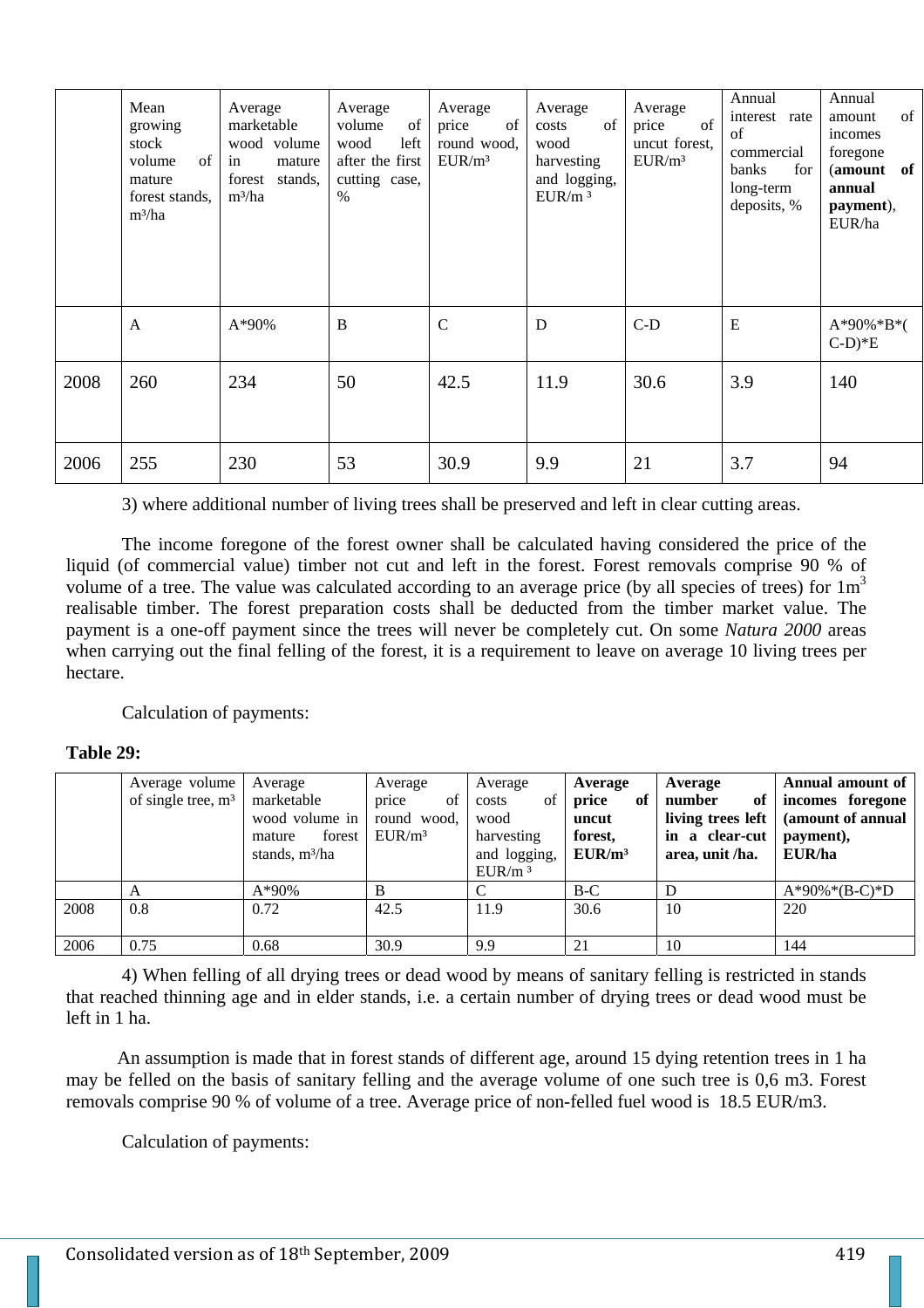| | Mean growing stock volume of mature forest stands, m³/ha | Average marketable wood volume in mature forest stands, m³/ha | Average volume of wood left after the first cutting case, % | Average price of round wood, EUR/m³ | Average costs of wood harvesting and logging, EUR/m ³ | Average price of uncut forest, EUR/m³ | Annual interest rate of commercial banks for long-term deposits, % | Annual amount of incomes foregone (**amount of annual payment**), EUR/ha |
|---|---|---|---|---|---|---|---|---|
| | A | A*90% | B | C | D | C-D | E | A*90%*B*(C-D)*E |
| 2008 | 260 | 234 | 50 | 42.5 | 11.9 | 30.6 | 3.9 | 140 |
| 2006 | 255 | 230 | 53 | 30.9 | 9.9 | 21 | 3.7 | 94 |

3) where additional number of living trees shall be preserved and left in clear cutting areas.

The income foregone of the forest owner shall be calculated having considered the price of the liquid (of commercial value) timber not cut and left in the forest. Forest removals comprise 90 % of volume of a tree. The value was calculated according to an average price (by all species of trees) for 1m$^3$ realisable timber. The forest preparation costs shall be deducted from the timber market value. The payment is a one-off payment since the trees will never be completely cut. On some *Natura 2000* areas when carrying out the final felling of the forest, it is a requirement to leave on average 10 living trees per hectare.

Calculation of payments:

**Table 29:**

| | Average volume of single tree, m³ | Average marketable wood volume in mature forest stands, m³/ha | Average price of round wood, EUR/m³ | Average costs of wood harvesting and logging, EUR/m ³ | **Average price of uncut forest, EUR/m³** | **Average number of living trees left in a clear-cut area, unit /ha.** | **Annual amount of incomes foregone (amount of annual payment), EUR/ha** |
|---|---|---|---|---|---|---|---|
| | A | A*90% | B | C | B-C | D | A*90%*(B-C)*D |
| 2008 | 0.8 | 0.72 | 42.5 | 11.9 | 30.6 | 10 | 220 |
| 2006 | 0.75 | 0.68 | 30.9 | 9.9 | 21 | 10 | 144 |

4) When felling of all drying trees or dead wood by means of sanitary felling is restricted in stands that reached thinning age and in elder stands, i.e. a certain number of drying trees or dead wood must be left in 1 ha.

An assumption is made that in forest stands of different age, around 15 dying retention trees in 1 ha may be felled on the basis of sanitary felling and the average volume of one such tree is 0,6 m3. Forest removals comprise 90 % of volume of a tree. Average price of non-felled fuel wood is 18.5 EUR/m3.

Calculation of payments: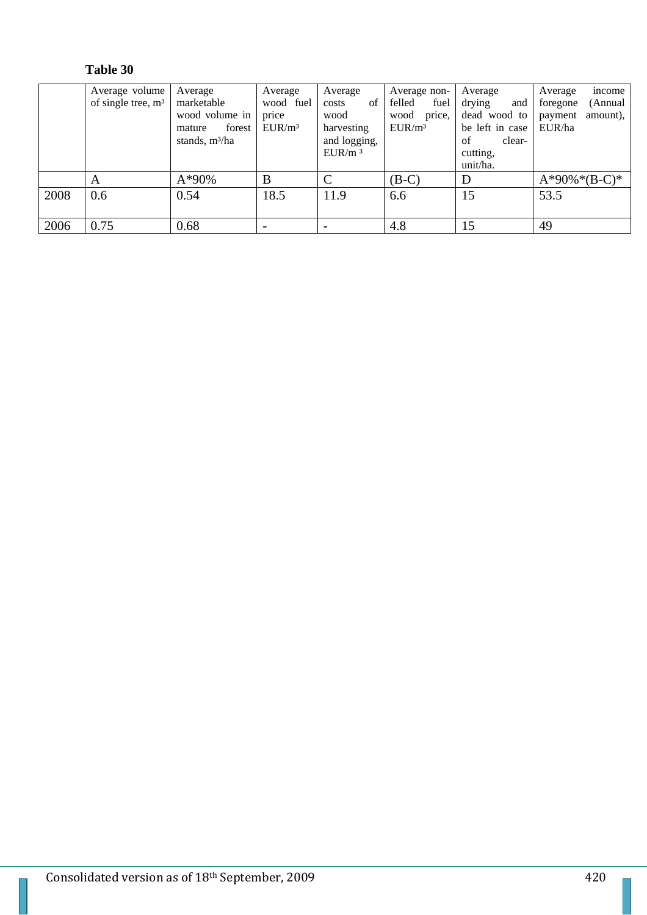**Table 30**

| | Average volume of single tree, m³ | Average marketable wood volume in mature forest stands, m³/ha | Average wood fuel price EUR/m³ | Average costs of wood harvesting and logging, EUR/m ³ | Average non-felled fuel wood price, EUR/m³ | Average drying and dead wood to be left in case of clear-cutting, unit/ha. | Average income foregone (Annual payment amount), EUR/ha |
|---|---|---|---|---|---|---|---|
| | A | A*90% | B | C | (B-C) | D | A*90%*(B-C)* |
| 2008 | 0.6 | 0.54 | 18.5 | 11.9 | 6.6 | 15 | 53.5 |
| 2006 | 0.75 | 0.68 | - | - | 4.8 | 15 | 49 |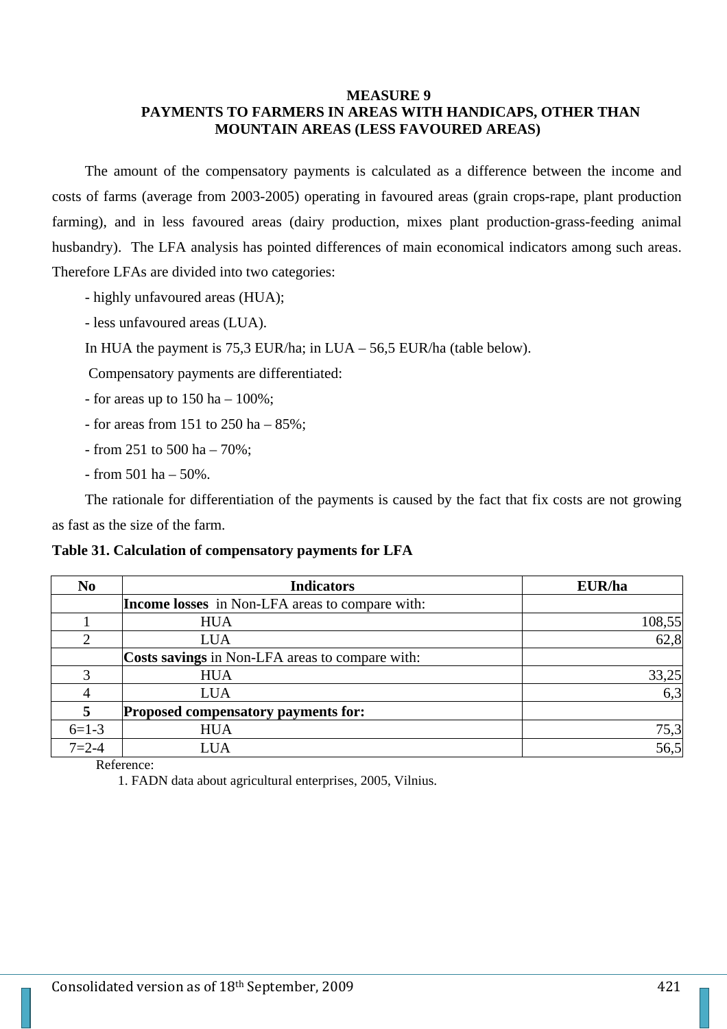# MEASURE 9
## PAYMENTS TO FARMERS IN AREAS WITH HANDICAPS, OTHER THAN MOUNTAIN AREAS (LESS FAVOURED AREAS)

The amount of the compensatory payments is calculated as a difference between the income and costs of farms (average from 2003-2005) operating in favoured areas (grain crops-rape, plant production farming), and in less favoured areas (dairy production, mixes plant production-grass-feeding animal husbandry). The LFA analysis has pointed differences of main economical indicators among such areas. Therefore LFAs are divided into two categories:

- highly unfavoured areas (HUA);
- less unfavoured areas (LUA).

In HUA the payment is 75,3 EUR/ha; in LUA – 56,5 EUR/ha (table below).

Compensatory payments are differentiated:

- for areas up to 150 ha – 100%;
- for areas from 151 to 250 ha – 85%;
- from 251 to 500 ha – 70%;
- from 501 ha – 50%.

The rationale for differentiation of the payments is caused by the fact that fix costs are not growing as fast as the size of the farm.

**Table 31. Calculation of compensatory payments for LFA**

| No | Indicators | EUR/ha |
|---|---|---|
| | **Income losses** in Non-LFA areas to compare with: | |
| 1 | HUA | 108,55 |
| 2 | LUA | 62,8 |
| | **Costs savings** in Non-LFA areas to compare with: | |
| 3 | HUA | 33,25 |
| 4 | LUA | 6,3 |
| **5** | **Proposed compensatory payments for:** | |
| 6=1-3 | HUA | 75,3 |
| 7=2-4 | LUA | 56,5 |

Reference:

1. FADN data about agricultural enterprises, 2005, Vilnius.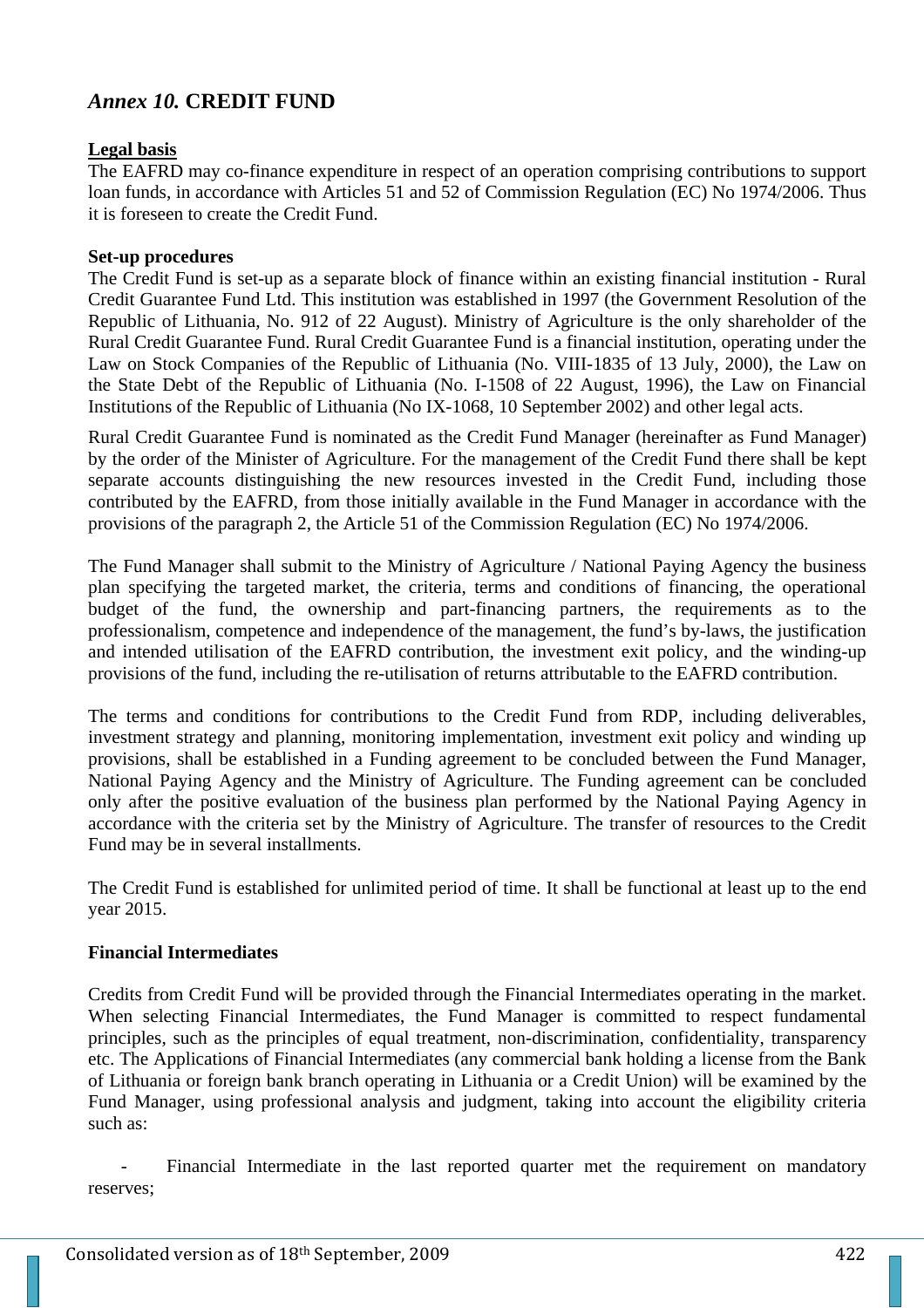## *Annex 10.* CREDIT FUND

**Legal basis**

The EAFRD may co-finance expenditure in respect of an operation comprising contributions to support loan funds, in accordance with Articles 51 and 52 of Commission Regulation (EC) No 1974/2006. Thus it is foreseen to create the Credit Fund.

**Set-up procedures**

The Credit Fund is set-up as a separate block of finance within an existing financial institution - Rural Credit Guarantee Fund Ltd. This institution was established in 1997 (the Government Resolution of the Republic of Lithuania, No. 912 of 22 August). Ministry of Agriculture is the only shareholder of the Rural Credit Guarantee Fund. Rural Credit Guarantee Fund is a financial institution, operating under the Law on Stock Companies of the Republic of Lithuania (No. VIII-1835 of 13 July, 2000), the Law on the State Debt of the Republic of Lithuania (No. I-1508 of 22 August, 1996), the Law on Financial Institutions of the Republic of Lithuania (No IX-1068, 10 September 2002) and other legal acts.

Rural Credit Guarantee Fund is nominated as the Credit Fund Manager (hereinafter as Fund Manager) by the order of the Minister of Agriculture. For the management of the Credit Fund there shall be kept separate accounts distinguishing the new resources invested in the Credit Fund, including those contributed by the EAFRD, from those initially available in the Fund Manager in accordance with the provisions of the paragraph 2, the Article 51 of the Commission Regulation (EC) No 1974/2006.

The Fund Manager shall submit to the Ministry of Agriculture / National Paying Agency the business plan specifying the targeted market, the criteria, terms and conditions of financing, the operational budget of the fund, the ownership and part-financing partners, the requirements as to the professionalism, competence and independence of the management, the fund's by-laws, the justification and intended utilisation of the EAFRD contribution, the investment exit policy, and the winding-up provisions of the fund, including the re-utilisation of returns attributable to the EAFRD contribution.

The terms and conditions for contributions to the Credit Fund from RDP, including deliverables, investment strategy and planning, monitoring implementation, investment exit policy and winding up provisions, shall be established in a Funding agreement to be concluded between the Fund Manager, National Paying Agency and the Ministry of Agriculture. The Funding agreement can be concluded only after the positive evaluation of the business plan performed by the National Paying Agency in accordance with the criteria set by the Ministry of Agriculture. The transfer of resources to the Credit Fund may be in several installments.

The Credit Fund is established for unlimited period of time. It shall be functional at least up to the end year 2015.

**Financial Intermediates**

Credits from Credit Fund will be provided through the Financial Intermediates operating in the market. When selecting Financial Intermediates, the Fund Manager is committed to respect fundamental principles, such as the principles of equal treatment, non-discrimination, confidentiality, transparency etc. The Applications of Financial Intermediates (any commercial bank holding a license from the Bank of Lithuania or foreign bank branch operating in Lithuania or a Credit Union) will be examined by the Fund Manager, using professional analysis and judgment, taking into account the eligibility criteria such as:

- Financial Intermediate in the last reported quarter met the requirement on mandatory reserves;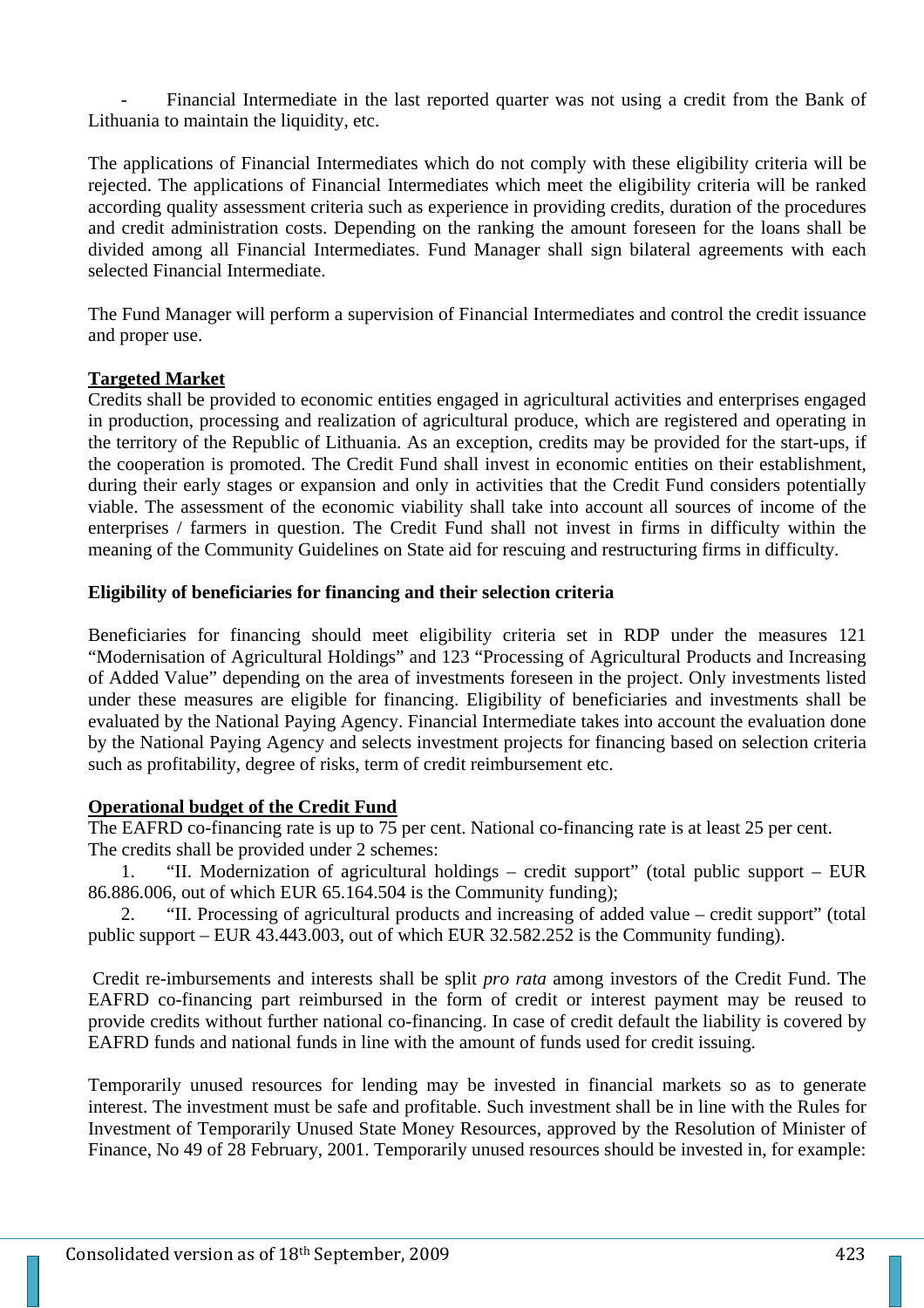- Financial Intermediate in the last reported quarter was not using a credit from the Bank of Lithuania to maintain the liquidity, etc.

The applications of Financial Intermediates which do not comply with these eligibility criteria will be rejected. The applications of Financial Intermediates which meet the eligibility criteria will be ranked according quality assessment criteria such as experience in providing credits, duration of the procedures and credit administration costs. Depending on the ranking the amount foreseen for the loans shall be divided among all Financial Intermediates. Fund Manager shall sign bilateral agreements with each selected Financial Intermediate.

The Fund Manager will perform a supervision of Financial Intermediates and control the credit issuance and proper use.

**Targeted Market**

Credits shall be provided to economic entities engaged in agricultural activities and enterprises engaged in production, processing and realization of agricultural produce, which are registered and operating in the territory of the Republic of Lithuania. As an exception, credits may be provided for the start-ups, if the cooperation is promoted. The Credit Fund shall invest in economic entities on their establishment, during their early stages or expansion and only in activities that the Credit Fund considers potentially viable. The assessment of the economic viability shall take into account all sources of income of the enterprises / farmers in question. The Credit Fund shall not invest in firms in difficulty within the meaning of the Community Guidelines on State aid for rescuing and restructuring firms in difficulty.

**Eligibility of beneficiaries for financing and their selection criteria**

Beneficiaries for financing should meet eligibility criteria set in RDP under the measures 121 "Modernisation of Agricultural Holdings" and 123 "Processing of Agricultural Products and Increasing of Added Value" depending on the area of investments foreseen in the project. Only investments listed under these measures are eligible for financing. Eligibility of beneficiaries and investments shall be evaluated by the National Paying Agency. Financial Intermediate takes into account the evaluation done by the National Paying Agency and selects investment projects for financing based on selection criteria such as profitability, degree of risks, term of credit reimbursement etc.

**Operational budget of the Credit Fund**

The EAFRD co-financing rate is up to 75 per cent. National co-financing rate is at least 25 per cent.
The credits shall be provided under 2 schemes:

1. "II. Modernization of agricultural holdings – credit support" (total public support – EUR 86.886.006, out of which EUR 65.164.504 is the Community funding);
2. "II. Processing of agricultural products and increasing of added value – credit support" (total public support – EUR 43.443.003, out of which EUR 32.582.252 is the Community funding).

Credit re-imbursements and interests shall be split *pro rata* among investors of the Credit Fund. The EAFRD co-financing part reimbursed in the form of credit or interest payment may be reused to provide credits without further national co-financing. In case of credit default the liability is covered by EAFRD funds and national funds in line with the amount of funds used for credit issuing.

Temporarily unused resources for lending may be invested in financial markets so as to generate interest. The investment must be safe and profitable. Such investment shall be in line with the Rules for Investment of Temporarily Unused State Money Resources, approved by the Resolution of Minister of Finance, No 49 of 28 February, 2001. Temporarily unused resources should be invested in, for example: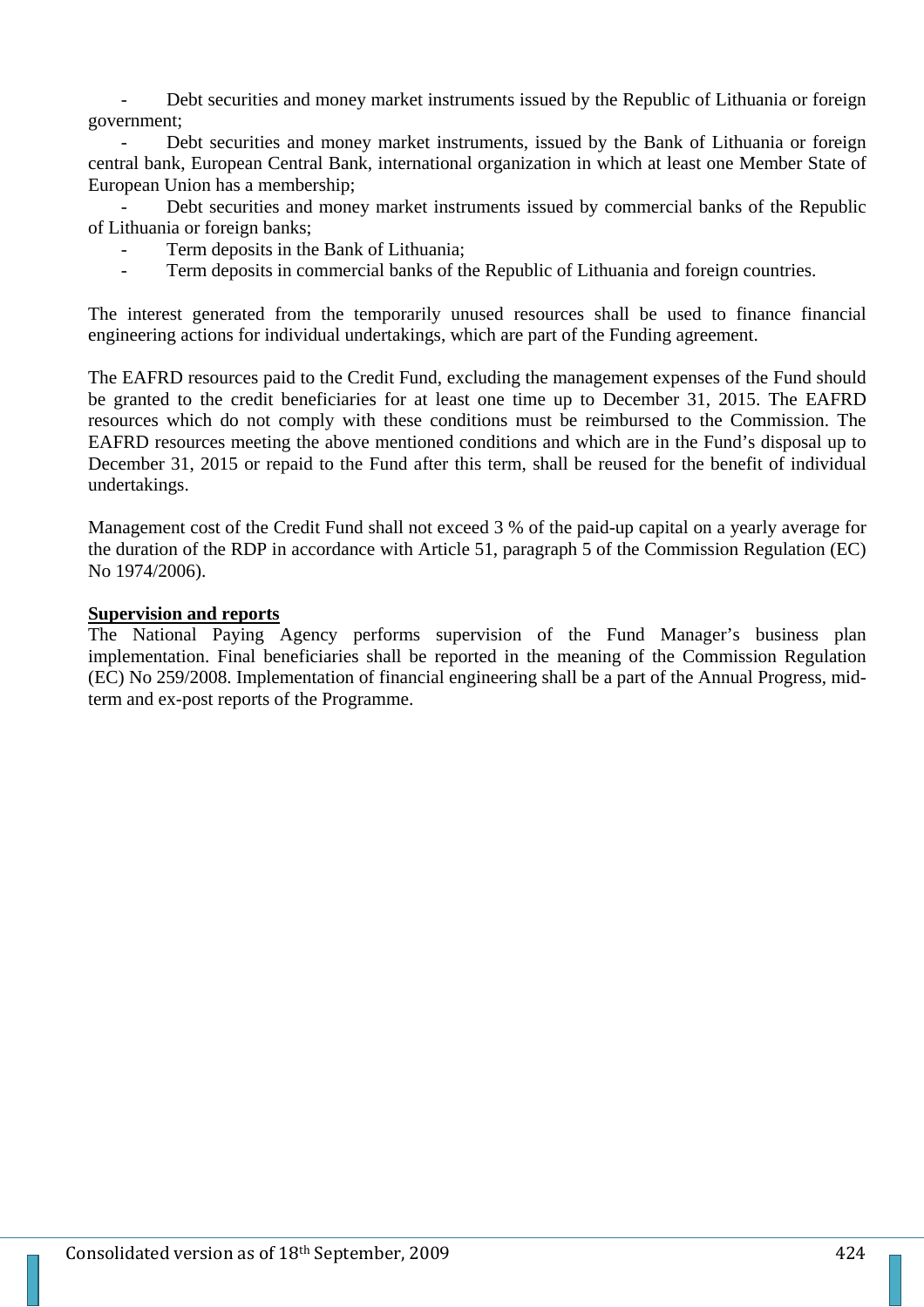- Debt securities and money market instruments issued by the Republic of Lithuania or foreign government;
- Debt securities and money market instruments, issued by the Bank of Lithuania or foreign central bank, European Central Bank, international organization in which at least one Member State of European Union has a membership;
- Debt securities and money market instruments issued by commercial banks of the Republic of Lithuania or foreign banks;
- Term deposits in the Bank of Lithuania;
- Term deposits in commercial banks of the Republic of Lithuania and foreign countries.

The interest generated from the temporarily unused resources shall be used to finance financial engineering actions for individual undertakings, which are part of the Funding agreement.

The EAFRD resources paid to the Credit Fund, excluding the management expenses of the Fund should be granted to the credit beneficiaries for at least one time up to December 31, 2015. The EAFRD resources which do not comply with these conditions must be reimbursed to the Commission. The EAFRD resources meeting the above mentioned conditions and which are in the Fund's disposal up to December 31, 2015 or repaid to the Fund after this term, shall be reused for the benefit of individual undertakings.

Management cost of the Credit Fund shall not exceed 3 % of the paid-up capital on a yearly average for the duration of the RDP in accordance with Article 51, paragraph 5 of the Commission Regulation (EC) No 1974/2006).

**Supervision and reports**

The National Paying Agency performs supervision of the Fund Manager's business plan implementation. Final beneficiaries shall be reported in the meaning of the Commission Regulation (EC) No 259/2008. Implementation of financial engineering shall be a part of the Annual Progress, mid-term and ex-post reports of the Programme.